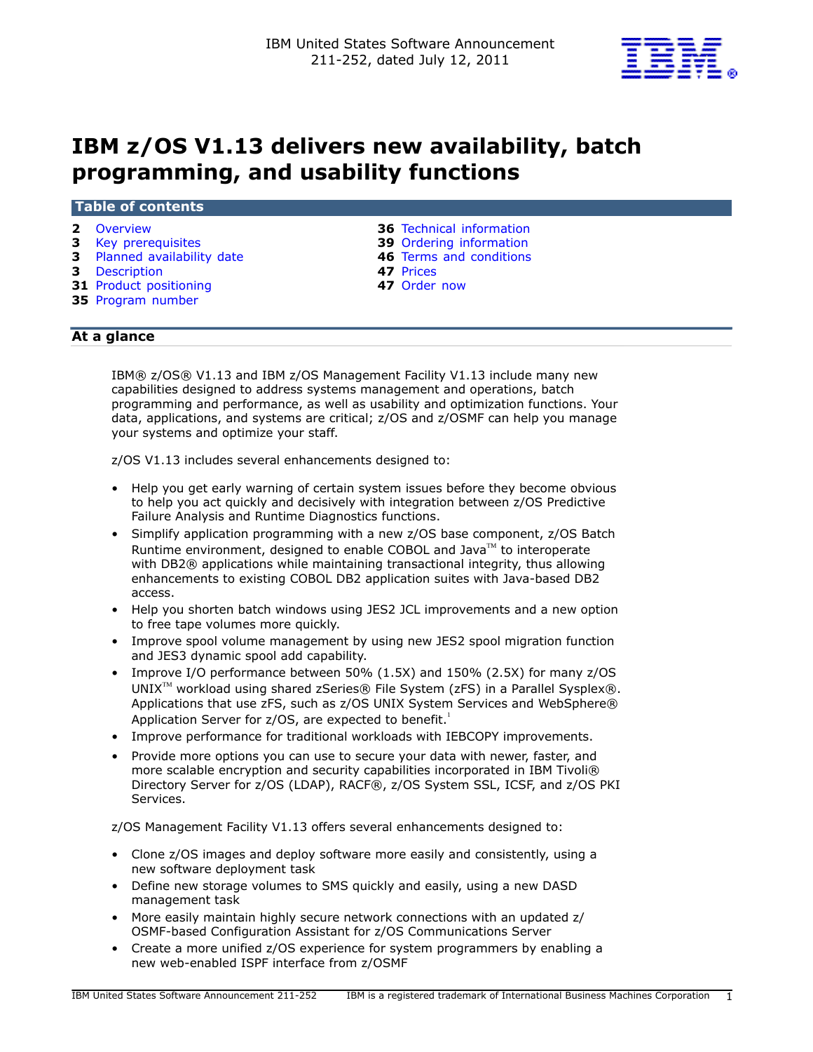IBM United States Software Announcement
211-252, dated July 12, 2011

# IBM z/OS V1.13 delivers new availability, batch programming, and usability functions

## Table of contents

| | | | |
|---|---|---|---|
| 2 | Overview | 36 | Technical information |
| 3 | Key prerequisites | 39 | Ordering information |
| 3 | Planned availability date | 46 | Terms and conditions |
| 3 | Description | 47 | Prices |
| 31 | Product positioning | 47 | Order now |
| 35 | Program number | | |

## At a glance

IBM® z/OS® V1.13 and IBM z/OS Management Facility V1.13 include many new capabilities designed to address systems management and operations, batch programming and performance, as well as usability and optimization functions. Your data, applications, and systems are critical; z/OS and z/OSMF can help you manage your systems and optimize your staff.

z/OS V1.13 includes several enhancements designed to:

- Help you get early warning of certain system issues before they become obvious to help you act quickly and decisively with integration between z/OS Predictive Failure Analysis and Runtime Diagnostics functions.
- Simplify application programming with a new z/OS base component, z/OS Batch Runtime environment, designed to enable COBOL and Java™ to interoperate with DB2® applications while maintaining transactional integrity, thus allowing enhancements to existing COBOL DB2 application suites with Java-based DB2 access.
- Help you shorten batch windows using JES2 JCL improvements and a new option to free tape volumes more quickly.
- Improve spool volume management by using new JES2 spool migration function and JES3 dynamic spool add capability.
- Improve I/O performance between 50% (1.5X) and 150% (2.5X) for many z/OS UNIX™ workload using shared zSeries® File System (zFS) in a Parallel Sysplex®. Applications that use zFS, such as z/OS UNIX System Services and WebSphere® Application Server for z/OS, are expected to benefit.[1]
- Improve performance for traditional workloads with IEBCOPY improvements.
- Provide more options you can use to secure your data with newer, faster, and more scalable encryption and security capabilities incorporated in IBM Tivoli® Directory Server for z/OS (LDAP), RACF®, z/OS System SSL, ICSF, and z/OS PKI Services.

z/OS Management Facility V1.13 offers several enhancements designed to:

- Clone z/OS images and deploy software more easily and consistently, using a new software deployment task
- Define new storage volumes to SMS quickly and easily, using a new DASD management task
- More easily maintain highly secure network connections with an updated z/OSMF-based Configuration Assistant for z/OS Communications Server
- Create a more unified z/OS experience for system programmers by enabling a new web-enabled ISPF interface from z/OSMF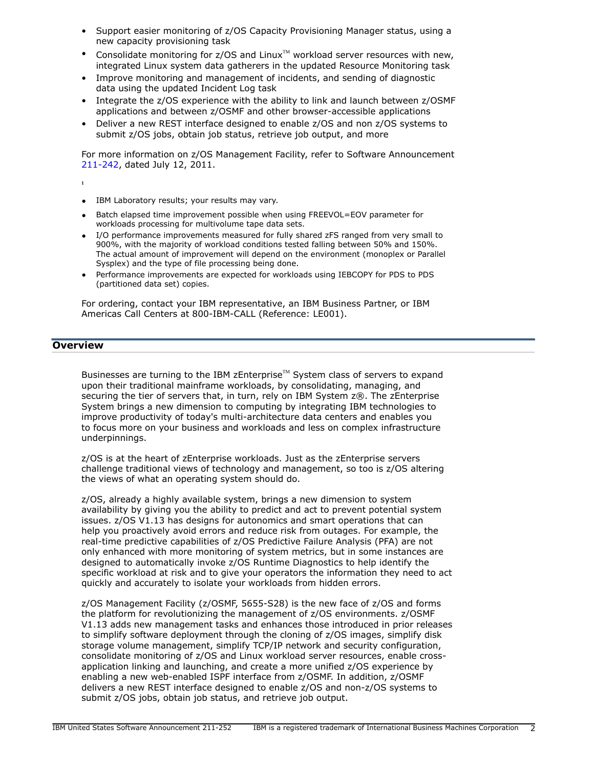- Support easier monitoring of z/OS Capacity Provisioning Manager status, using a new capacity provisioning task
- Consolidate monitoring for z/OS and Linux™ workload server resources with new, integrated Linux system data gatherers in the updated Resource Monitoring task
- Improve monitoring and management of incidents, and sending of diagnostic data using the updated Incident Log task
- Integrate the z/OS experience with the ability to link and launch between z/OSMF applications and between z/OSMF and other browser-accessible applications
- Deliver a new REST interface designed to enable z/OS and non z/OS systems to submit z/OS jobs, obtain job status, retrieve job output, and more

For more information on z/OS Management Facility, refer to Software Announcement 211-242, dated July 12, 2011.

[1]

- IBM Laboratory results; your results may vary.
- Batch elapsed time improvement possible when using FREEVOL=EOV parameter for workloads processing for multivolume tape data sets.
- I/O performance improvements measured for fully shared zFS ranged from very small to 900%, with the majority of workload conditions tested falling between 50% and 150%. The actual amount of improvement will depend on the environment (monoplex or Parallel Sysplex) and the type of file processing being done.
- Performance improvements are expected for workloads using IEBCOPY for PDS to PDS (partitioned data set) copies.

For ordering, contact your IBM representative, an IBM Business Partner, or IBM Americas Call Centers at 800-IBM-CALL (Reference: LE001).

## Overview

Businesses are turning to the IBM zEnterprise™ System class of servers to expand upon their traditional mainframe workloads, by consolidating, managing, and securing the tier of servers that, in turn, rely on IBM System z®. The zEnterprise System brings a new dimension to computing by integrating IBM technologies to improve productivity of today's multi-architecture data centers and enables you to focus more on your business and workloads and less on complex infrastructure underpinnings.

z/OS is at the heart of zEnterprise workloads. Just as the zEnterprise servers challenge traditional views of technology and management, so too is z/OS altering the views of what an operating system should do.

z/OS, already a highly available system, brings a new dimension to system availability by giving you the ability to predict and act to prevent potential system issues. z/OS V1.13 has designs for autonomics and smart operations that can help you proactively avoid errors and reduce risk from outages. For example, the real-time predictive capabilities of z/OS Predictive Failure Analysis (PFA) are not only enhanced with more monitoring of system metrics, but in some instances are designed to automatically invoke z/OS Runtime Diagnostics to help identify the specific workload at risk and to give your operators the information they need to act quickly and accurately to isolate your workloads from hidden errors.

z/OS Management Facility (z/OSMF, 5655-S28) is the new face of z/OS and forms the platform for revolutionizing the management of z/OS environments. z/OSMF V1.13 adds new management tasks and enhances those introduced in prior releases to simplify software deployment through the cloning of z/OS images, simplify disk storage volume management, simplify TCP/IP network and security configuration, consolidate monitoring of z/OS and Linux workload server resources, enable cross-application linking and launching, and create a more unified z/OS experience by enabling a new web-enabled ISPF interface from z/OSMF. In addition, z/OSMF delivers a new REST interface designed to enable z/OS and non-z/OS systems to submit z/OS jobs, obtain job status, and retrieve job output.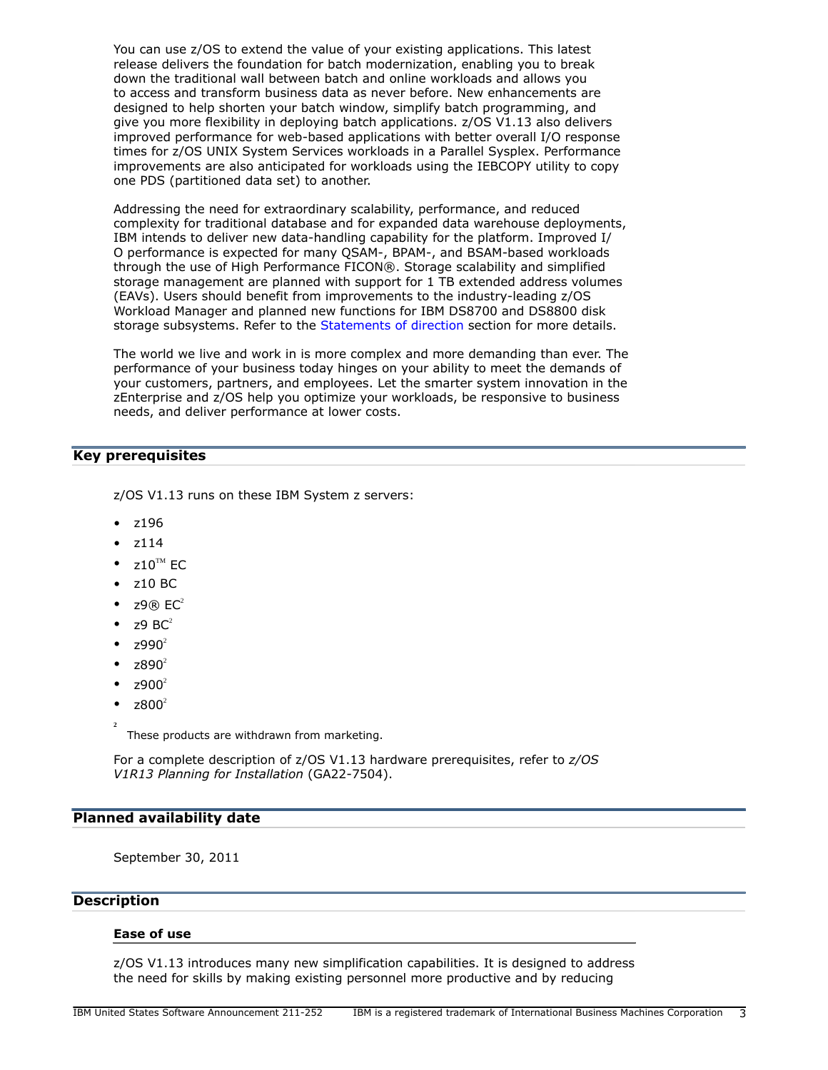You can use z/OS to extend the value of your existing applications. This latest release delivers the foundation for batch modernization, enabling you to break down the traditional wall between batch and online workloads and allows you to access and transform business data as never before. New enhancements are designed to help shorten your batch window, simplify batch programming, and give you more flexibility in deploying batch applications. z/OS V1.13 also delivers improved performance for web-based applications with better overall I/O response times for z/OS UNIX System Services workloads in a Parallel Sysplex. Performance improvements are also anticipated for workloads using the IEBCOPY utility to copy one PDS (partitioned data set) to another.

Addressing the need for extraordinary scalability, performance, and reduced complexity for traditional database and for expanded data warehouse deployments, IBM intends to deliver new data-handling capability for the platform. Improved I/O performance is expected for many QSAM-, BPAM-, and BSAM-based workloads through the use of High Performance FICON®. Storage scalability and simplified storage management are planned with support for 1 TB extended address volumes (EAVs). Users should benefit from improvements to the industry-leading z/OS Workload Manager and planned new functions for IBM DS8700 and DS8800 disk storage subsystems. Refer to the Statements of direction section for more details.

The world we live and work in is more complex and more demanding than ever. The performance of your business today hinges on your ability to meet the demands of your customers, partners, and employees. Let the smarter system innovation in the zEnterprise and z/OS help you optimize your workloads, be responsive to business needs, and deliver performance at lower costs.

## Key prerequisites

z/OS V1.13 runs on these IBM System z servers:

- z196
- z114
- z10™ EC
- z10 BC
- z9® EC[2]
- z9 BC[2]
- z990[2]
- z890[2]
- z900[2]
- z800[2]

[2] These products are withdrawn from marketing.

For a complete description of z/OS V1.13 hardware prerequisites, refer to *z/OS V1R13 Planning for Installation* (GA22-7504).

## Planned availability date

September 30, 2011

## Description

### Ease of use

z/OS V1.13 introduces many new simplification capabilities. It is designed to address the need for skills by making existing personnel more productive and by reducing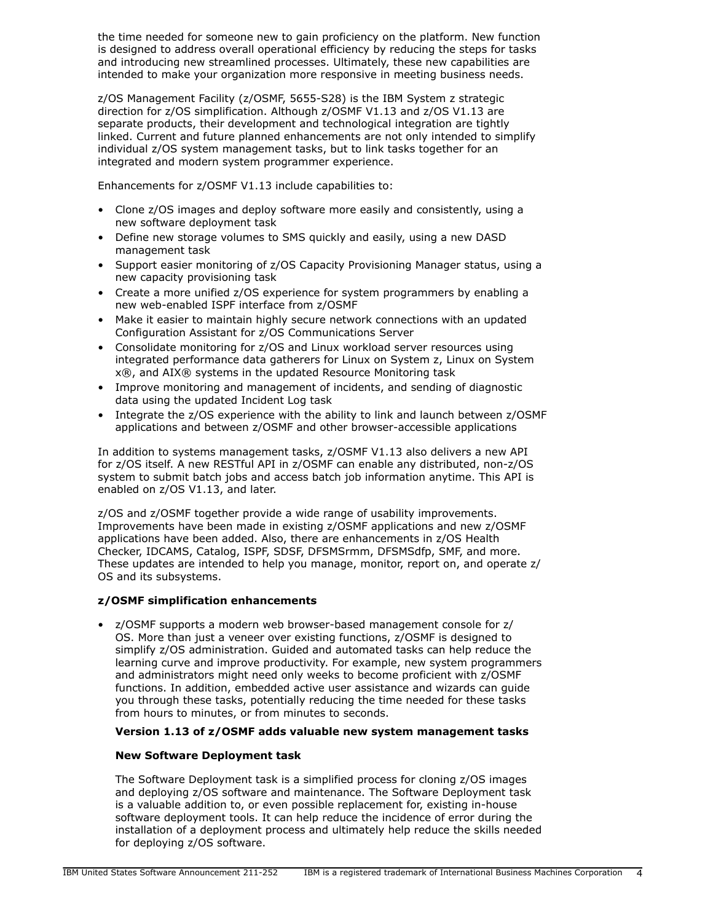the time needed for someone new to gain proficiency on the platform. New function is designed to address overall operational efficiency by reducing the steps for tasks and introducing new streamlined processes. Ultimately, these new capabilities are intended to make your organization more responsive in meeting business needs.

z/OS Management Facility (z/OSMF, 5655-S28) is the IBM System z strategic direction for z/OS simplification. Although z/OSMF V1.13 and z/OS V1.13 are separate products, their development and technological integration are tightly linked. Current and future planned enhancements are not only intended to simplify individual z/OS system management tasks, but to link tasks together for an integrated and modern system programmer experience.

Enhancements for z/OSMF V1.13 include capabilities to:

- Clone z/OS images and deploy software more easily and consistently, using a new software deployment task
- Define new storage volumes to SMS quickly and easily, using a new DASD management task
- Support easier monitoring of z/OS Capacity Provisioning Manager status, using a new capacity provisioning task
- Create a more unified z/OS experience for system programmers by enabling a new web-enabled ISPF interface from z/OSMF
- Make it easier to maintain highly secure network connections with an updated Configuration Assistant for z/OS Communications Server
- Consolidate monitoring for z/OS and Linux workload server resources using integrated performance data gatherers for Linux on System z, Linux on System x®, and AIX® systems in the updated Resource Monitoring task
- Improve monitoring and management of incidents, and sending of diagnostic data using the updated Incident Log task
- Integrate the z/OS experience with the ability to link and launch between z/OSMF applications and between z/OSMF and other browser-accessible applications

In addition to systems management tasks, z/OSMF V1.13 also delivers a new API for z/OS itself. A new RESTful API in z/OSMF can enable any distributed, non-z/OS system to submit batch jobs and access batch job information anytime. This API is enabled on z/OS V1.13, and later.

z/OS and z/OSMF together provide a wide range of usability improvements. Improvements have been made in existing z/OSMF applications and new z/OSMF applications have been added. Also, there are enhancements in z/OS Health Checker, IDCAMS, Catalog, ISPF, SDSF, DFSMSrmm, DFSMSdfp, SMF, and more. These updates are intended to help you manage, monitor, report on, and operate z/OS and its subsystems.

**z/OSMF simplification enhancements**

- z/OSMF supports a modern web browser-based management console for z/OS. More than just a veneer over existing functions, z/OSMF is designed to simplify z/OS administration. Guided and automated tasks can help reduce the learning curve and improve productivity. For example, new system programmers and administrators might need only weeks to become proficient with z/OSMF functions. In addition, embedded active user assistance and wizards can guide you through these tasks, potentially reducing the time needed for these tasks from hours to minutes, or from minutes to seconds.

  **Version 1.13 of z/OSMF adds valuable new system management tasks**

  **New Software Deployment task**

  The Software Deployment task is a simplified process for cloning z/OS images and deploying z/OS software and maintenance. The Software Deployment task is a valuable addition to, or even possible replacement for, existing in-house software deployment tools. It can help reduce the incidence of error during the installation of a deployment process and ultimately help reduce the skills needed for deploying z/OS software.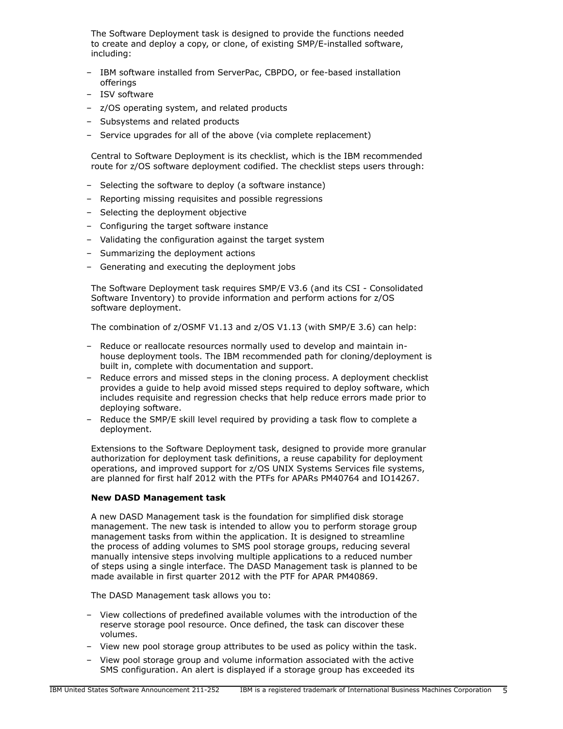The Software Deployment task is designed to provide the functions needed to create and deploy a copy, or clone, of existing SMP/E-installed software, including:

- IBM software installed from ServerPac, CBPDO, or fee-based installation offerings
- ISV software
- z/OS operating system, and related products
- Subsystems and related products
- Service upgrades for all of the above (via complete replacement)

Central to Software Deployment is its checklist, which is the IBM recommended route for z/OS software deployment codified. The checklist steps users through:

- Selecting the software to deploy (a software instance)
- Reporting missing requisites and possible regressions
- Selecting the deployment objective
- Configuring the target software instance
- Validating the configuration against the target system
- Summarizing the deployment actions
- Generating and executing the deployment jobs

The Software Deployment task requires SMP/E V3.6 (and its CSI - Consolidated Software Inventory) to provide information and perform actions for z/OS software deployment.

The combination of z/OSMF V1.13 and z/OS V1.13 (with SMP/E 3.6) can help:

- Reduce or reallocate resources normally used to develop and maintain in-house deployment tools. The IBM recommended path for cloning/deployment is built in, complete with documentation and support.
- Reduce errors and missed steps in the cloning process. A deployment checklist provides a guide to help avoid missed steps required to deploy software, which includes requisite and regression checks that help reduce errors made prior to deploying software.
- Reduce the SMP/E skill level required by providing a task flow to complete a deployment.

Extensions to the Software Deployment task, designed to provide more granular authorization for deployment task definitions, a reuse capability for deployment operations, and improved support for z/OS UNIX Systems Services file systems, are planned for first half 2012 with the PTFs for APARs PM40764 and IO14267.

**New DASD Management task**

A new DASD Management task is the foundation for simplified disk storage management. The new task is intended to allow you to perform storage group management tasks from within the application. It is designed to streamline the process of adding volumes to SMS pool storage groups, reducing several manually intensive steps involving multiple applications to a reduced number of steps using a single interface. The DASD Management task is planned to be made available in first quarter 2012 with the PTF for APAR PM40869.

The DASD Management task allows you to:

- View collections of predefined available volumes with the introduction of the reserve storage pool resource. Once defined, the task can discover these volumes.
- View new pool storage group attributes to be used as policy within the task.
- View pool storage group and volume information associated with the active SMS configuration. An alert is displayed if a storage group has exceeded its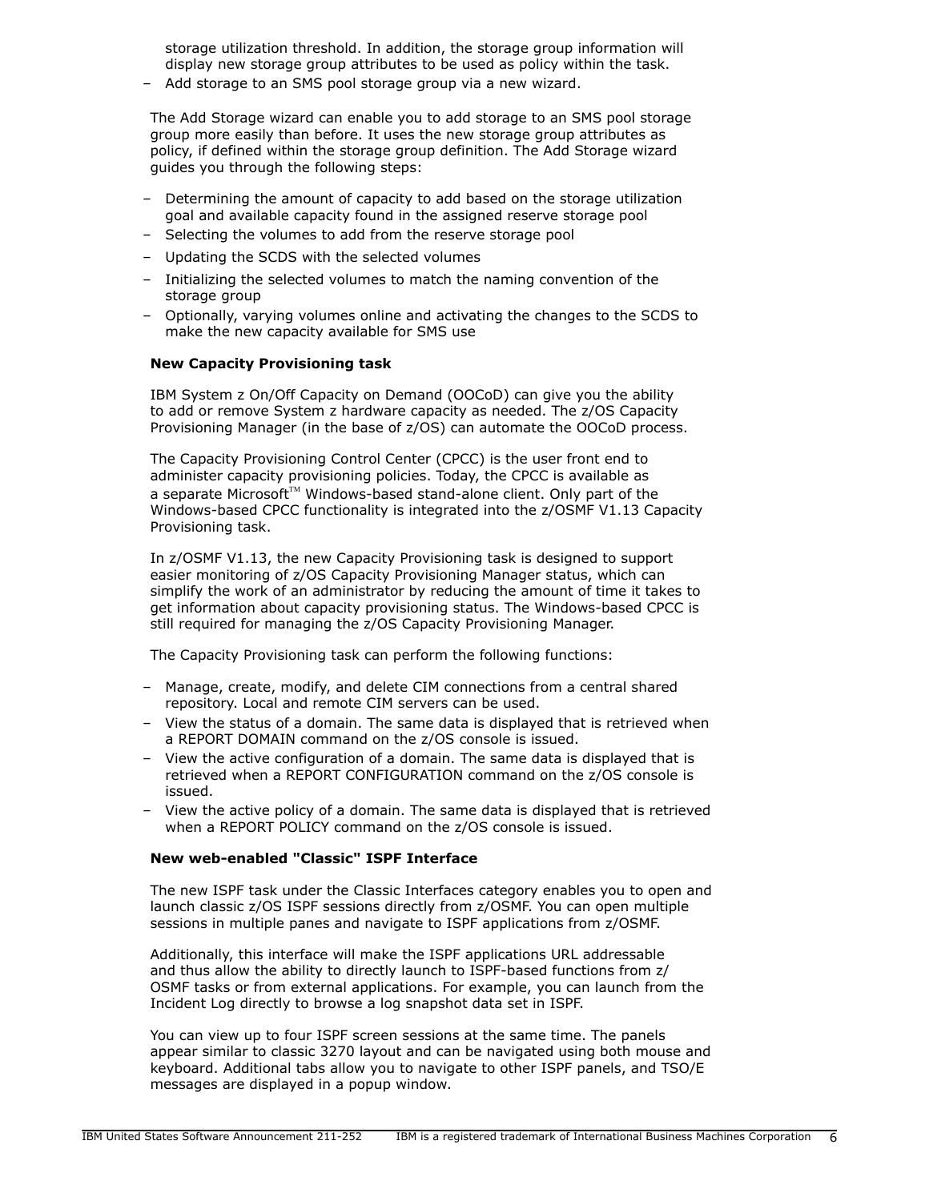storage utilization threshold. In addition, the storage group information will display new storage group attributes to be used as policy within the task.

- Add storage to an SMS pool storage group via a new wizard.

The Add Storage wizard can enable you to add storage to an SMS pool storage group more easily than before. It uses the new storage group attributes as policy, if defined within the storage group definition. The Add Storage wizard guides you through the following steps:

- Determining the amount of capacity to add based on the storage utilization goal and available capacity found in the assigned reserve storage pool
- Selecting the volumes to add from the reserve storage pool
- Updating the SCDS with the selected volumes
- Initializing the selected volumes to match the naming convention of the storage group
- Optionally, varying volumes online and activating the changes to the SCDS to make the new capacity available for SMS use

**New Capacity Provisioning task**

IBM System z On/Off Capacity on Demand (OOCoD) can give you the ability to add or remove System z hardware capacity as needed. The z/OS Capacity Provisioning Manager (in the base of z/OS) can automate the OOCoD process.

The Capacity Provisioning Control Center (CPCC) is the user front end to administer capacity provisioning policies. Today, the CPCC is available as a separate Microsoft™ Windows-based stand-alone client. Only part of the Windows-based CPCC functionality is integrated into the z/OSMF V1.13 Capacity Provisioning task.

In z/OSMF V1.13, the new Capacity Provisioning task is designed to support easier monitoring of z/OS Capacity Provisioning Manager status, which can simplify the work of an administrator by reducing the amount of time it takes to get information about capacity provisioning status. The Windows-based CPCC is still required for managing the z/OS Capacity Provisioning Manager.

The Capacity Provisioning task can perform the following functions:

- Manage, create, modify, and delete CIM connections from a central shared repository. Local and remote CIM servers can be used.
- View the status of a domain. The same data is displayed that is retrieved when a REPORT DOMAIN command on the z/OS console is issued.
- View the active configuration of a domain. The same data is displayed that is retrieved when a REPORT CONFIGURATION command on the z/OS console is issued.
- View the active policy of a domain. The same data is displayed that is retrieved when a REPORT POLICY command on the z/OS console is issued.

**New web-enabled "Classic" ISPF Interface**

The new ISPF task under the Classic Interfaces category enables you to open and launch classic z/OS ISPF sessions directly from z/OSMF. You can open multiple sessions in multiple panes and navigate to ISPF applications from z/OSMF.

Additionally, this interface will make the ISPF applications URL addressable and thus allow the ability to directly launch to ISPF-based functions from z/OSMF tasks or from external applications. For example, you can launch from the Incident Log directly to browse a log snapshot data set in ISPF.

You can view up to four ISPF screen sessions at the same time. The panels appear similar to classic 3270 layout and can be navigated using both mouse and keyboard. Additional tabs allow you to navigate to other ISPF panels, and TSO/E messages are displayed in a popup window.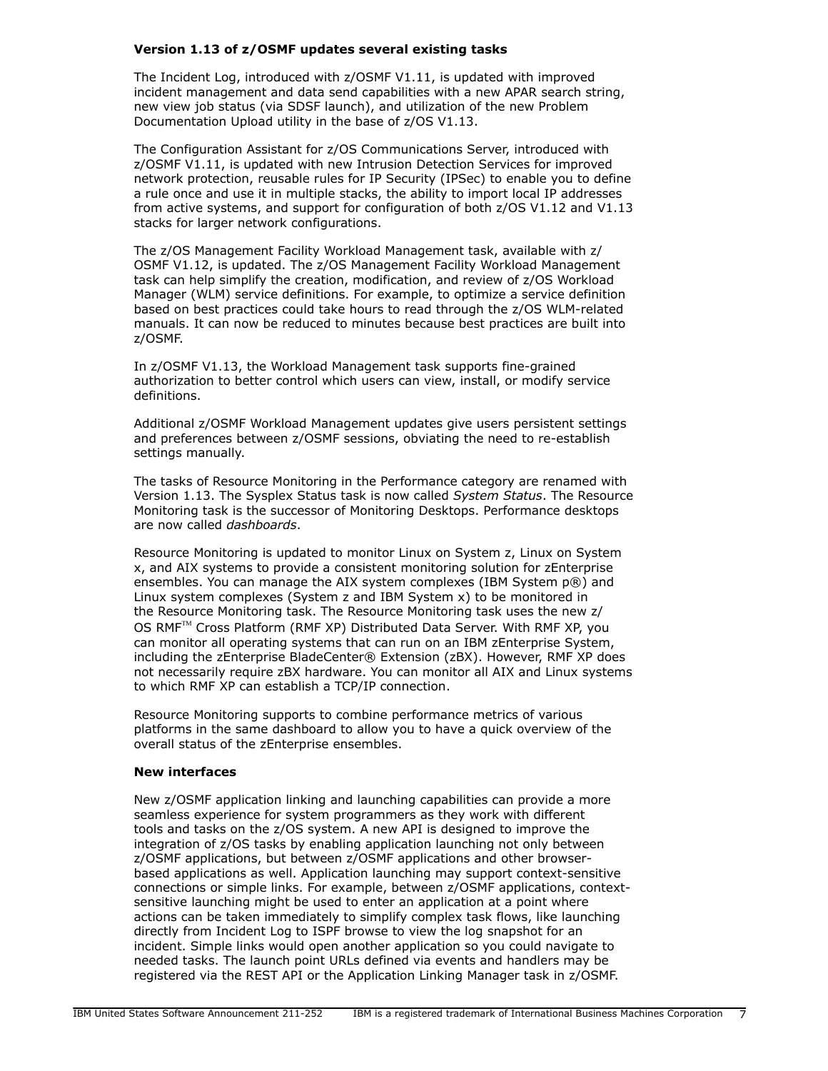**Version 1.13 of z/OSMF updates several existing tasks**

The Incident Log, introduced with z/OSMF V1.11, is updated with improved incident management and data send capabilities with a new APAR search string, new view job status (via SDSF launch), and utilization of the new Problem Documentation Upload utility in the base of z/OS V1.13.

The Configuration Assistant for z/OS Communications Server, introduced with z/OSMF V1.11, is updated with new Intrusion Detection Services for improved network protection, reusable rules for IP Security (IPSec) to enable you to define a rule once and use it in multiple stacks, the ability to import local IP addresses from active systems, and support for configuration of both z/OS V1.12 and V1.13 stacks for larger network configurations.

The z/OS Management Facility Workload Management task, available with z/OSMF V1.12, is updated. The z/OS Management Facility Workload Management task can help simplify the creation, modification, and review of z/OS Workload Manager (WLM) service definitions. For example, to optimize a service definition based on best practices could take hours to read through the z/OS WLM-related manuals. It can now be reduced to minutes because best practices are built into z/OSMF.

In z/OSMF V1.13, the Workload Management task supports fine-grained authorization to better control which users can view, install, or modify service definitions.

Additional z/OSMF Workload Management updates give users persistent settings and preferences between z/OSMF sessions, obviating the need to re-establish settings manually.

The tasks of Resource Monitoring in the Performance category are renamed with Version 1.13. The Sysplex Status task is now called *System Status*. The Resource Monitoring task is the successor of Monitoring Desktops. Performance desktops are now called *dashboards*.

Resource Monitoring is updated to monitor Linux on System z, Linux on System x, and AIX systems to provide a consistent monitoring solution for zEnterprise ensembles. You can manage the AIX system complexes (IBM System p®) and Linux system complexes (System z and IBM System x) to be monitored in the Resource Monitoring task. The Resource Monitoring task uses the new z/OS RMF™ Cross Platform (RMF XP) Distributed Data Server. With RMF XP, you can monitor all operating systems that can run on an IBM zEnterprise System, including the zEnterprise BladeCenter® Extension (zBX). However, RMF XP does not necessarily require zBX hardware. You can monitor all AIX and Linux systems to which RMF XP can establish a TCP/IP connection.

Resource Monitoring supports to combine performance metrics of various platforms in the same dashboard to allow you to have a quick overview of the overall status of the zEnterprise ensembles.

**New interfaces**

New z/OSMF application linking and launching capabilities can provide a more seamless experience for system programmers as they work with different tools and tasks on the z/OS system. A new API is designed to improve the integration of z/OS tasks by enabling application launching not only between z/OSMF applications, but between z/OSMF applications and other browser-based applications as well. Application launching may support context-sensitive connections or simple links. For example, between z/OSMF applications, context-sensitive launching might be used to enter an application at a point where actions can be taken immediately to simplify complex task flows, like launching directly from Incident Log to ISPF browse to view the log snapshot for an incident. Simple links would open another application so you could navigate to needed tasks. The launch point URLs defined via events and handlers may be registered via the REST API or the Application Linking Manager task in z/OSMF.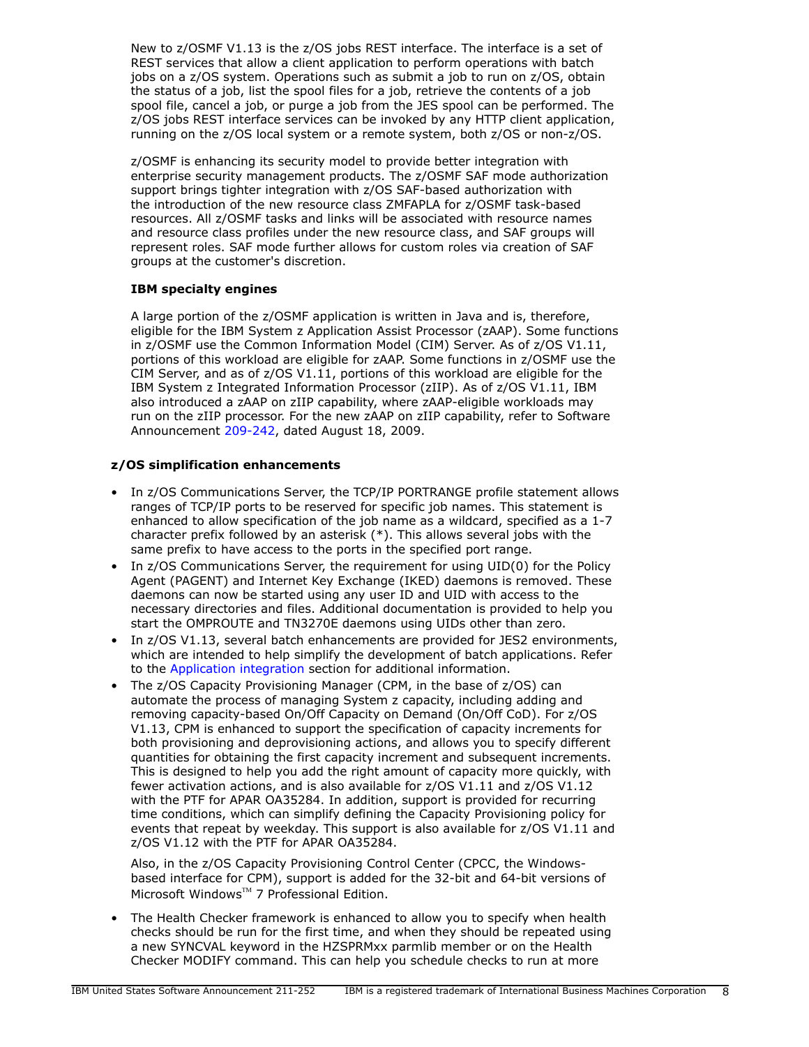New to z/OSMF V1.13 is the z/OS jobs REST interface. The interface is a set of REST services that allow a client application to perform operations with batch jobs on a z/OS system. Operations such as submit a job to run on z/OS, obtain the status of a job, list the spool files for a job, retrieve the contents of a job spool file, cancel a job, or purge a job from the JES spool can be performed. The z/OS jobs REST interface services can be invoked by any HTTP client application, running on the z/OS local system or a remote system, both z/OS or non-z/OS.

z/OSMF is enhancing its security model to provide better integration with enterprise security management products. The z/OSMF SAF mode authorization support brings tighter integration with z/OS SAF-based authorization with the introduction of the new resource class ZMFAPLA for z/OSMF task-based resources. All z/OSMF tasks and links will be associated with resource names and resource class profiles under the new resource class, and SAF groups will represent roles. SAF mode further allows for custom roles via creation of SAF groups at the customer's discretion.

**IBM specialty engines**

A large portion of the z/OSMF application is written in Java and is, therefore, eligible for the IBM System z Application Assist Processor (zAAP). Some functions in z/OSMF use the Common Information Model (CIM) Server. As of z/OS V1.11, portions of this workload are eligible for zAAP. Some functions in z/OSMF use the CIM Server, and as of z/OS V1.11, portions of this workload are eligible for the IBM System z Integrated Information Processor (zIIP). As of z/OS V1.11, IBM also introduced a zAAP on zIIP capability, where zAAP-eligible workloads may run on the zIIP processor. For the new zAAP on zIIP capability, refer to Software Announcement 209-242, dated August 18, 2009.

### z/OS simplification enhancements

- In z/OS Communications Server, the TCP/IP PORTRANGE profile statement allows ranges of TCP/IP ports to be reserved for specific job names. This statement is enhanced to allow specification of the job name as a wildcard, specified as a 1-7 character prefix followed by an asterisk (*). This allows several jobs with the same prefix to have access to the ports in the specified port range.
- In z/OS Communications Server, the requirement for using UID(0) for the Policy Agent (PAGENT) and Internet Key Exchange (IKED) daemons is removed. These daemons can now be started using any user ID and UID with access to the necessary directories and files. Additional documentation is provided to help you start the OMPROUTE and TN3270E daemons using UIDs other than zero.
- In z/OS V1.13, several batch enhancements are provided for JES2 environments, which are intended to help simplify the development of batch applications. Refer to the Application integration section for additional information.
- The z/OS Capacity Provisioning Manager (CPM, in the base of z/OS) can automate the process of managing System z capacity, including adding and removing capacity-based On/Off Capacity on Demand (On/Off CoD). For z/OS V1.13, CPM is enhanced to support the specification of capacity increments for both provisioning and deprovisioning actions, and allows you to specify different quantities for obtaining the first capacity increment and subsequent increments. This is designed to help you add the right amount of capacity more quickly, with fewer activation actions, and is also available for z/OS V1.11 and z/OS V1.12 with the PTF for APAR OA35284. In addition, support is provided for recurring time conditions, which can simplify defining the Capacity Provisioning policy for events that repeat by weekday. This support is also available for z/OS V1.11 and z/OS V1.12 with the PTF for APAR OA35284.

  Also, in the z/OS Capacity Provisioning Control Center (CPCC, the Windows-based interface for CPM), support is added for the 32-bit and 64-bit versions of Microsoft Windows™ 7 Professional Edition.
- The Health Checker framework is enhanced to allow you to specify when health checks should be run for the first time, and when they should be repeated using a new SYNCVAL keyword in the HZSPRMxx parmlib member or on the Health Checker MODIFY command. This can help you schedule checks to run at more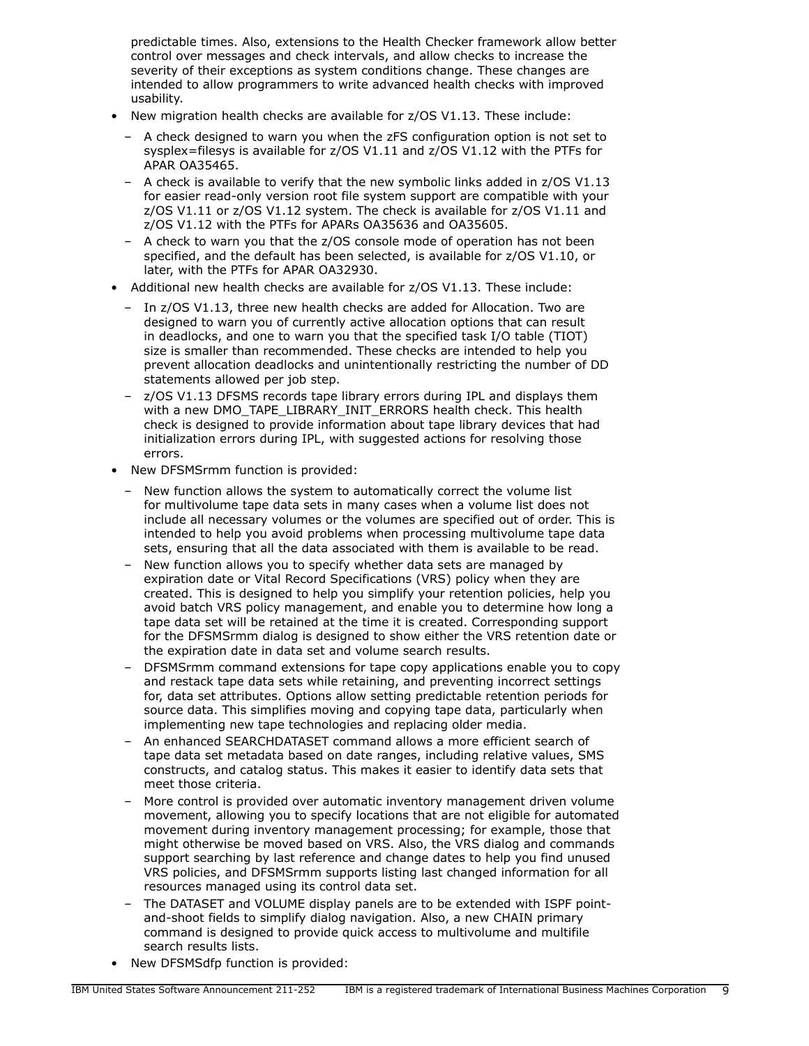predictable times. Also, extensions to the Health Checker framework allow better control over messages and check intervals, and allow checks to increase the severity of their exceptions as system conditions change. These changes are intended to allow programmers to write advanced health checks with improved usability.

- New migration health checks are available for z/OS V1.13. These include:
  - A check designed to warn you when the zFS configuration option is not set to sysplex=filesys is available for z/OS V1.11 and z/OS V1.12 with the PTFs for APAR OA35465.
  - A check is available to verify that the new symbolic links added in z/OS V1.13 for easier read-only version root file system support are compatible with your z/OS V1.11 or z/OS V1.12 system. The check is available for z/OS V1.11 and z/OS V1.12 with the PTFs for APARs OA35636 and OA35605.
  - A check to warn you that the z/OS console mode of operation has not been specified, and the default has been selected, is available for z/OS V1.10, or later, with the PTFs for APAR OA32930.
- Additional new health checks are available for z/OS V1.13. These include:
  - In z/OS V1.13, three new health checks are added for Allocation. Two are designed to warn you of currently active allocation options that can result in deadlocks, and one to warn you that the specified task I/O table (TIOT) size is smaller than recommended. These checks are intended to help you prevent allocation deadlocks and unintentionally restricting the number of DD statements allowed per job step.
  - z/OS V1.13 DFSMS records tape library errors during IPL and displays them with a new DMO_TAPE_LIBRARY_INIT_ERRORS health check. This health check is designed to provide information about tape library devices that had initialization errors during IPL, with suggested actions for resolving those errors.
- New DFSMSrmm function is provided:
  - New function allows the system to automatically correct the volume list for multivolume tape data sets in many cases when a volume list does not include all necessary volumes or the volumes are specified out of order. This is intended to help you avoid problems when processing multivolume tape data sets, ensuring that all the data associated with them is available to be read.
  - New function allows you to specify whether data sets are managed by expiration date or Vital Record Specifications (VRS) policy when they are created. This is designed to help you simplify your retention policies, help you avoid batch VRS policy management, and enable you to determine how long a tape data set will be retained at the time it is created. Corresponding support for the DFSMSrmm dialog is designed to show either the VRS retention date or the expiration date in data set and volume search results.
  - DFSMSrmm command extensions for tape copy applications enable you to copy and restack tape data sets while retaining, and preventing incorrect settings for, data set attributes. Options allow setting predictable retention periods for source data. This simplifies moving and copying tape data, particularly when implementing new tape technologies and replacing older media.
  - An enhanced SEARCHDATASET command allows a more efficient search of tape data set metadata based on date ranges, including relative values, SMS constructs, and catalog status. This makes it easier to identify data sets that meet those criteria.
  - More control is provided over automatic inventory management driven volume movement, allowing you to specify locations that are not eligible for automated movement during inventory management processing; for example, those that might otherwise be moved based on VRS. Also, the VRS dialog and commands support searching by last reference and change dates to help you find unused VRS policies, and DFSMSrmm supports listing last changed information for all resources managed using its control data set.
  - The DATASET and VOLUME display panels are to be extended with ISPF point-and-shoot fields to simplify dialog navigation. Also, a new CHAIN primary command is designed to provide quick access to multivolume and multifile search results lists.
- New DFSMSdfp function is provided: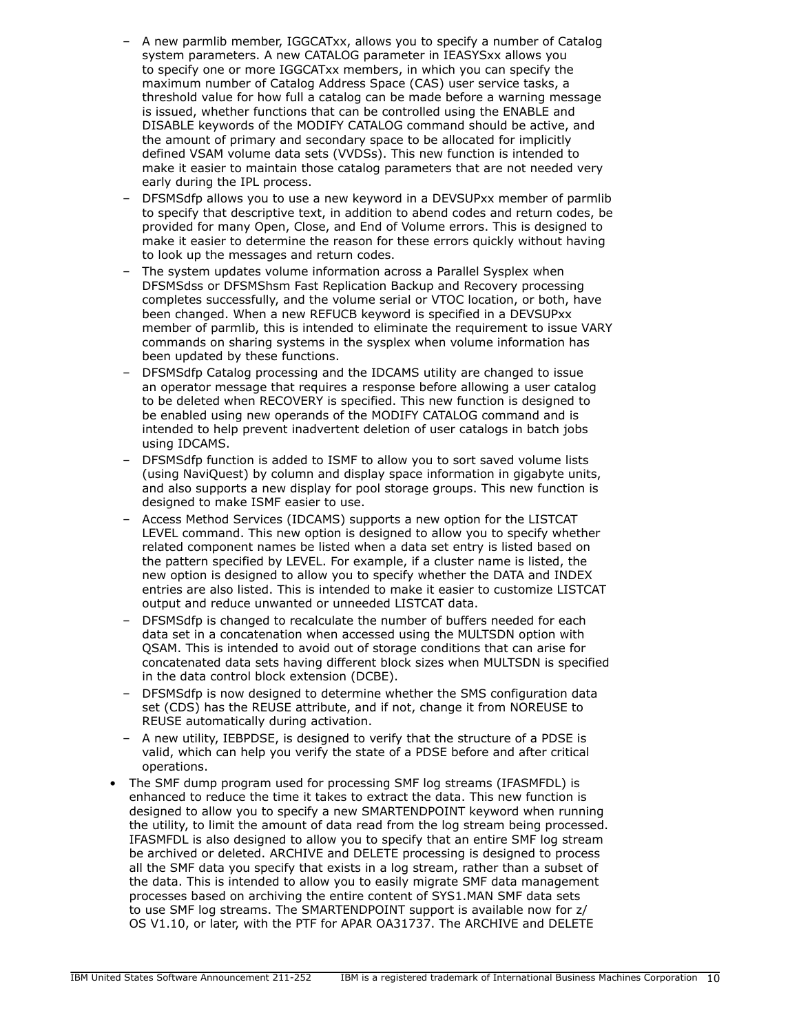- A new parmlib member, IGGCATxx, allows you to specify a number of Catalog system parameters. A new CATALOG parameter in IEASYSxx allows you to specify one or more IGGCATxx members, in which you can specify the maximum number of Catalog Address Space (CAS) user service tasks, a threshold value for how full a catalog can be made before a warning message is issued, whether functions that can be controlled using the ENABLE and DISABLE keywords of the MODIFY CATALOG command should be active, and the amount of primary and secondary space to be allocated for implicitly defined VSAM volume data sets (VVDSs). This new function is intended to make it easier to maintain those catalog parameters that are not needed very early during the IPL process.
  - DFSMSdfp allows you to use a new keyword in a DEVSUPxx member of parmlib to specify that descriptive text, in addition to abend codes and return codes, be provided for many Open, Close, and End of Volume errors. This is designed to make it easier to determine the reason for these errors quickly without having to look up the messages and return codes.
  - The system updates volume information across a Parallel Sysplex when DFSMSdss or DFSMShsm Fast Replication Backup and Recovery processing completes successfully, and the volume serial or VTOC location, or both, have been changed. When a new REFUCB keyword is specified in a DEVSUPxx member of parmlib, this is intended to eliminate the requirement to issue VARY commands on sharing systems in the sysplex when volume information has been updated by these functions.
  - DFSMSdfp Catalog processing and the IDCAMS utility are changed to issue an operator message that requires a response before allowing a user catalog to be deleted when RECOVERY is specified. This new function is designed to be enabled using new operands of the MODIFY CATALOG command and is intended to help prevent inadvertent deletion of user catalogs in batch jobs using IDCAMS.
  - DFSMSdfp function is added to ISMF to allow you to sort saved volume lists (using NaviQuest) by column and display space information in gigabyte units, and also supports a new display for pool storage groups. This new function is designed to make ISMF easier to use.
  - Access Method Services (IDCAMS) supports a new option for the LISTCAT LEVEL command. This new option is designed to allow you to specify whether related component names be listed when a data set entry is listed based on the pattern specified by LEVEL. For example, if a cluster name is listed, the new option is designed to allow you to specify whether the DATA and INDEX entries are also listed. This is intended to make it easier to customize LISTCAT output and reduce unwanted or unneeded LISTCAT data.
  - DFSMSdfp is changed to recalculate the number of buffers needed for each data set in a concatenation when accessed using the MULTSDN option with QSAM. This is intended to avoid out of storage conditions that can arise for concatenated data sets having different block sizes when MULTSDN is specified in the data control block extension (DCBE).
  - DFSMSdfp is now designed to determine whether the SMS configuration data set (CDS) has the REUSE attribute, and if not, change it from NOREUSE to REUSE automatically during activation.
  - A new utility, IEBPDSE, is designed to verify that the structure of a PDSE is valid, which can help you verify the state of a PDSE before and after critical operations.
- The SMF dump program used for processing SMF log streams (IFASMFDL) is enhanced to reduce the time it takes to extract the data. This new function is designed to allow you to specify a new SMARTENDPOINT keyword when running the utility, to limit the amount of data read from the log stream being processed. IFASMFDL is also designed to allow you to specify that an entire SMF log stream be archived or deleted. ARCHIVE and DELETE processing is designed to process all the SMF data you specify that exists in a log stream, rather than a subset of the data. This is intended to allow you to easily migrate SMF data management processes based on archiving the entire content of SYS1.MAN SMF data sets to use SMF log streams. The SMARTENDPOINT support is available now for z/OS V1.10, or later, with the PTF for APAR OA31737. The ARCHIVE and DELETE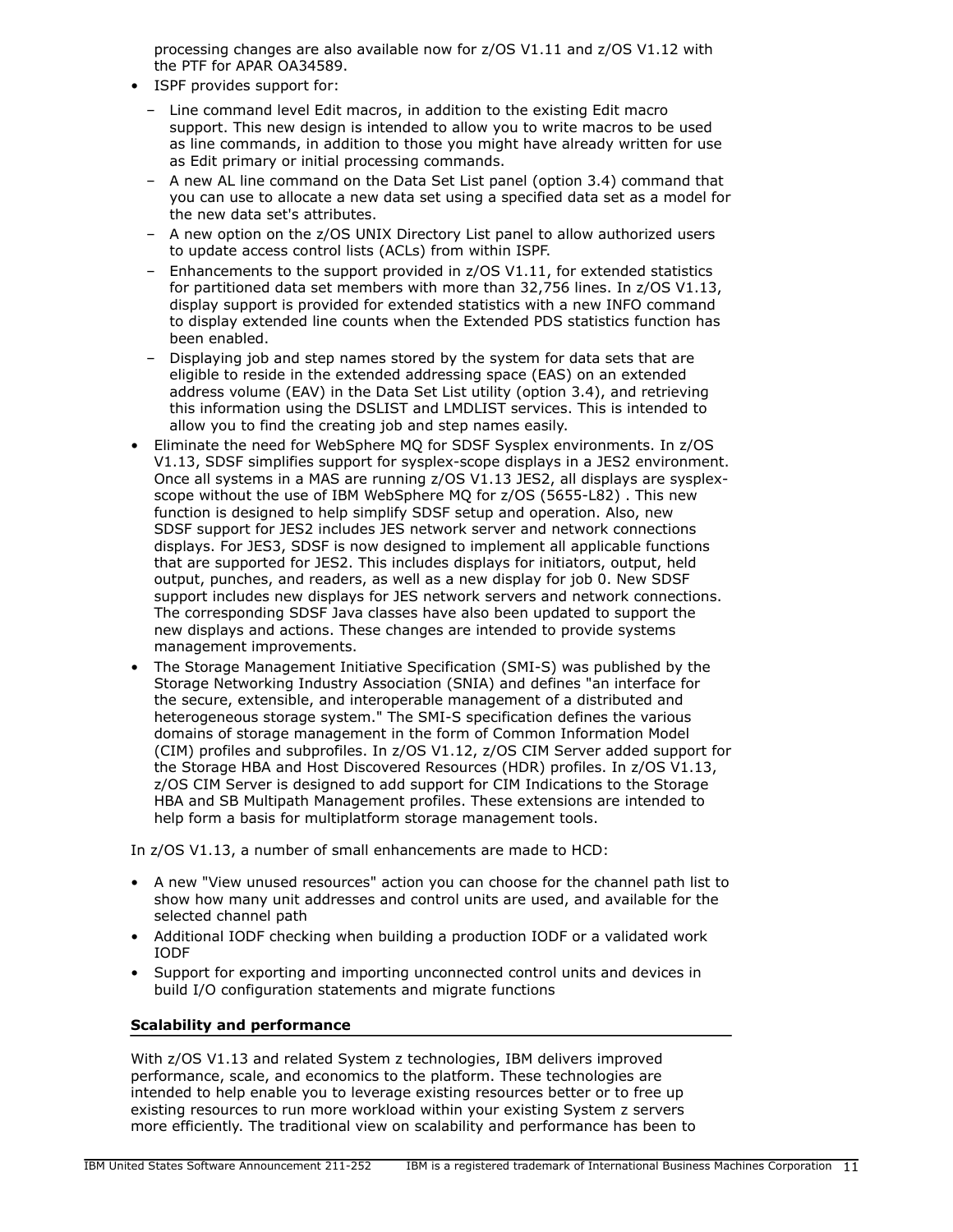processing changes are also available now for z/OS V1.11 and z/OS V1.12 with the PTF for APAR OA34589.

- ISPF provides support for:
  - Line command level Edit macros, in addition to the existing Edit macro support. This new design is intended to allow you to write macros to be used as line commands, in addition to those you might have already written for use as Edit primary or initial processing commands.
  - A new AL line command on the Data Set List panel (option 3.4) command that you can use to allocate a new data set using a specified data set as a model for the new data set's attributes.
  - A new option on the z/OS UNIX Directory List panel to allow authorized users to update access control lists (ACLs) from within ISPF.
  - Enhancements to the support provided in z/OS V1.11, for extended statistics for partitioned data set members with more than 32,756 lines. In z/OS V1.13, display support is provided for extended statistics with a new INFO command to display extended line counts when the Extended PDS statistics function has been enabled.
  - Displaying job and step names stored by the system for data sets that are eligible to reside in the extended addressing space (EAS) on an extended address volume (EAV) in the Data Set List utility (option 3.4), and retrieving this information using the DSLIST and LMDLIST services. This is intended to allow you to find the creating job and step names easily.
- Eliminate the need for WebSphere MQ for SDSF Sysplex environments. In z/OS V1.13, SDSF simplifies support for sysplex-scope displays in a JES2 environment. Once all systems in a MAS are running z/OS V1.13 JES2, all displays are sysplex-scope without the use of IBM WebSphere MQ for z/OS (5655-L82) . This new function is designed to help simplify SDSF setup and operation. Also, new SDSF support for JES2 includes JES network server and network connections displays. For JES3, SDSF is now designed to implement all applicable functions that are supported for JES2. This includes displays for initiators, output, held output, punches, and readers, as well as a new display for job 0. New SDSF support includes new displays for JES network servers and network connections. The corresponding SDSF Java classes have also been updated to support the new displays and actions. These changes are intended to provide systems management improvements.
- The Storage Management Initiative Specification (SMI-S) was published by the Storage Networking Industry Association (SNIA) and defines "an interface for the secure, extensible, and interoperable management of a distributed and heterogeneous storage system." The SMI-S specification defines the various domains of storage management in the form of Common Information Model (CIM) profiles and subprofiles. In z/OS V1.12, z/OS CIM Server added support for the Storage HBA and Host Discovered Resources (HDR) profiles. In z/OS V1.13, z/OS CIM Server is designed to add support for CIM Indications to the Storage HBA and SB Multipath Management profiles. These extensions are intended to help form a basis for multiplatform storage management tools.

In z/OS V1.13, a number of small enhancements are made to HCD:

- A new "View unused resources" action you can choose for the channel path list to show how many unit addresses and control units are used, and available for the selected channel path
- Additional IODF checking when building a production IODF or a validated work IODF
- Support for exporting and importing unconnected control units and devices in build I/O configuration statements and migrate functions

**Scalability and performance**

With z/OS V1.13 and related System z technologies, IBM delivers improved performance, scale, and economics to the platform. These technologies are intended to help enable you to leverage existing resources better or to free up existing resources to run more workload within your existing System z servers more efficiently. The traditional view on scalability and performance has been to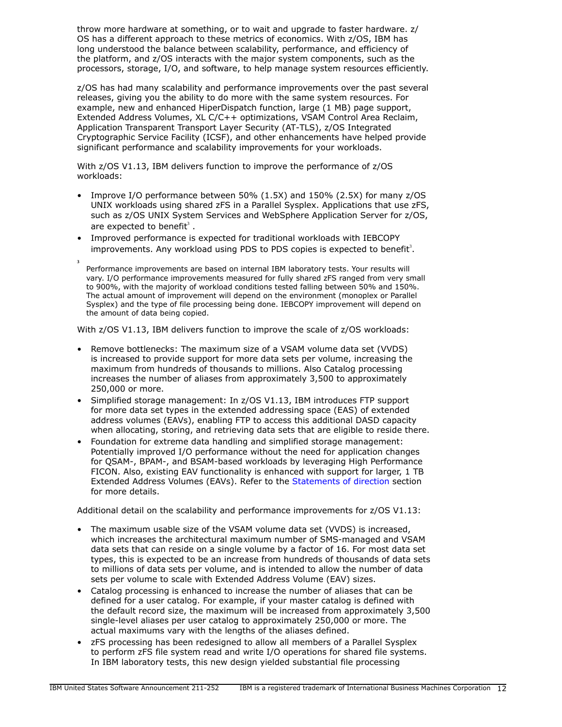throw more hardware at something, or to wait and upgrade to faster hardware. z/OS has a different approach to these metrics of economics. With z/OS, IBM has long understood the balance between scalability, performance, and efficiency of the platform, and z/OS interacts with the major system components, such as the processors, storage, I/O, and software, to help manage system resources efficiently.

z/OS has had many scalability and performance improvements over the past several releases, giving you the ability to do more with the same system resources. For example, new and enhanced HiperDispatch function, large (1 MB) page support, Extended Address Volumes, XL C/C++ optimizations, VSAM Control Area Reclaim, Application Transparent Transport Layer Security (AT-TLS), z/OS Integrated Cryptographic Service Facility (ICSF), and other enhancements have helped provide significant performance and scalability improvements for your workloads.

With z/OS V1.13, IBM delivers function to improve the performance of z/OS workloads:

- Improve I/O performance between 50% (1.5X) and 150% (2.5X) for many z/OS UNIX workloads using shared zFS in a Parallel Sysplex. Applications that use zFS, such as z/OS UNIX System Services and WebSphere Application Server for z/OS, are expected to benefit[3] .
- Improved performance is expected for traditional workloads with IEBCOPY improvements. Any workload using PDS to PDS copies is expected to benefit[3].

[3] Performance improvements are based on internal IBM laboratory tests. Your results will vary. I/O performance improvements measured for fully shared zFS ranged from very small to 900%, with the majority of workload conditions tested falling between 50% and 150%. The actual amount of improvement will depend on the environment (monoplex or Parallel Sysplex) and the type of file processing being done. IEBCOPY improvement will depend on the amount of data being copied.

With z/OS V1.13, IBM delivers function to improve the scale of z/OS workloads:

- Remove bottlenecks: The maximum size of a VSAM volume data set (VVDS) is increased to provide support for more data sets per volume, increasing the maximum from hundreds of thousands to millions. Also Catalog processing increases the number of aliases from approximately 3,500 to approximately 250,000 or more.
- Simplified storage management: In z/OS V1.13, IBM introduces FTP support for more data set types in the extended addressing space (EAS) of extended address volumes (EAVs), enabling FTP to access this additional DASD capacity when allocating, storing, and retrieving data sets that are eligible to reside there.
- Foundation for extreme data handling and simplified storage management: Potentially improved I/O performance without the need for application changes for QSAM-, BPAM-, and BSAM-based workloads by leveraging High Performance FICON. Also, existing EAV functionality is enhanced with support for larger, 1 TB Extended Address Volumes (EAVs). Refer to the Statements of direction section for more details.

Additional detail on the scalability and performance improvements for z/OS V1.13:

- The maximum usable size of the VSAM volume data set (VVDS) is increased, which increases the architectural maximum number of SMS-managed and VSAM data sets that can reside on a single volume by a factor of 16. For most data set types, this is expected to be an increase from hundreds of thousands of data sets to millions of data sets per volume, and is intended to allow the number of data sets per volume to scale with Extended Address Volume (EAV) sizes.
- Catalog processing is enhanced to increase the number of aliases that can be defined for a user catalog. For example, if your master catalog is defined with the default record size, the maximum will be increased from approximately 3,500 single-level aliases per user catalog to approximately 250,000 or more. The actual maximums vary with the lengths of the aliases defined.
- zFS processing has been redesigned to allow all members of a Parallel Sysplex to perform zFS file system read and write I/O operations for shared file systems. In IBM laboratory tests, this new design yielded substantial file processing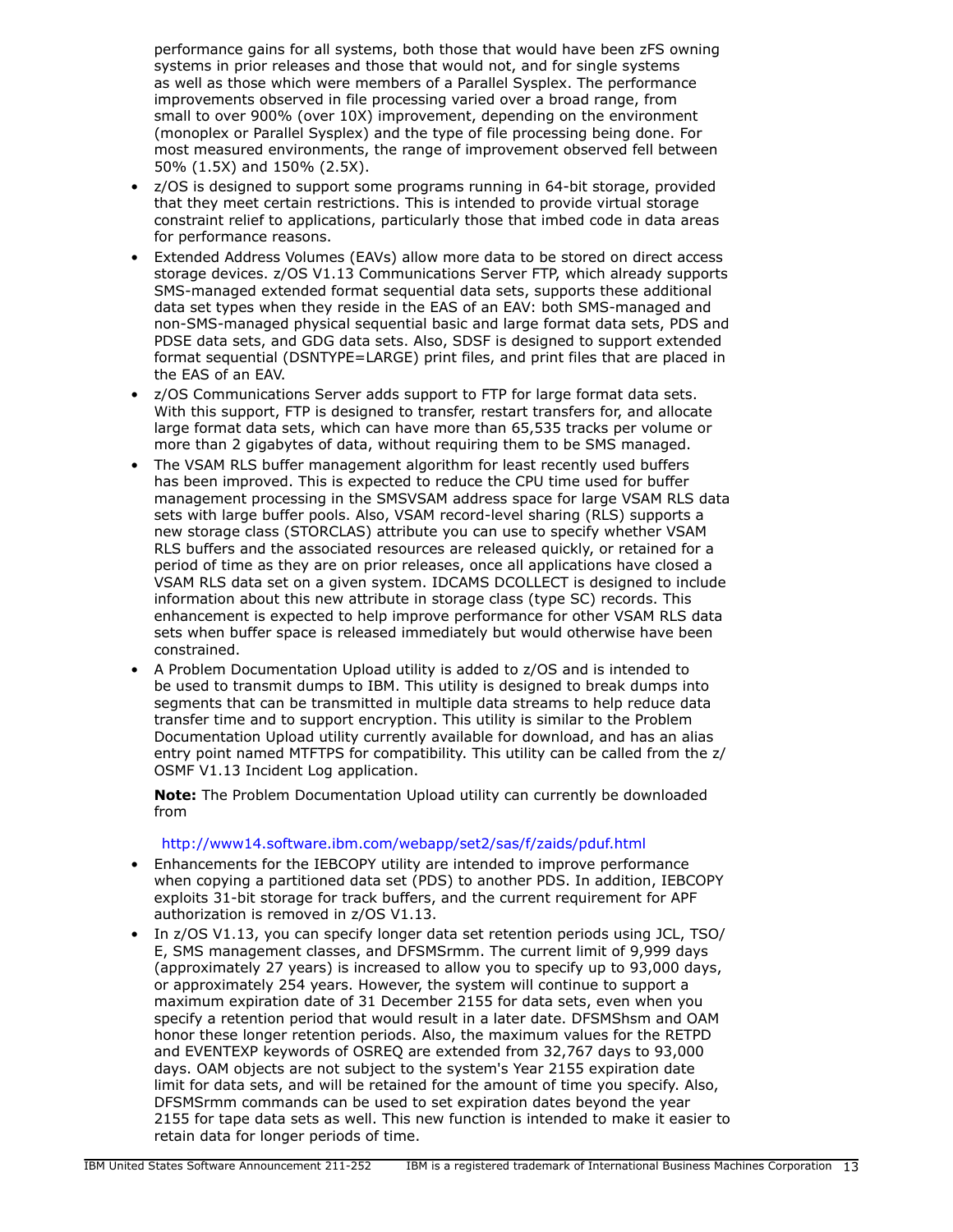performance gains for all systems, both those that would have been zFS owning systems in prior releases and those that would not, and for single systems as well as those which were members of a Parallel Sysplex. The performance improvements observed in file processing varied over a broad range, from small to over 900% (over 10X) improvement, depending on the environment (monoplex or Parallel Sysplex) and the type of file processing being done. For most measured environments, the range of improvement observed fell between 50% (1.5X) and 150% (2.5X).

- z/OS is designed to support some programs running in 64-bit storage, provided that they meet certain restrictions. This is intended to provide virtual storage constraint relief to applications, particularly those that imbed code in data areas for performance reasons.
- Extended Address Volumes (EAVs) allow more data to be stored on direct access storage devices. z/OS V1.13 Communications Server FTP, which already supports SMS-managed extended format sequential data sets, supports these additional data set types when they reside in the EAS of an EAV: both SMS-managed and non-SMS-managed physical sequential basic and large format data sets, PDS and PDSE data sets, and GDG data sets. Also, SDSF is designed to support extended format sequential (DSNTYPE=LARGE) print files, and print files that are placed in the EAS of an EAV.
- z/OS Communications Server adds support to FTP for large format data sets. With this support, FTP is designed to transfer, restart transfers for, and allocate large format data sets, which can have more than 65,535 tracks per volume or more than 2 gigabytes of data, without requiring them to be SMS managed.
- The VSAM RLS buffer management algorithm for least recently used buffers has been improved. This is expected to reduce the CPU time used for buffer management processing in the SMSVSAM address space for large VSAM RLS data sets with large buffer pools. Also, VSAM record-level sharing (RLS) supports a new storage class (STORCLAS) attribute you can use to specify whether VSAM RLS buffers and the associated resources are released quickly, or retained for a period of time as they are on prior releases, once all applications have closed a VSAM RLS data set on a given system. IDCAMS DCOLLECT is designed to include information about this new attribute in storage class (type SC) records. This enhancement is expected to help improve performance for other VSAM RLS data sets when buffer space is released immediately but would otherwise have been constrained.
- A Problem Documentation Upload utility is added to z/OS and is intended to be used to transmit dumps to IBM. This utility is designed to break dumps into segments that can be transmitted in multiple data streams to help reduce data transfer time and to support encryption. This utility is similar to the Problem Documentation Upload utility currently available for download, and has an alias entry point named MTFTPS for compatibility. This utility can be called from the z/OSMF V1.13 Incident Log application.

  **Note:** The Problem Documentation Upload utility can currently be downloaded from

  http://www14.software.ibm.com/webapp/set2/sas/f/zaids/pduf.html
- Enhancements for the IEBCOPY utility are intended to improve performance when copying a partitioned data set (PDS) to another PDS. In addition, IEBCOPY exploits 31-bit storage for track buffers, and the current requirement for APF authorization is removed in z/OS V1.13.
- In z/OS V1.13, you can specify longer data set retention periods using JCL, TSO/E, SMS management classes, and DFSMSrmm. The current limit of 9,999 days (approximately 27 years) is increased to allow you to specify up to 93,000 days, or approximately 254 years. However, the system will continue to support a maximum expiration date of 31 December 2155 for data sets, even when you specify a retention period that would result in a later date. DFSMShsm and OAM honor these longer retention periods. Also, the maximum values for the RETPD and EVENTEXP keywords of OSREQ are extended from 32,767 days to 93,000 days. OAM objects are not subject to the system's Year 2155 expiration date limit for data sets, and will be retained for the amount of time you specify. Also, DFSMSrmm commands can be used to set expiration dates beyond the year 2155 for tape data sets as well. This new function is intended to make it easier to retain data for longer periods of time.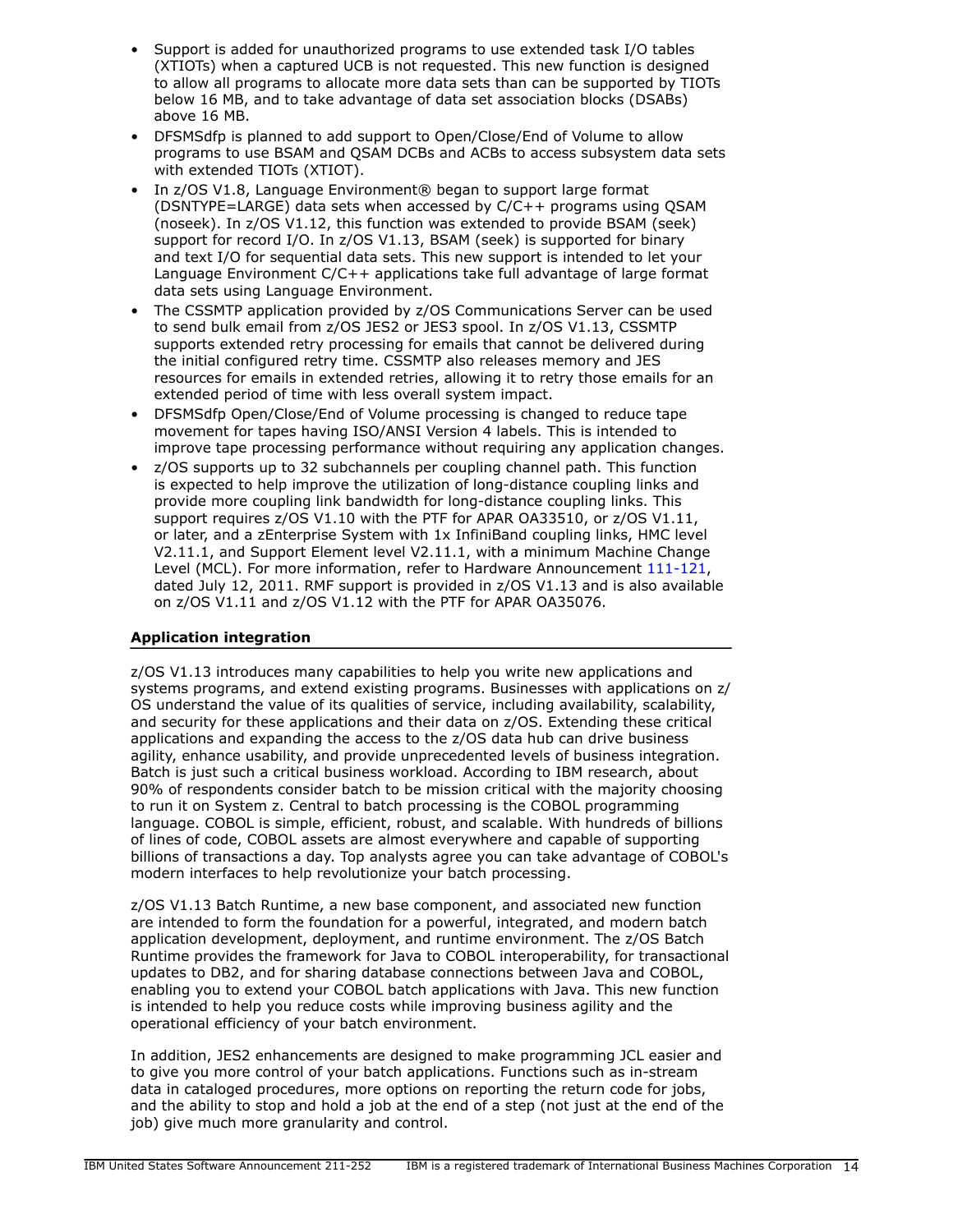- Support is added for unauthorized programs to use extended task I/O tables (XTIOTs) when a captured UCB is not requested. This new function is designed to allow all programs to allocate more data sets than can be supported by TIOTs below 16 MB, and to take advantage of data set association blocks (DSABs) above 16 MB.
- DFSMSdfp is planned to add support to Open/Close/End of Volume to allow programs to use BSAM and QSAM DCBs and ACBs to access subsystem data sets with extended TIOTs (XTIOT).
- In z/OS V1.8, Language Environment® began to support large format (DSNTYPE=LARGE) data sets when accessed by C/C++ programs using QSAM (noseek). In z/OS V1.12, this function was extended to provide BSAM (seek) support for record I/O. In z/OS V1.13, BSAM (seek) is supported for binary and text I/O for sequential data sets. This new support is intended to let your Language Environment C/C++ applications take full advantage of large format data sets using Language Environment.
- The CSSMTP application provided by z/OS Communications Server can be used to send bulk email from z/OS JES2 or JES3 spool. In z/OS V1.13, CSSMTP supports extended retry processing for emails that cannot be delivered during the initial configured retry time. CSSMTP also releases memory and JES resources for emails in extended retries, allowing it to retry those emails for an extended period of time with less overall system impact.
- DFSMSdfp Open/Close/End of Volume processing is changed to reduce tape movement for tapes having ISO/ANSI Version 4 labels. This is intended to improve tape processing performance without requiring any application changes.
- z/OS supports up to 32 subchannels per coupling channel path. This function is expected to help improve the utilization of long-distance coupling links and provide more coupling link bandwidth for long-distance coupling links. This support requires z/OS V1.10 with the PTF for APAR OA33510, or z/OS V1.11, or later, and a zEnterprise System with 1x InfiniBand coupling links, HMC level V2.11.1, and Support Element level V2.11.1, with a minimum Machine Change Level (MCL). For more information, refer to Hardware Announcement 111-121, dated July 12, 2011. RMF support is provided in z/OS V1.13 and is also available on z/OS V1.11 and z/OS V1.12 with the PTF for APAR OA35076.

## Application integration

z/OS V1.13 introduces many capabilities to help you write new applications and systems programs, and extend existing programs. Businesses with applications on z/OS understand the value of its qualities of service, including availability, scalability, and security for these applications and their data on z/OS. Extending these critical applications and expanding the access to the z/OS data hub can drive business agility, enhance usability, and provide unprecedented levels of business integration. Batch is just such a critical business workload. According to IBM research, about 90% of respondents consider batch to be mission critical with the majority choosing to run it on System z. Central to batch processing is the COBOL programming language. COBOL is simple, efficient, robust, and scalable. With hundreds of billions of lines of code, COBOL assets are almost everywhere and capable of supporting billions of transactions a day. Top analysts agree you can take advantage of COBOL's modern interfaces to help revolutionize your batch processing.

z/OS V1.13 Batch Runtime, a new base component, and associated new function are intended to form the foundation for a powerful, integrated, and modern batch application development, deployment, and runtime environment. The z/OS Batch Runtime provides the framework for Java to COBOL interoperability, for transactional updates to DB2, and for sharing database connections between Java and COBOL, enabling you to extend your COBOL batch applications with Java. This new function is intended to help you reduce costs while improving business agility and the operational efficiency of your batch environment.

In addition, JES2 enhancements are designed to make programming JCL easier and to give you more control of your batch applications. Functions such as in-stream data in cataloged procedures, more options on reporting the return code for jobs, and the ability to stop and hold a job at the end of a step (not just at the end of the job) give much more granularity and control.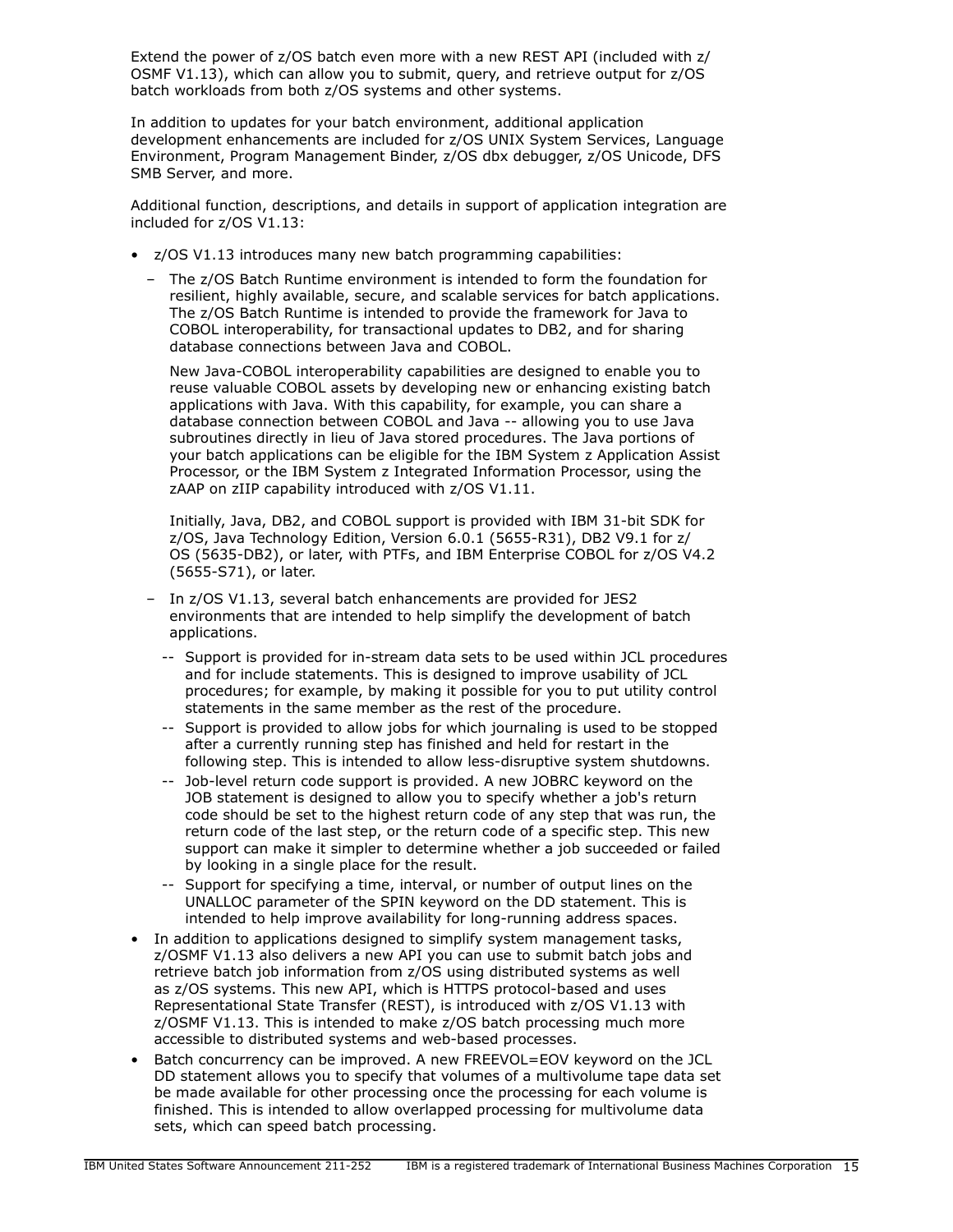Extend the power of z/OS batch even more with a new REST API (included with z/OSMF V1.13), which can allow you to submit, query, and retrieve output for z/OS batch workloads from both z/OS systems and other systems.

In addition to updates for your batch environment, additional application development enhancements are included for z/OS UNIX System Services, Language Environment, Program Management Binder, z/OS dbx debugger, z/OS Unicode, DFS SMB Server, and more.

Additional function, descriptions, and details in support of application integration are included for z/OS V1.13:

- z/OS V1.13 introduces many new batch programming capabilities:
  - The z/OS Batch Runtime environment is intended to form the foundation for resilient, highly available, secure, and scalable services for batch applications. The z/OS Batch Runtime is intended to provide the framework for Java to COBOL interoperability, for transactional updates to DB2, and for sharing database connections between Java and COBOL.

    New Java-COBOL interoperability capabilities are designed to enable you to reuse valuable COBOL assets by developing new or enhancing existing batch applications with Java. With this capability, for example, you can share a database connection between COBOL and Java -- allowing you to use Java subroutines directly in lieu of Java stored procedures. The Java portions of your batch applications can be eligible for the IBM System z Application Assist Processor, or the IBM System z Integrated Information Processor, using the zAAP on zIIP capability introduced with z/OS V1.11.

    Initially, Java, DB2, and COBOL support is provided with IBM 31-bit SDK for z/OS, Java Technology Edition, Version 6.0.1 (5655-R31), DB2 V9.1 for z/OS (5635-DB2), or later, with PTFs, and IBM Enterprise COBOL for z/OS V4.2 (5655-S71), or later.
  - In z/OS V1.13, several batch enhancements are provided for JES2 environments that are intended to help simplify the development of batch applications.
    - Support is provided for in-stream data sets to be used within JCL procedures and for include statements. This is designed to improve usability of JCL procedures; for example, by making it possible for you to put utility control statements in the same member as the rest of the procedure.
    - Support is provided to allow jobs for which journaling is used to be stopped after a currently running step has finished and held for restart in the following step. This is intended to allow less-disruptive system shutdowns.
    - Job-level return code support is provided. A new JOBRC keyword on the JOB statement is designed to allow you to specify whether a job's return code should be set to the highest return code of any step that was run, the return code of the last step, or the return code of a specific step. This new support can make it simpler to determine whether a job succeeded or failed by looking in a single place for the result.
    - Support for specifying a time, interval, or number of output lines on the UNALLOC parameter of the SPIN keyword on the DD statement. This is intended to help improve availability for long-running address spaces.
- In addition to applications designed to simplify system management tasks, z/OSMF V1.13 also delivers a new API you can use to submit batch jobs and retrieve batch job information from z/OS using distributed systems as well as z/OS systems. This new API, which is HTTPS protocol-based and uses Representational State Transfer (REST), is introduced with z/OS V1.13 with z/OSMF V1.13. This is intended to make z/OS batch processing much more accessible to distributed systems and web-based processes.
- Batch concurrency can be improved. A new FREEVOL=EOV keyword on the JCL DD statement allows you to specify that volumes of a multivolume tape data set be made available for other processing once the processing for each volume is finished. This is intended to allow overlapped processing for multivolume data sets, which can speed batch processing.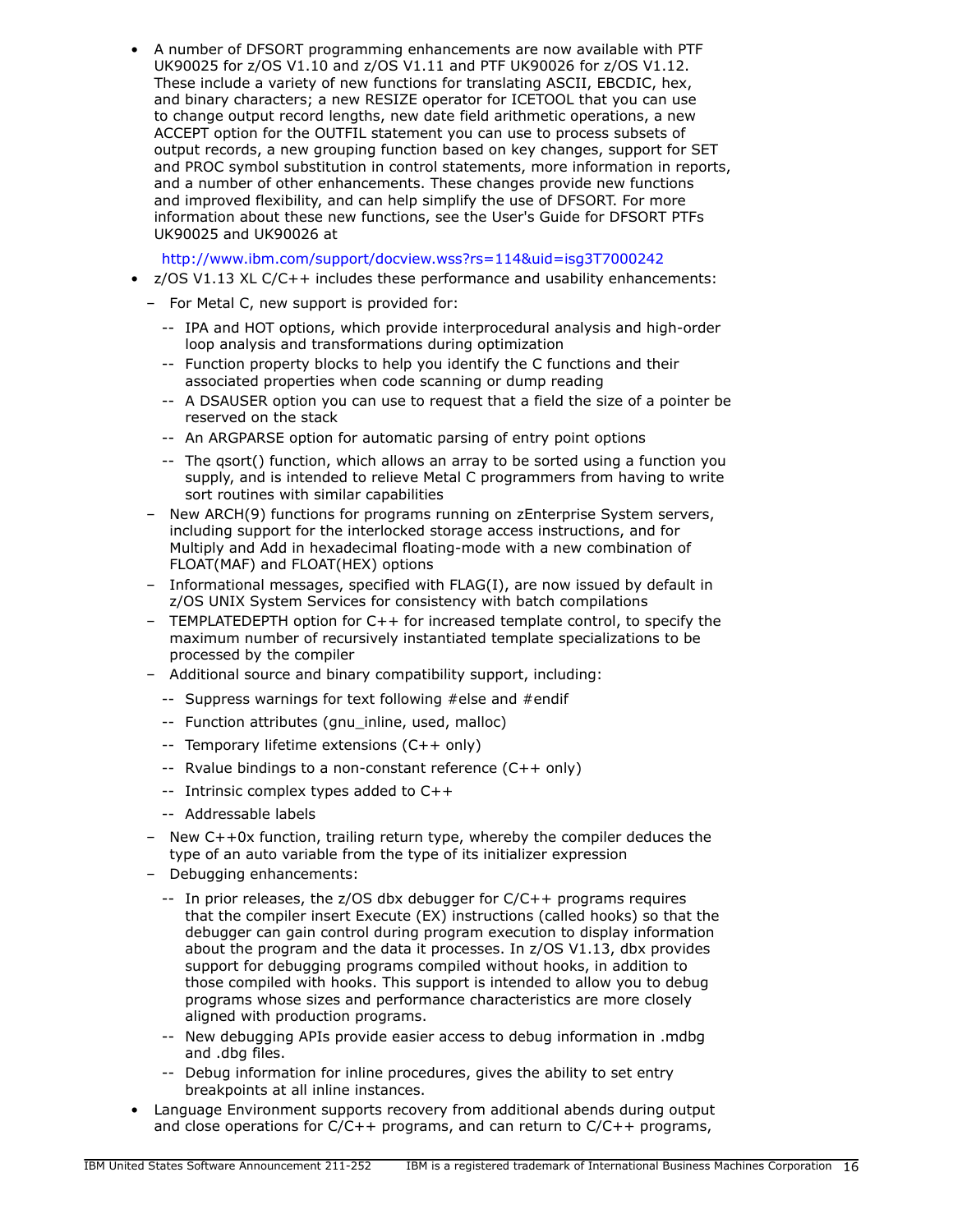- A number of DFSORT programming enhancements are now available with PTF UK90025 for z/OS V1.10 and z/OS V1.11 and PTF UK90026 for z/OS V1.12. These include a variety of new functions for translating ASCII, EBCDIC, hex, and binary characters; a new RESIZE operator for ICETOOL that you can use to change output record lengths, new date field arithmetic operations, a new ACCEPT option for the OUTFIL statement you can use to process subsets of output records, a new grouping function based on key changes, support for SET and PROC symbol substitution in control statements, more information in reports, and a number of other enhancements. These changes provide new functions and improved flexibility, and can help simplify the use of DFSORT. For more information about these new functions, see the User's Guide for DFSORT PTFs UK90025 and UK90026 at

  http://www.ibm.com/support/docview.wss?rs=114&uid=isg3T7000242
- z/OS V1.13 XL C/C++ includes these performance and usability enhancements:
  - For Metal C, new support is provided for:
    - IPA and HOT options, which provide interprocedural analysis and high-order loop analysis and transformations during optimization
    - Function property blocks to help you identify the C functions and their associated properties when code scanning or dump reading
    - A DSAUSER option you can use to request that a field the size of a pointer be reserved on the stack
    - An ARGPARSE option for automatic parsing of entry point options
    - The qsort() function, which allows an array to be sorted using a function you supply, and is intended to relieve Metal C programmers from having to write sort routines with similar capabilities
  - New ARCH(9) functions for programs running on zEnterprise System servers, including support for the interlocked storage access instructions, and for Multiply and Add in hexadecimal floating-mode with a new combination of FLOAT(MAF) and FLOAT(HEX) options
  - Informational messages, specified with FLAG(I), are now issued by default in z/OS UNIX System Services for consistency with batch compilations
  - TEMPLATEDEPTH option for C++ for increased template control, to specify the maximum number of recursively instantiated template specializations to be processed by the compiler
  - Additional source and binary compatibility support, including:
    - Suppress warnings for text following #else and #endif
    - Function attributes (gnu_inline, used, malloc)
    - Temporary lifetime extensions (C++ only)
    - Rvalue bindings to a non-constant reference (C++ only)
    - Intrinsic complex types added to C++
    - Addressable labels
  - New C++0x function, trailing return type, whereby the compiler deduces the type of an auto variable from the type of its initializer expression
  - Debugging enhancements:
    - In prior releases, the z/OS dbx debugger for C/C++ programs requires that the compiler insert Execute (EX) instructions (called hooks) so that the debugger can gain control during program execution to display information about the program and the data it processes. In z/OS V1.13, dbx provides support for debugging programs compiled without hooks, in addition to those compiled with hooks. This support is intended to allow you to debug programs whose sizes and performance characteristics are more closely aligned with production programs.
    - New debugging APIs provide easier access to debug information in .mdbg and .dbg files.
    - Debug information for inline procedures, gives the ability to set entry breakpoints at all inline instances.
- Language Environment supports recovery from additional abends during output and close operations for C/C++ programs, and can return to C/C++ programs,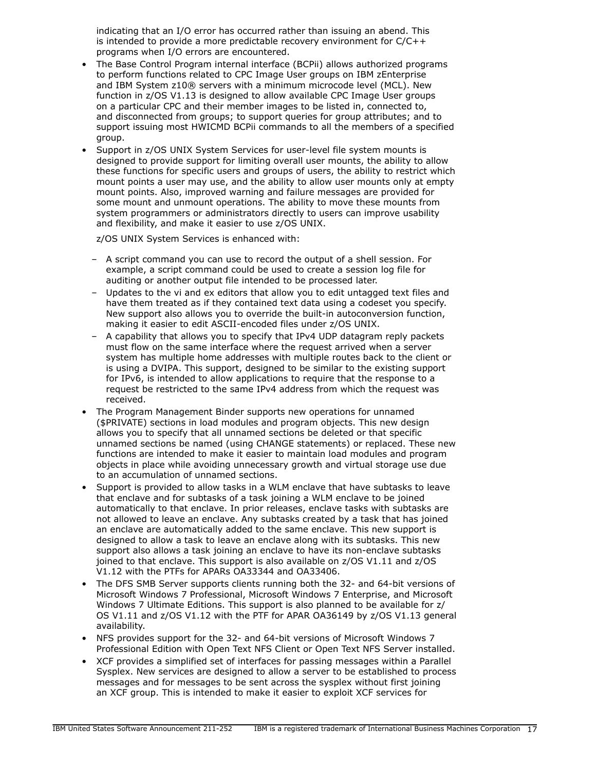indicating that an I/O error has occurred rather than issuing an abend. This is intended to provide a more predictable recovery environment for C/C++ programs when I/O errors are encountered.

- The Base Control Program internal interface (BCPii) allows authorized programs to perform functions related to CPC Image User groups on IBM zEnterprise and IBM System z10® servers with a minimum microcode level (MCL). New function in z/OS V1.13 is designed to allow available CPC Image User groups on a particular CPC and their member images to be listed in, connected to, and disconnected from groups; to support queries for group attributes; and to support issuing most HWICMD BCPii commands to all the members of a specified group.
- Support in z/OS UNIX System Services for user-level file system mounts is designed to provide support for limiting overall user mounts, the ability to allow these functions for specific users and groups of users, the ability to restrict which mount points a user may use, and the ability to allow user mounts only at empty mount points. Also, improved warning and failure messages are provided for some mount and unmount operations. The ability to move these mounts from system programmers or administrators directly to users can improve usability and flexibility, and make it easier to use z/OS UNIX.

  z/OS UNIX System Services is enhanced with:

  - A script command you can use to record the output of a shell session. For example, a script command could be used to create a session log file for auditing or another output file intended to be processed later.
  - Updates to the vi and ex editors that allow you to edit untagged text files and have them treated as if they contained text data using a codeset you specify. New support also allows you to override the built-in autoconversion function, making it easier to edit ASCII-encoded files under z/OS UNIX.
  - A capability that allows you to specify that IPv4 UDP datagram reply packets must flow on the same interface where the request arrived when a server system has multiple home addresses with multiple routes back to the client or is using a DVIPA. This support, designed to be similar to the existing support for IPv6, is intended to allow applications to require that the response to a request be restricted to the same IPv4 address from which the request was received.
- The Program Management Binder supports new operations for unnamed ($PRIVATE) sections in load modules and program objects. This new design allows you to specify that all unnamed sections be deleted or that specific unnamed sections be named (using CHANGE statements) or replaced. These new functions are intended to make it easier to maintain load modules and program objects in place while avoiding unnecessary growth and virtual storage use due to an accumulation of unnamed sections.
- Support is provided to allow tasks in a WLM enclave that have subtasks to leave that enclave and for subtasks of a task joining a WLM enclave to be joined automatically to that enclave. In prior releases, enclave tasks with subtasks are not allowed to leave an enclave. Any subtasks created by a task that has joined an enclave are automatically added to the same enclave. This new support is designed to allow a task to leave an enclave along with its subtasks. This new support also allows a task joining an enclave to have its non-enclave subtasks joined to that enclave. This support is also available on z/OS V1.11 and z/OS V1.12 with the PTFs for APARs OA33344 and OA33406.
- The DFS SMB Server supports clients running both the 32- and 64-bit versions of Microsoft Windows 7 Professional, Microsoft Windows 7 Enterprise, and Microsoft Windows 7 Ultimate Editions. This support is also planned to be available for z/OS V1.11 and z/OS V1.12 with the PTF for APAR OA36149 by z/OS V1.13 general availability.
- NFS provides support for the 32- and 64-bit versions of Microsoft Windows 7 Professional Edition with Open Text NFS Client or Open Text NFS Server installed.
- XCF provides a simplified set of interfaces for passing messages within a Parallel Sysplex. New services are designed to allow a server to be established to process messages and for messages to be sent across the sysplex without first joining an XCF group. This is intended to make it easier to exploit XCF services for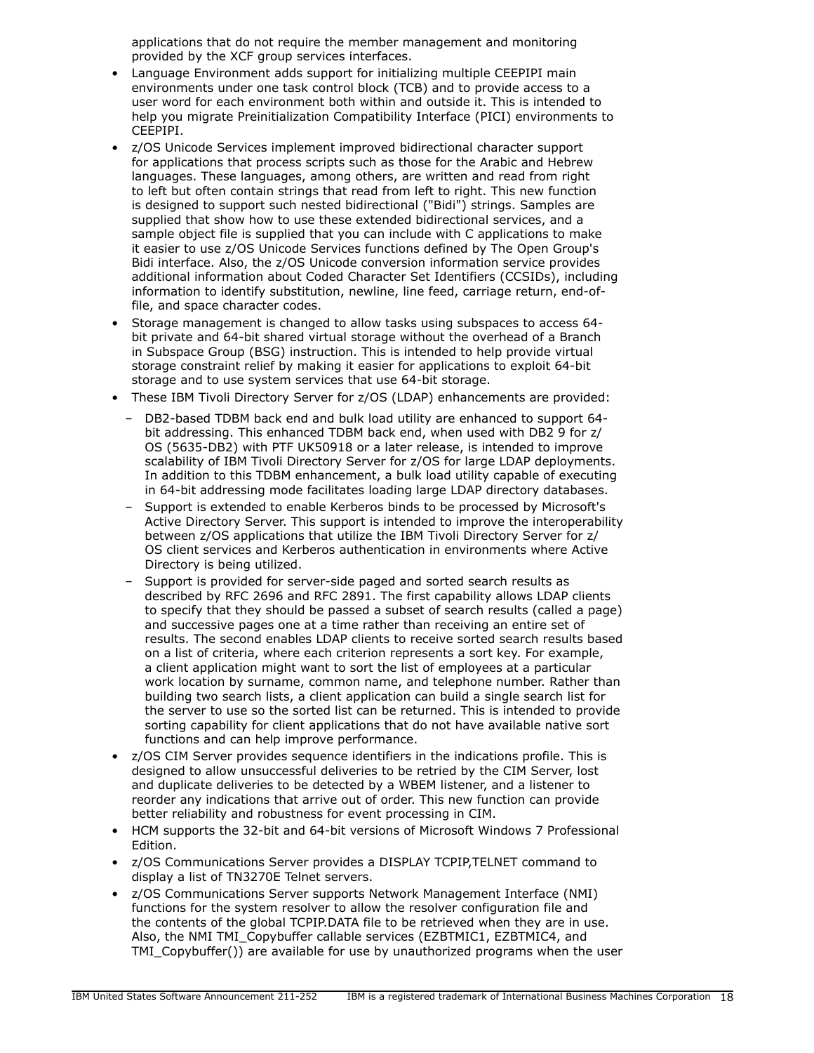applications that do not require the member management and monitoring provided by the XCF group services interfaces.

- Language Environment adds support for initializing multiple CEEPIPI main environments under one task control block (TCB) and to provide access to a user word for each environment both within and outside it. This is intended to help you migrate Preinitialization Compatibility Interface (PICI) environments to CEEPIPI.
- z/OS Unicode Services implement improved bidirectional character support for applications that process scripts such as those for the Arabic and Hebrew languages. These languages, among others, are written and read from right to left but often contain strings that read from left to right. This new function is designed to support such nested bidirectional ("Bidi") strings. Samples are supplied that show how to use these extended bidirectional services, and a sample object file is supplied that you can include with C applications to make it easier to use z/OS Unicode Services functions defined by The Open Group's Bidi interface. Also, the z/OS Unicode conversion information service provides additional information about Coded Character Set Identifiers (CCSIDs), including information to identify substitution, newline, line feed, carriage return, end-of-file, and space character codes.
- Storage management is changed to allow tasks using subspaces to access 64-bit private and 64-bit shared virtual storage without the overhead of a Branch in Subspace Group (BSG) instruction. This is intended to help provide virtual storage constraint relief by making it easier for applications to exploit 64-bit storage and to use system services that use 64-bit storage.
- These IBM Tivoli Directory Server for z/OS (LDAP) enhancements are provided:
  - DB2-based TDBM back end and bulk load utility are enhanced to support 64-bit addressing. This enhanced TDBM back end, when used with DB2 9 for z/OS (5635-DB2) with PTF UK50918 or a later release, is intended to improve scalability of IBM Tivoli Directory Server for z/OS for large LDAP deployments. In addition to this TDBM enhancement, a bulk load utility capable of executing in 64-bit addressing mode facilitates loading large LDAP directory databases.
  - Support is extended to enable Kerberos binds to be processed by Microsoft's Active Directory Server. This support is intended to improve the interoperability between z/OS applications that utilize the IBM Tivoli Directory Server for z/OS client services and Kerberos authentication in environments where Active Directory is being utilized.
  - Support is provided for server-side paged and sorted search results as described by RFC 2696 and RFC 2891. The first capability allows LDAP clients to specify that they should be passed a subset of search results (called a page) and successive pages one at a time rather than receiving an entire set of results. The second enables LDAP clients to receive sorted search results based on a list of criteria, where each criterion represents a sort key. For example, a client application might want to sort the list of employees at a particular work location by surname, common name, and telephone number. Rather than building two search lists, a client application can build a single search list for the server to use so the sorted list can be returned. This is intended to provide sorting capability for client applications that do not have available native sort functions and can help improve performance.
- z/OS CIM Server provides sequence identifiers in the indications profile. This is designed to allow unsuccessful deliveries to be retried by the CIM Server, lost and duplicate deliveries to be detected by a WBEM listener, and a listener to reorder any indications that arrive out of order. This new function can provide better reliability and robustness for event processing in CIM.
- HCM supports the 32-bit and 64-bit versions of Microsoft Windows 7 Professional Edition.
- z/OS Communications Server provides a DISPLAY TCPIP,TELNET command to display a list of TN3270E Telnet servers.
- z/OS Communications Server supports Network Management Interface (NMI) functions for the system resolver to allow the resolver configuration file and the contents of the global TCPIP.DATA file to be retrieved when they are in use. Also, the NMI TMI_Copybuffer callable services (EZBTMIC1, EZBTMIC4, and TMI_Copybuffer()) are available for use by unauthorized programs when the user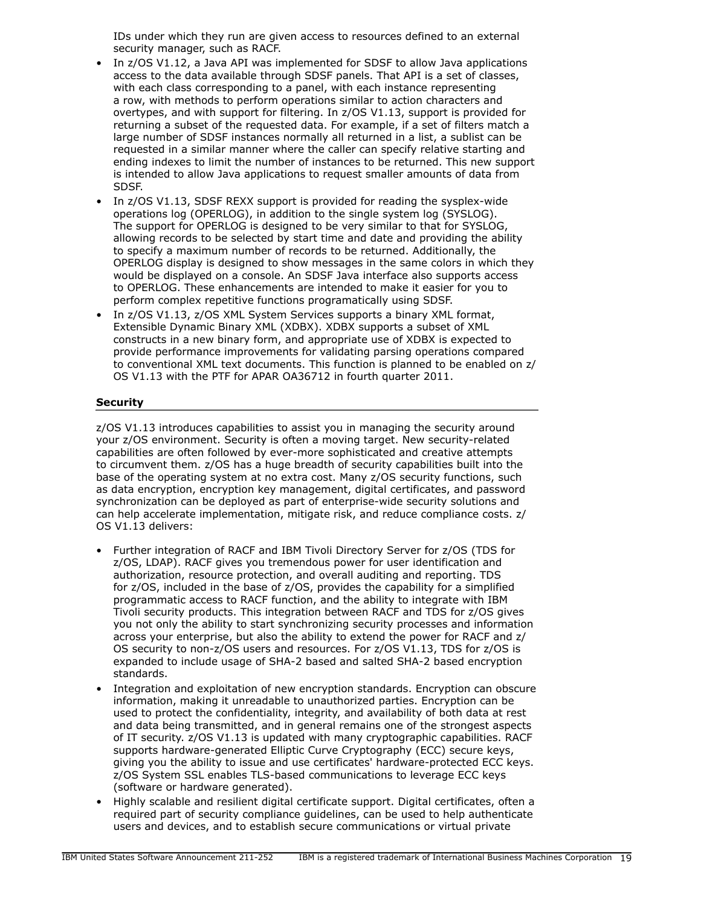IDs under which they run are given access to resources defined to an external security manager, such as RACF.

- In z/OS V1.12, a Java API was implemented for SDSF to allow Java applications access to the data available through SDSF panels. That API is a set of classes, with each class corresponding to a panel, with each instance representing a row, with methods to perform operations similar to action characters and overtypes, and with support for filtering. In z/OS V1.13, support is provided for returning a subset of the requested data. For example, if a set of filters match a large number of SDSF instances normally all returned in a list, a sublist can be requested in a similar manner where the caller can specify relative starting and ending indexes to limit the number of instances to be returned. This new support is intended to allow Java applications to request smaller amounts of data from SDSF.
- In z/OS V1.13, SDSF REXX support is provided for reading the sysplex-wide operations log (OPERLOG), in addition to the single system log (SYSLOG). The support for OPERLOG is designed to be very similar to that for SYSLOG, allowing records to be selected by start time and date and providing the ability to specify a maximum number of records to be returned. Additionally, the OPERLOG display is designed to show messages in the same colors in which they would be displayed on a console. An SDSF Java interface also supports access to OPERLOG. These enhancements are intended to make it easier for you to perform complex repetitive functions programatically using SDSF.
- In z/OS V1.13, z/OS XML System Services supports a binary XML format, Extensible Dynamic Binary XML (XDBX). XDBX supports a subset of XML constructs in a new binary form, and appropriate use of XDBX is expected to provide performance improvements for validating parsing operations compared to conventional XML text documents. This function is planned to be enabled on z/OS V1.13 with the PTF for APAR OA36712 in fourth quarter 2011.

## Security

z/OS V1.13 introduces capabilities to assist you in managing the security around your z/OS environment. Security is often a moving target. New security-related capabilities are often followed by ever-more sophisticated and creative attempts to circumvent them. z/OS has a huge breadth of security capabilities built into the base of the operating system at no extra cost. Many z/OS security functions, such as data encryption, encryption key management, digital certificates, and password synchronization can be deployed as part of enterprise-wide security solutions and can help accelerate implementation, mitigate risk, and reduce compliance costs. z/OS V1.13 delivers:

- Further integration of RACF and IBM Tivoli Directory Server for z/OS (TDS for z/OS, LDAP). RACF gives you tremendous power for user identification and authorization, resource protection, and overall auditing and reporting. TDS for z/OS, included in the base of z/OS, provides the capability for a simplified programmatic access to RACF function, and the ability to integrate with IBM Tivoli security products. This integration between RACF and TDS for z/OS gives you not only the ability to start synchronizing security processes and information across your enterprise, but also the ability to extend the power for RACF and z/OS security to non-z/OS users and resources. For z/OS V1.13, TDS for z/OS is expanded to include usage of SHA-2 based and salted SHA-2 based encryption standards.
- Integration and exploitation of new encryption standards. Encryption can obscure information, making it unreadable to unauthorized parties. Encryption can be used to protect the confidentiality, integrity, and availability of both data at rest and data being transmitted, and in general remains one of the strongest aspects of IT security. z/OS V1.13 is updated with many cryptographic capabilities. RACF supports hardware-generated Elliptic Curve Cryptography (ECC) secure keys, giving you the ability to issue and use certificates' hardware-protected ECC keys. z/OS System SSL enables TLS-based communications to leverage ECC keys (software or hardware generated).
- Highly scalable and resilient digital certificate support. Digital certificates, often a required part of security compliance guidelines, can be used to help authenticate users and devices, and to establish secure communications or virtual private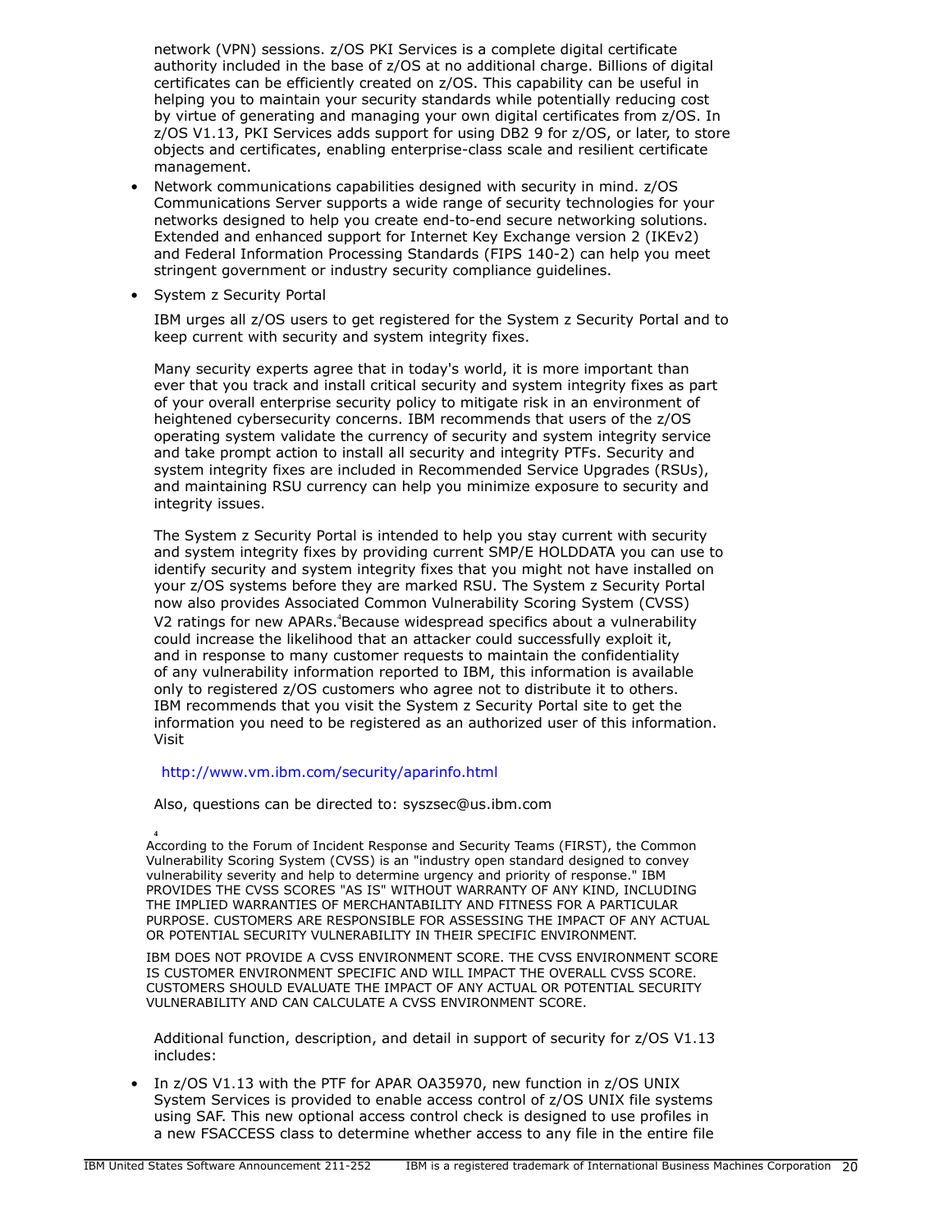network (VPN) sessions. z/OS PKI Services is a complete digital certificate authority included in the base of z/OS at no additional charge. Billions of digital certificates can be efficiently created on z/OS. This capability can be useful in helping you to maintain your security standards while potentially reducing cost by virtue of generating and managing your own digital certificates from z/OS. In z/OS V1.13, PKI Services adds support for using DB2 9 for z/OS, or later, to store objects and certificates, enabling enterprise-class scale and resilient certificate management.

- Network communications capabilities designed with security in mind. z/OS Communications Server supports a wide range of security technologies for your networks designed to help you create end-to-end secure networking solutions. Extended and enhanced support for Internet Key Exchange version 2 (IKEv2) and Federal Information Processing Standards (FIPS 140-2) can help you meet stringent government or industry security compliance guidelines.
- System z Security Portal

  IBM urges all z/OS users to get registered for the System z Security Portal and to keep current with security and system integrity fixes.

  Many security experts agree that in today's world, it is more important than ever that you track and install critical security and system integrity fixes as part of your overall enterprise security policy to mitigate risk in an environment of heightened cybersecurity concerns. IBM recommends that users of the z/OS operating system validate the currency of security and system integrity service and take prompt action to install all security and integrity PTFs. Security and system integrity fixes are included in Recommended Service Upgrades (RSUs), and maintaining RSU currency can help you minimize exposure to security and integrity issues.

  The System z Security Portal is intended to help you stay current with security and system integrity fixes by providing current SMP/E HOLDDATA you can use to identify security and system integrity fixes that you might not have installed on your z/OS systems before they are marked RSU. The System z Security Portal now also provides Associated Common Vulnerability Scoring System (CVSS) V2 ratings for new APARs.[4] Because widespread specifics about a vulnerability could increase the likelihood that an attacker could successfully exploit it, and in response to many customer requests to maintain the confidentiality of any vulnerability information reported to IBM, this information is available only to registered z/OS customers who agree not to distribute it to others. IBM recommends that you visit the System z Security Portal site to get the information you need to be registered as an authorized user of this information. Visit

  http://www.vm.ibm.com/security/aparinfo.html

  Also, questions can be directed to: syszsec@us.ibm.com

[4] According to the Forum of Incident Response and Security Teams (FIRST), the Common Vulnerability Scoring System (CVSS) is an "industry open standard designed to convey vulnerability severity and help to determine urgency and priority of response." IBM PROVIDES THE CVSS SCORES "AS IS" WITHOUT WARRANTY OF ANY KIND, INCLUDING THE IMPLIED WARRANTIES OF MERCHANTABILITY AND FITNESS FOR A PARTICULAR PURPOSE. CUSTOMERS ARE RESPONSIBLE FOR ASSESSING THE IMPACT OF ANY ACTUAL OR POTENTIAL SECURITY VULNERABILITY IN THEIR SPECIFIC ENVIRONMENT.

IBM DOES NOT PROVIDE A CVSS ENVIRONMENT SCORE. THE CVSS ENVIRONMENT SCORE IS CUSTOMER ENVIRONMENT SPECIFIC AND WILL IMPACT THE OVERALL CVSS SCORE. CUSTOMERS SHOULD EVALUATE THE IMPACT OF ANY ACTUAL OR POTENTIAL SECURITY VULNERABILITY AND CAN CALCULATE A CVSS ENVIRONMENT SCORE.

Additional function, description, and detail in support of security for z/OS V1.13 includes:

- In z/OS V1.13 with the PTF for APAR OA35970, new function in z/OS UNIX System Services is provided to enable access control of z/OS UNIX file systems using SAF. This new optional access control check is designed to use profiles in a new FSACCESS class to determine whether access to any file in the entire file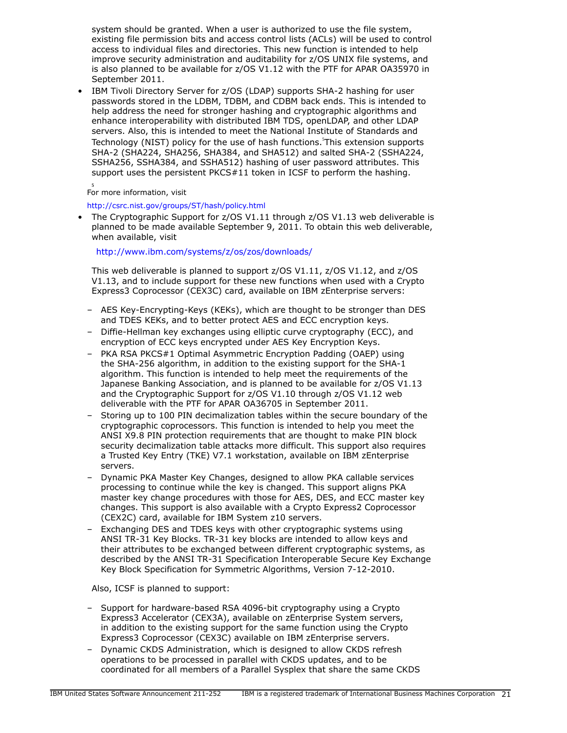system should be granted. When a user is authorized to use the file system, existing file permission bits and access control lists (ACLs) will be used to control access to individual files and directories. This new function is intended to help improve security administration and auditability for z/OS UNIX file systems, and is also planned to be available for z/OS V1.12 with the PTF for APAR OA35970 in September 2011.

- IBM Tivoli Directory Server for z/OS (LDAP) supports SHA-2 hashing for user passwords stored in the LDBM, TDBM, and CDBM back ends. This is intended to help address the need for stronger hashing and cryptographic algorithms and enhance interoperability with distributed IBM TDS, openLDAP, and other LDAP servers. Also, this is intended to meet the National Institute of Standards and Technology (NIST) policy for the use of hash functions.[5] This extension supports SHA-2 (SHA224, SHA256, SHA384, and SHA512) and salted SHA-2 (SSHA224, SSHA256, SSHA384, and SSHA512) hashing of user password attributes. This support uses the persistent PKCS#11 token in ICSF to perform the hashing.

[5] For more information, visit

http://csrc.nist.gov/groups/ST/hash/policy.html

- The Cryptographic Support for z/OS V1.11 through z/OS V1.13 web deliverable is planned to be made available September 9, 2011. To obtain this web deliverable, when available, visit

  http://www.ibm.com/systems/z/os/zos/downloads/

  This web deliverable is planned to support z/OS V1.11, z/OS V1.12, and z/OS V1.13, and to include support for these new functions when used with a Crypto Express3 Coprocessor (CEX3C) card, available on IBM zEnterprise servers:

  - AES Key-Encrypting-Keys (KEKs), which are thought to be stronger than DES and TDES KEKs, and to better protect AES and ECC encryption keys.
  - Diffie-Hellman key exchanges using elliptic curve cryptography (ECC), and encryption of ECC keys encrypted under AES Key Encryption Keys.
  - PKA RSA PKCS#1 Optimal Asymmetric Encryption Padding (OAEP) using the SHA-256 algorithm, in addition to the existing support for the SHA-1 algorithm. This function is intended to help meet the requirements of the Japanese Banking Association, and is planned to be available for z/OS V1.13 and the Cryptographic Support for z/OS V1.10 through z/OS V1.12 web deliverable with the PTF for APAR OA36705 in September 2011.
  - Storing up to 100 PIN decimalization tables within the secure boundary of the cryptographic coprocessors. This function is intended to help you meet the ANSI X9.8 PIN protection requirements that are thought to make PIN block security decimalization table attacks more difficult. This support also requires a Trusted Key Entry (TKE) V7.1 workstation, available on IBM zEnterprise servers.
  - Dynamic PKA Master Key Changes, designed to allow PKA callable services processing to continue while the key is changed. This support aligns PKA master key change procedures with those for AES, DES, and ECC master key changes. This support is also available with a Crypto Express2 Coprocessor (CEX2C) card, available for IBM System z10 servers.
  - Exchanging DES and TDES keys with other cryptographic systems using ANSI TR-31 Key Blocks. TR-31 key blocks are intended to allow keys and their attributes to be exchanged between different cryptographic systems, as described by the ANSI TR-31 Specification Interoperable Secure Key Exchange Key Block Specification for Symmetric Algorithms, Version 7-12-2010.

  Also, ICSF is planned to support:

  - Support for hardware-based RSA 4096-bit cryptography using a Crypto Express3 Accelerator (CEX3A), available on zEnterprise System servers, in addition to the existing support for the same function using the Crypto Express3 Coprocessor (CEX3C) available on IBM zEnterprise servers.
  - Dynamic CKDS Administration, which is designed to allow CKDS refresh operations to be processed in parallel with CKDS updates, and to be coordinated for all members of a Parallel Sysplex that share the same CKDS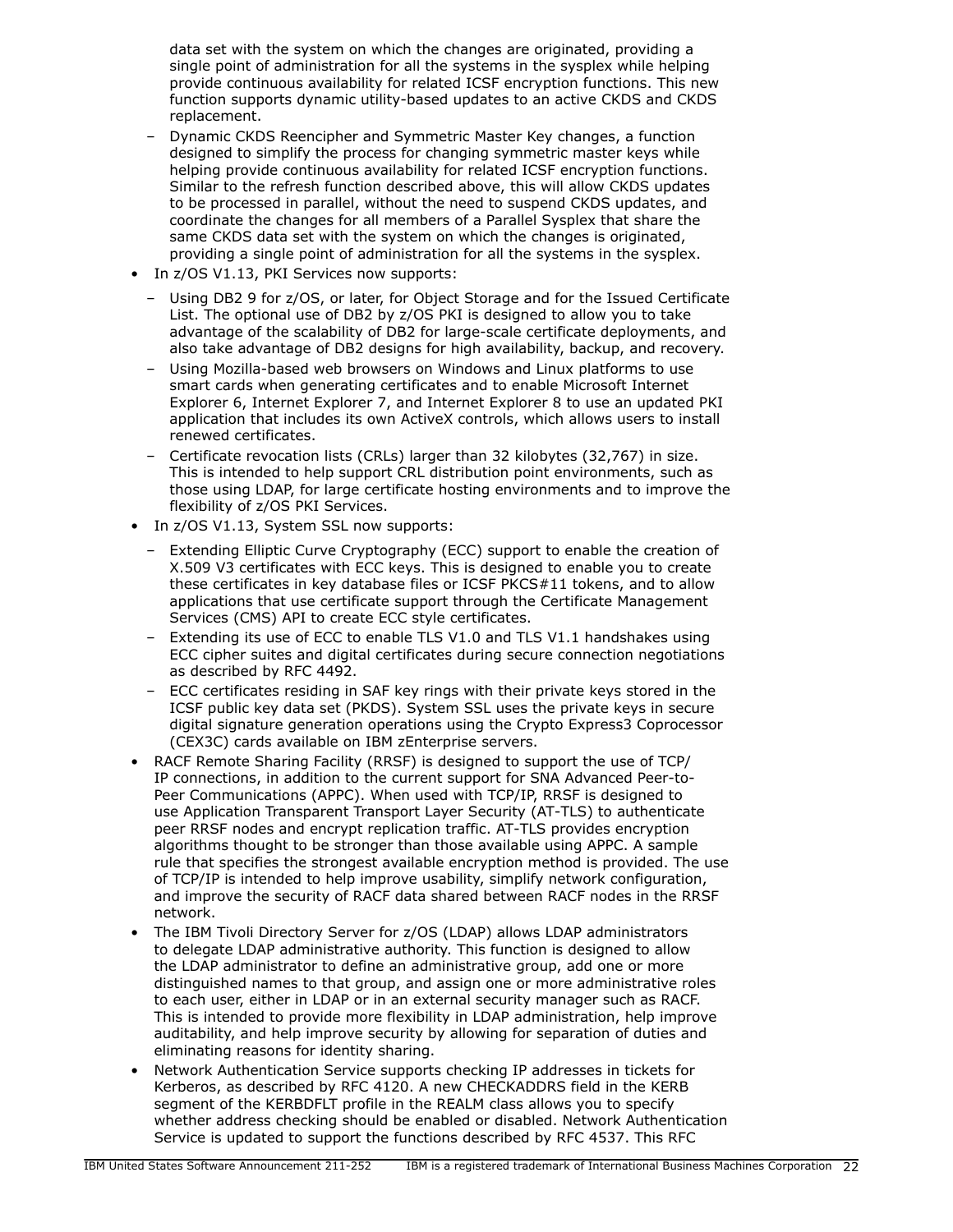data set with the system on which the changes are originated, providing a single point of administration for all the systems in the sysplex while helping provide continuous availability for related ICSF encryption functions. This new function supports dynamic utility-based updates to an active CKDS and CKDS replacement.
  - Dynamic CKDS Reencipher and Symmetric Master Key changes, a function designed to simplify the process for changing symmetric master keys while helping provide continuous availability for related ICSF encryption functions. Similar to the refresh function described above, this will allow CKDS updates to be processed in parallel, without the need to suspend CKDS updates, and coordinate the changes for all members of a Parallel Sysplex that share the same CKDS data set with the system on which the changes is originated, providing a single point of administration for all the systems in the sysplex.
- In z/OS V1.13, PKI Services now supports:
  - Using DB2 9 for z/OS, or later, for Object Storage and for the Issued Certificate List. The optional use of DB2 by z/OS PKI is designed to allow you to take advantage of the scalability of DB2 for large-scale certificate deployments, and also take advantage of DB2 designs for high availability, backup, and recovery.
  - Using Mozilla-based web browsers on Windows and Linux platforms to use smart cards when generating certificates and to enable Microsoft Internet Explorer 6, Internet Explorer 7, and Internet Explorer 8 to use an updated PKI application that includes its own ActiveX controls, which allows users to install renewed certificates.
  - Certificate revocation lists (CRLs) larger than 32 kilobytes (32,767) in size. This is intended to help support CRL distribution point environments, such as those using LDAP, for large certificate hosting environments and to improve the flexibility of z/OS PKI Services.
- In z/OS V1.13, System SSL now supports:
  - Extending Elliptic Curve Cryptography (ECC) support to enable the creation of X.509 V3 certificates with ECC keys. This is designed to enable you to create these certificates in key database files or ICSF PKCS#11 tokens, and to allow applications that use certificate support through the Certificate Management Services (CMS) API to create ECC style certificates.
  - Extending its use of ECC to enable TLS V1.0 and TLS V1.1 handshakes using ECC cipher suites and digital certificates during secure connection negotiations as described by RFC 4492.
  - ECC certificates residing in SAF key rings with their private keys stored in the ICSF public key data set (PKDS). System SSL uses the private keys in secure digital signature generation operations using the Crypto Express3 Coprocessor (CEX3C) cards available on IBM zEnterprise servers.
- RACF Remote Sharing Facility (RRSF) is designed to support the use of TCP/IP connections, in addition to the current support for SNA Advanced Peer-to-Peer Communications (APPC). When used with TCP/IP, RRSF is designed to use Application Transparent Transport Layer Security (AT-TLS) to authenticate peer RRSF nodes and encrypt replication traffic. AT-TLS provides encryption algorithms thought to be stronger than those available using APPC. A sample rule that specifies the strongest available encryption method is provided. The use of TCP/IP is intended to help improve usability, simplify network configuration, and improve the security of RACF data shared between RACF nodes in the RRSF network.
- The IBM Tivoli Directory Server for z/OS (LDAP) allows LDAP administrators to delegate LDAP administrative authority. This function is designed to allow the LDAP administrator to define an administrative group, add one or more distinguished names to that group, and assign one or more administrative roles to each user, either in LDAP or in an external security manager such as RACF. This is intended to provide more flexibility in LDAP administration, help improve auditability, and help improve security by allowing for separation of duties and eliminating reasons for identity sharing.
- Network Authentication Service supports checking IP addresses in tickets for Kerberos, as described by RFC 4120. A new CHECKADDRS field in the KERB segment of the KERBDFLT profile in the REALM class allows you to specify whether address checking should be enabled or disabled. Network Authentication Service is updated to support the functions described by RFC 4537. This RFC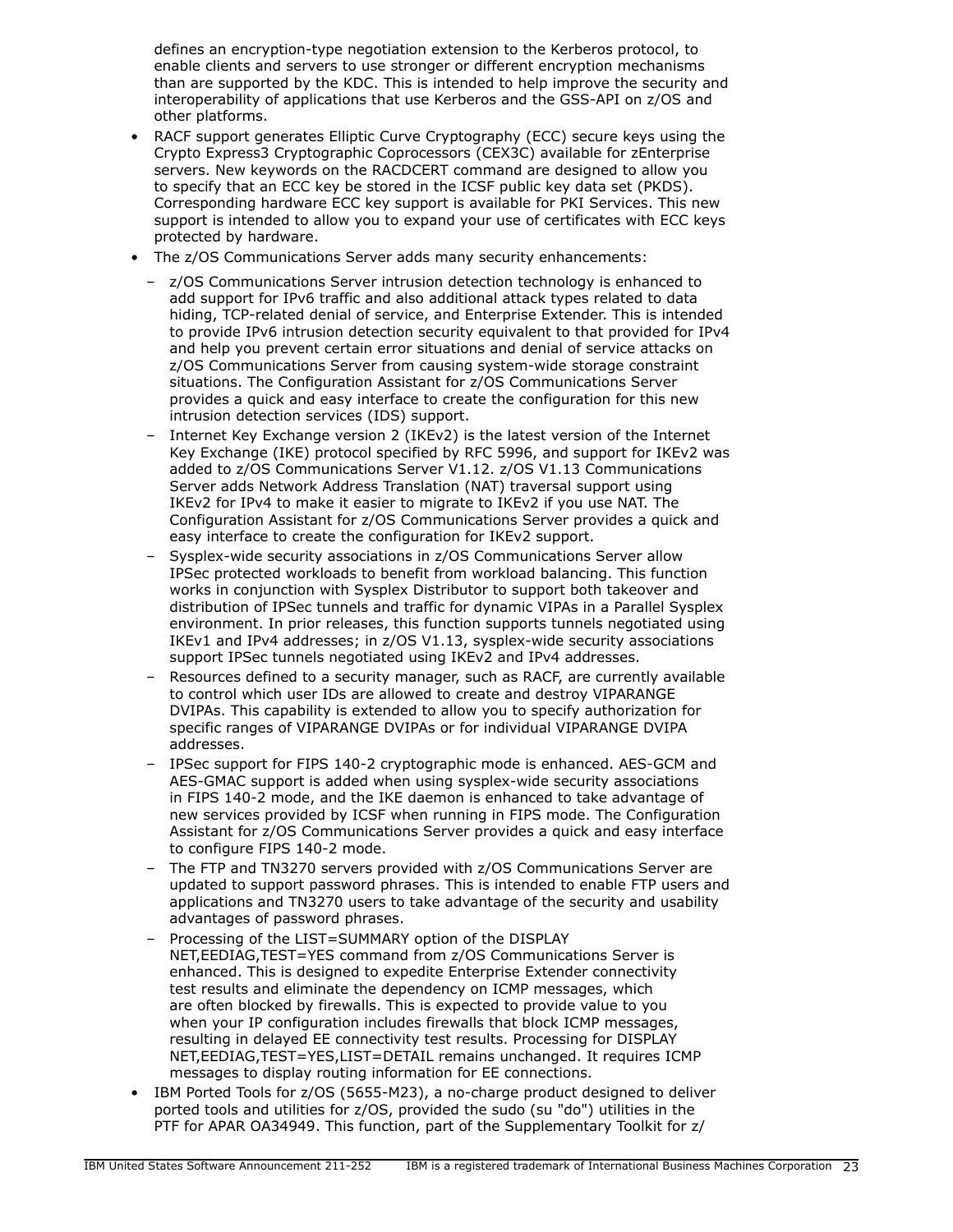defines an encryption-type negotiation extension to the Kerberos protocol, to enable clients and servers to use stronger or different encryption mechanisms than are supported by the KDC. This is intended to help improve the security and interoperability of applications that use Kerberos and the GSS-API on z/OS and other platforms.

- RACF support generates Elliptic Curve Cryptography (ECC) secure keys using the Crypto Express3 Cryptographic Coprocessors (CEX3C) available for zEnterprise servers. New keywords on the RACDCERT command are designed to allow you to specify that an ECC key be stored in the ICSF public key data set (PKDS). Corresponding hardware ECC key support is available for PKI Services. This new support is intended to allow you to expand your use of certificates with ECC keys protected by hardware.
- The z/OS Communications Server adds many security enhancements:
  - z/OS Communications Server intrusion detection technology is enhanced to add support for IPv6 traffic and also additional attack types related to data hiding, TCP-related denial of service, and Enterprise Extender. This is intended to provide IPv6 intrusion detection security equivalent to that provided for IPv4 and help you prevent certain error situations and denial of service attacks on z/OS Communications Server from causing system-wide storage constraint situations. The Configuration Assistant for z/OS Communications Server provides a quick and easy interface to create the configuration for this new intrusion detection services (IDS) support.
  - Internet Key Exchange version 2 (IKEv2) is the latest version of the Internet Key Exchange (IKE) protocol specified by RFC 5996, and support for IKEv2 was added to z/OS Communications Server V1.12. z/OS V1.13 Communications Server adds Network Address Translation (NAT) traversal support using IKEv2 for IPv4 to make it easier to migrate to IKEv2 if you use NAT. The Configuration Assistant for z/OS Communications Server provides a quick and easy interface to create the configuration for IKEv2 support.
  - Sysplex-wide security associations in z/OS Communications Server allow IPSec protected workloads to benefit from workload balancing. This function works in conjunction with Sysplex Distributor to support both takeover and distribution of IPSec tunnels and traffic for dynamic VIPAs in a Parallel Sysplex environment. In prior releases, this function supports tunnels negotiated using IKEv1 and IPv4 addresses; in z/OS V1.13, sysplex-wide security associations support IPSec tunnels negotiated using IKEv2 and IPv4 addresses.
  - Resources defined to a security manager, such as RACF, are currently available to control which user IDs are allowed to create and destroy VIPARANGE DVIPAs. This capability is extended to allow you to specify authorization for specific ranges of VIPARANGE DVIPAs or for individual VIPARANGE DVIPA addresses.
  - IPSec support for FIPS 140-2 cryptographic mode is enhanced. AES-GCM and AES-GMAC support is added when using sysplex-wide security associations in FIPS 140-2 mode, and the IKE daemon is enhanced to take advantage of new services provided by ICSF when running in FIPS mode. The Configuration Assistant for z/OS Communications Server provides a quick and easy interface to configure FIPS 140-2 mode.
  - The FTP and TN3270 servers provided with z/OS Communications Server are updated to support password phrases. This is intended to enable FTP users and applications and TN3270 users to take advantage of the security and usability advantages of password phrases.
  - Processing of the LIST=SUMMARY option of the DISPLAY NET,EEDIAG,TEST=YES command from z/OS Communications Server is enhanced. This is designed to expedite Enterprise Extender connectivity test results and eliminate the dependency on ICMP messages, which are often blocked by firewalls. This is expected to provide value to you when your IP configuration includes firewalls that block ICMP messages, resulting in delayed EE connectivity test results. Processing for DISPLAY NET,EEDIAG,TEST=YES,LIST=DETAIL remains unchanged. It requires ICMP messages to display routing information for EE connections.
- IBM Ported Tools for z/OS (5655-M23), a no-charge product designed to deliver ported tools and utilities for z/OS, provided the sudo (su "do") utilities in the PTF for APAR OA34949. This function, part of the Supplementary Toolkit for z/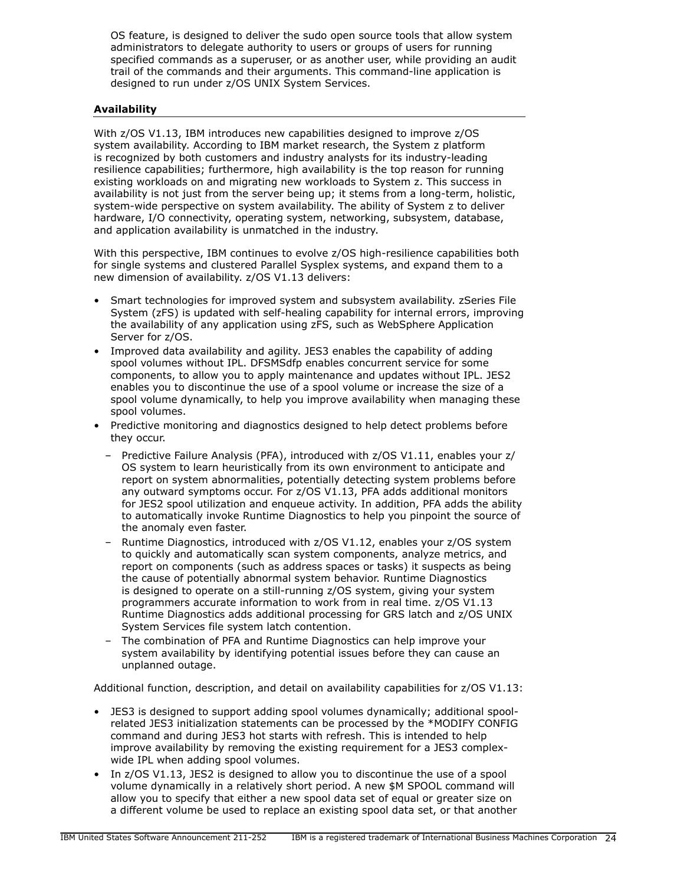OS feature, is designed to deliver the sudo open source tools that allow system administrators to delegate authority to users or groups of users for running specified commands as a superuser, or as another user, while providing an audit trail of the commands and their arguments. This command-line application is designed to run under z/OS UNIX System Services.

## Availability

With z/OS V1.13, IBM introduces new capabilities designed to improve z/OS system availability. According to IBM market research, the System z platform is recognized by both customers and industry analysts for its industry-leading resilience capabilities; furthermore, high availability is the top reason for running existing workloads on and migrating new workloads to System z. This success in availability is not just from the server being up; it stems from a long-term, holistic, system-wide perspective on system availability. The ability of System z to deliver hardware, I/O connectivity, operating system, networking, subsystem, database, and application availability is unmatched in the industry.

With this perspective, IBM continues to evolve z/OS high-resilience capabilities both for single systems and clustered Parallel Sysplex systems, and expand them to a new dimension of availability. z/OS V1.13 delivers:

- Smart technologies for improved system and subsystem availability. zSeries File System (zFS) is updated with self-healing capability for internal errors, improving the availability of any application using zFS, such as WebSphere Application Server for z/OS.
- Improved data availability and agility. JES3 enables the capability of adding spool volumes without IPL. DFSMSdfp enables concurrent service for some components, to allow you to apply maintenance and updates without IPL. JES2 enables you to discontinue the use of a spool volume or increase the size of a spool volume dynamically, to help you improve availability when managing these spool volumes.
- Predictive monitoring and diagnostics designed to help detect problems before they occur.
  - Predictive Failure Analysis (PFA), introduced with z/OS V1.11, enables your z/OS system to learn heuristically from its own environment to anticipate and report on system abnormalities, potentially detecting system problems before any outward symptoms occur. For z/OS V1.13, PFA adds additional monitors for JES2 spool utilization and enqueue activity. In addition, PFA adds the ability to automatically invoke Runtime Diagnostics to help you pinpoint the source of the anomaly even faster.
  - Runtime Diagnostics, introduced with z/OS V1.12, enables your z/OS system to quickly and automatically scan system components, analyze metrics, and report on components (such as address spaces or tasks) it suspects as being the cause of potentially abnormal system behavior. Runtime Diagnostics is designed to operate on a still-running z/OS system, giving your system programmers accurate information to work from in real time. z/OS V1.13 Runtime Diagnostics adds additional processing for GRS latch and z/OS UNIX System Services file system latch contention.
  - The combination of PFA and Runtime Diagnostics can help improve your system availability by identifying potential issues before they can cause an unplanned outage.

Additional function, description, and detail on availability capabilities for z/OS V1.13:

- JES3 is designed to support adding spool volumes dynamically; additional spool-related JES3 initialization statements can be processed by the *MODIFY CONFIG command and during JES3 hot starts with refresh. This is intended to help improve availability by removing the existing requirement for a JES3 complex-wide IPL when adding spool volumes.
- In z/OS V1.13, JES2 is designed to allow you to discontinue the use of a spool volume dynamically in a relatively short period. A new $M SPOOL command will allow you to specify that either a new spool data set of equal or greater size on a different volume be used to replace an existing spool data set, or that another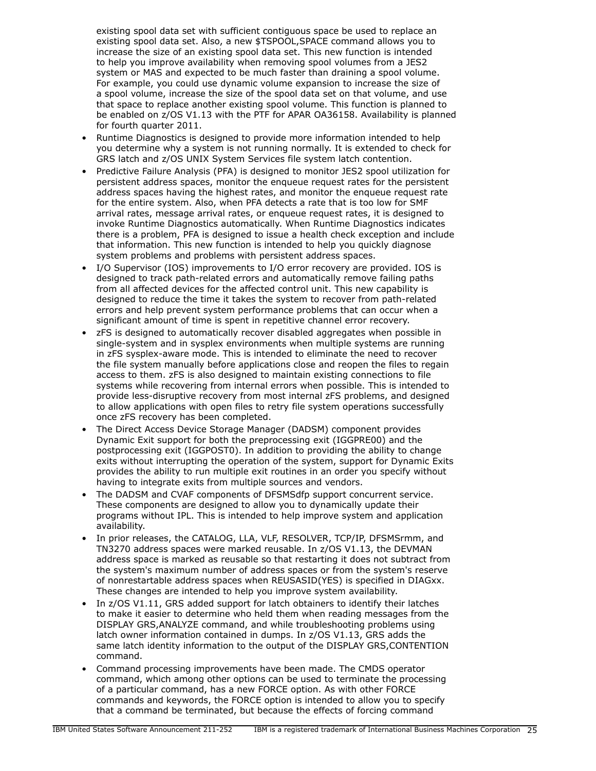existing spool data set with sufficient contiguous space be used to replace an existing spool data set. Also, a new $TSPOOL,SPACE command allows you to increase the size of an existing spool data set. This new function is intended to help you improve availability when removing spool volumes from a JES2 system or MAS and expected to be much faster than draining a spool volume. For example, you could use dynamic volume expansion to increase the size of a spool volume, increase the size of the spool data set on that volume, and use that space to replace another existing spool volume. This function is planned to be enabled on z/OS V1.13 with the PTF for APAR OA36158. Availability is planned for fourth quarter 2011.

- Runtime Diagnostics is designed to provide more information intended to help you determine why a system is not running normally. It is extended to check for GRS latch and z/OS UNIX System Services file system latch contention.
- Predictive Failure Analysis (PFA) is designed to monitor JES2 spool utilization for persistent address spaces, monitor the enqueue request rates for the persistent address spaces having the highest rates, and monitor the enqueue request rate for the entire system. Also, when PFA detects a rate that is too low for SMF arrival rates, message arrival rates, or enqueue request rates, it is designed to invoke Runtime Diagnostics automatically. When Runtime Diagnostics indicates there is a problem, PFA is designed to issue a health check exception and include that information. This new function is intended to help you quickly diagnose system problems and problems with persistent address spaces.
- I/O Supervisor (IOS) improvements to I/O error recovery are provided. IOS is designed to track path-related errors and automatically remove failing paths from all affected devices for the affected control unit. This new capability is designed to reduce the time it takes the system to recover from path-related errors and help prevent system performance problems that can occur when a significant amount of time is spent in repetitive channel error recovery.
- zFS is designed to automatically recover disabled aggregates when possible in single-system and in sysplex environments when multiple systems are running in zFS sysplex-aware mode. This is intended to eliminate the need to recover the file system manually before applications close and reopen the files to regain access to them. zFS is also designed to maintain existing connections to file systems while recovering from internal errors when possible. This is intended to provide less-disruptive recovery from most internal zFS problems, and designed to allow applications with open files to retry file system operations successfully once zFS recovery has been completed.
- The Direct Access Device Storage Manager (DADSM) component provides Dynamic Exit support for both the preprocessing exit (IGGPRE00) and the postprocessing exit (IGGPOST0). In addition to providing the ability to change exits without interrupting the operation of the system, support for Dynamic Exits provides the ability to run multiple exit routines in an order you specify without having to integrate exits from multiple sources and vendors.
- The DADSM and CVAF components of DFSMSdfp support concurrent service. These components are designed to allow you to dynamically update their programs without IPL. This is intended to help improve system and application availability.
- In prior releases, the CATALOG, LLA, VLF, RESOLVER, TCP/IP, DFSMSrmm, and TN3270 address spaces were marked reusable. In z/OS V1.13, the DEVMAN address space is marked as reusable so that restarting it does not subtract from the system's maximum number of address spaces or from the system's reserve of nonrestartable address spaces when REUSASID(YES) is specified in DIAGxx. These changes are intended to help you improve system availability.
- In z/OS V1.11, GRS added support for latch obtainers to identify their latches to make it easier to determine who held them when reading messages from the DISPLAY GRS,ANALYZE command, and while troubleshooting problems using latch owner information contained in dumps. In z/OS V1.13, GRS adds the same latch identity information to the output of the DISPLAY GRS,CONTENTION command.
- Command processing improvements have been made. The CMDS operator command, which among other options can be used to terminate the processing of a particular command, has a new FORCE option. As with other FORCE commands and keywords, the FORCE option is intended to allow you to specify that a command be terminated, but because the effects of forcing command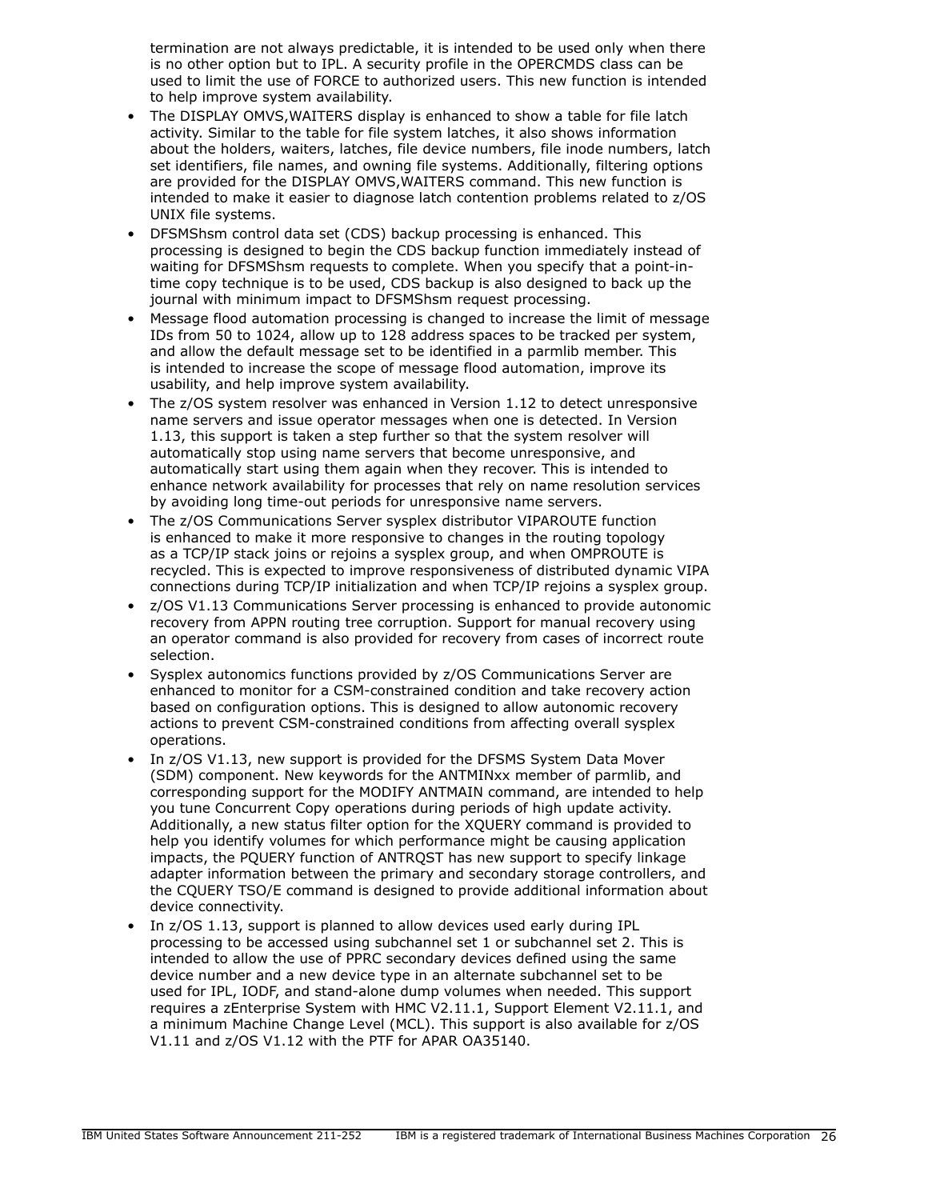termination are not always predictable, it is intended to be used only when there is no other option but to IPL. A security profile in the OPERCMDS class can be used to limit the use of FORCE to authorized users. This new function is intended to help improve system availability.

- The DISPLAY OMVS,WAITERS display is enhanced to show a table for file latch activity. Similar to the table for file system latches, it also shows information about the holders, waiters, latches, file device numbers, file inode numbers, latch set identifiers, file names, and owning file systems. Additionally, filtering options are provided for the DISPLAY OMVS,WAITERS command. This new function is intended to make it easier to diagnose latch contention problems related to z/OS UNIX file systems.
- DFSMShsm control data set (CDS) backup processing is enhanced. This processing is designed to begin the CDS backup function immediately instead of waiting for DFSMShsm requests to complete. When you specify that a point-in-time copy technique is to be used, CDS backup is also designed to back up the journal with minimum impact to DFSMShsm request processing.
- Message flood automation processing is changed to increase the limit of message IDs from 50 to 1024, allow up to 128 address spaces to be tracked per system, and allow the default message set to be identified in a parmlib member. This is intended to increase the scope of message flood automation, improve its usability, and help improve system availability.
- The z/OS system resolver was enhanced in Version 1.12 to detect unresponsive name servers and issue operator messages when one is detected. In Version 1.13, this support is taken a step further so that the system resolver will automatically stop using name servers that become unresponsive, and automatically start using them again when they recover. This is intended to enhance network availability for processes that rely on name resolution services by avoiding long time-out periods for unresponsive name servers.
- The z/OS Communications Server sysplex distributor VIPAROUTE function is enhanced to make it more responsive to changes in the routing topology as a TCP/IP stack joins or rejoins a sysplex group, and when OMPROUTE is recycled. This is expected to improve responsiveness of distributed dynamic VIPA connections during TCP/IP initialization and when TCP/IP rejoins a sysplex group.
- z/OS V1.13 Communications Server processing is enhanced to provide autonomic recovery from APPN routing tree corruption. Support for manual recovery using an operator command is also provided for recovery from cases of incorrect route selection.
- Sysplex autonomics functions provided by z/OS Communications Server are enhanced to monitor for a CSM-constrained condition and take recovery action based on configuration options. This is designed to allow autonomic recovery actions to prevent CSM-constrained conditions from affecting overall sysplex operations.
- In z/OS V1.13, new support is provided for the DFSMS System Data Mover (SDM) component. New keywords for the ANTMINxx member of parmlib, and corresponding support for the MODIFY ANTMAIN command, are intended to help you tune Concurrent Copy operations during periods of high update activity. Additionally, a new status filter option for the XQUERY command is provided to help you identify volumes for which performance might be causing application impacts, the PQUERY function of ANTRQST has new support to specify linkage adapter information between the primary and secondary storage controllers, and the CQUERY TSO/E command is designed to provide additional information about device connectivity.
- In z/OS 1.13, support is planned to allow devices used early during IPL processing to be accessed using subchannel set 1 or subchannel set 2. This is intended to allow the use of PPRC secondary devices defined using the same device number and a new device type in an alternate subchannel set to be used for IPL, IODF, and stand-alone dump volumes when needed. This support requires a zEnterprise System with HMC V2.11.1, Support Element V2.11.1, and a minimum Machine Change Level (MCL). This support is also available for z/OS V1.11 and z/OS V1.12 with the PTF for APAR OA35140.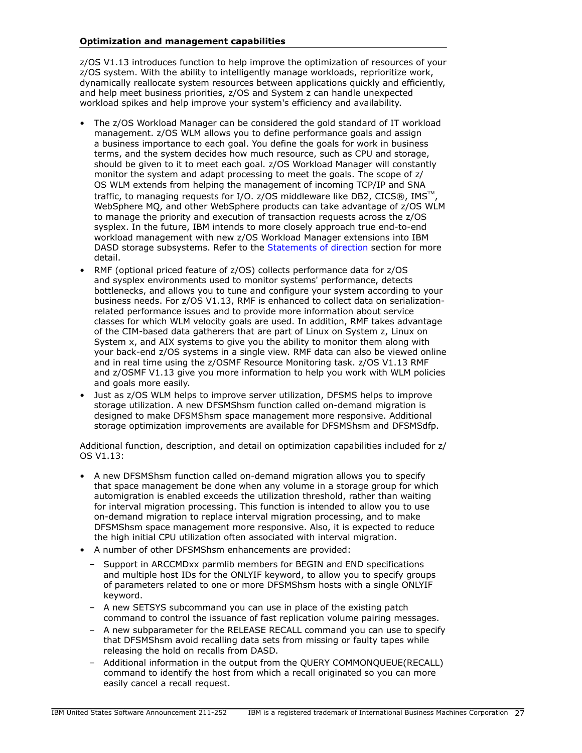**Optimization and management capabilities**

z/OS V1.13 introduces function to help improve the optimization of resources of your z/OS system. With the ability to intelligently manage workloads, reprioritize work, dynamically reallocate system resources between applications quickly and efficiently, and help meet business priorities, z/OS and System z can handle unexpected workload spikes and help improve your system's efficiency and availability.

- The z/OS Workload Manager can be considered the gold standard of IT workload management. z/OS WLM allows you to define performance goals and assign a business importance to each goal. You define the goals for work in business terms, and the system decides how much resource, such as CPU and storage, should be given to it to meet each goal. z/OS Workload Manager will constantly monitor the system and adapt processing to meet the goals. The scope of z/OS WLM extends from helping the management of incoming TCP/IP and SNA traffic, to managing requests for I/O. z/OS middleware like DB2, CICS®, IMS™, WebSphere MQ, and other WebSphere products can take advantage of z/OS WLM to manage the priority and execution of transaction requests across the z/OS sysplex. In the future, IBM intends to more closely approach true end-to-end workload management with new z/OS Workload Manager extensions into IBM DASD storage subsystems. Refer to the Statements of direction section for more detail.
- RMF (optional priced feature of z/OS) collects performance data for z/OS and sysplex environments used to monitor systems' performance, detects bottlenecks, and allows you to tune and configure your system according to your business needs. For z/OS V1.13, RMF is enhanced to collect data on serialization-related performance issues and to provide more information about service classes for which WLM velocity goals are used. In addition, RMF takes advantage of the CIM-based data gatherers that are part of Linux on System z, Linux on System x, and AIX systems to give you the ability to monitor them along with your back-end z/OS systems in a single view. RMF data can also be viewed online and in real time using the z/OSMF Resource Monitoring task. z/OS V1.13 RMF and z/OSMF V1.13 give you more information to help you work with WLM policies and goals more easily.
- Just as z/OS WLM helps to improve server utilization, DFSMS helps to improve storage utilization. A new DFSMShsm function called on-demand migration is designed to make DFSMShsm space management more responsive. Additional storage optimization improvements are available for DFSMShsm and DFSMSdfp.

Additional function, description, and detail on optimization capabilities included for z/OS V1.13:

- A new DFSMShsm function called on-demand migration allows you to specify that space management be done when any volume in a storage group for which automigration is enabled exceeds the utilization threshold, rather than waiting for interval migration processing. This function is intended to allow you to use on-demand migration to replace interval migration processing, and to make DFSMShsm space management more responsive. Also, it is expected to reduce the high initial CPU utilization often associated with interval migration.
- A number of other DFSMShsm enhancements are provided:
  - Support in ARCCMDxx parmlib members for BEGIN and END specifications and multiple host IDs for the ONLYIF keyword, to allow you to specify groups of parameters related to one or more DFSMShsm hosts with a single ONLYIF keyword.
  - A new SETSYS subcommand you can use in place of the existing patch command to control the issuance of fast replication volume pairing messages.
  - A new subparameter for the RELEASE RECALL command you can use to specify that DFSMShsm avoid recalling data sets from missing or faulty tapes while releasing the hold on recalls from DASD.
  - Additional information in the output from the QUERY COMMONQUEUE(RECALL) command to identify the host from which a recall originated so you can more easily cancel a recall request.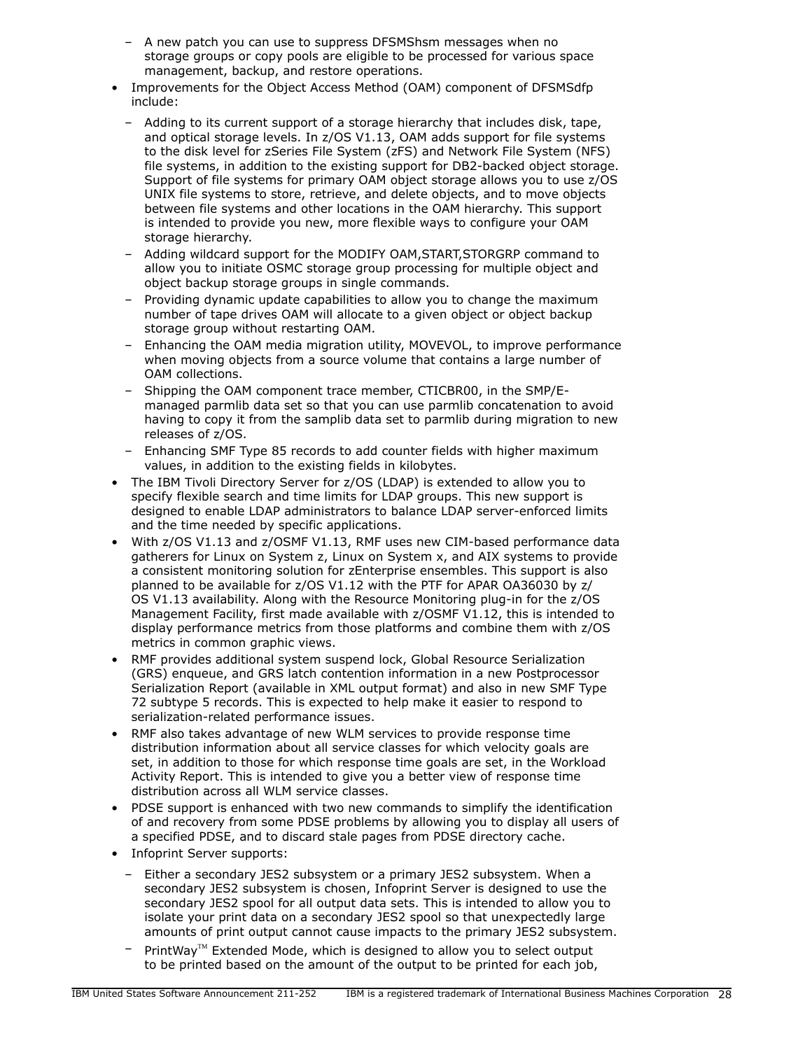- A new patch you can use to suppress DFSMShsm messages when no storage groups or copy pools are eligible to be processed for various space management, backup, and restore operations.
- Improvements for the Object Access Method (OAM) component of DFSMSdfp include:
  - Adding to its current support of a storage hierarchy that includes disk, tape, and optical storage levels. In z/OS V1.13, OAM adds support for file systems to the disk level for zSeries File System (zFS) and Network File System (NFS) file systems, in addition to the existing support for DB2-backed object storage. Support of file systems for primary OAM object storage allows you to use z/OS UNIX file systems to store, retrieve, and delete objects, and to move objects between file systems and other locations in the OAM hierarchy. This support is intended to provide you new, more flexible ways to configure your OAM storage hierarchy.
  - Adding wildcard support for the MODIFY OAM,START,STORGRP command to allow you to initiate OSMC storage group processing for multiple object and object backup storage groups in single commands.
  - Providing dynamic update capabilities to allow you to change the maximum number of tape drives OAM will allocate to a given object or object backup storage group without restarting OAM.
  - Enhancing the OAM media migration utility, MOVEVOL, to improve performance when moving objects from a source volume that contains a large number of OAM collections.
  - Shipping the OAM component trace member, CTICBR00, in the SMP/E-managed parmlib data set so that you can use parmlib concatenation to avoid having to copy it from the samplib data set to parmlib during migration to new releases of z/OS.
  - Enhancing SMF Type 85 records to add counter fields with higher maximum values, in addition to the existing fields in kilobytes.
- The IBM Tivoli Directory Server for z/OS (LDAP) is extended to allow you to specify flexible search and time limits for LDAP groups. This new support is designed to enable LDAP administrators to balance LDAP server-enforced limits and the time needed by specific applications.
- With z/OS V1.13 and z/OSMF V1.13, RMF uses new CIM-based performance data gatherers for Linux on System z, Linux on System x, and AIX systems to provide a consistent monitoring solution for zEnterprise ensembles. This support is also planned to be available for z/OS V1.12 with the PTF for APAR OA36030 by z/OS V1.13 availability. Along with the Resource Monitoring plug-in for the z/OS Management Facility, first made available with z/OSMF V1.12, this is intended to display performance metrics from those platforms and combine them with z/OS metrics in common graphic views.
- RMF provides additional system suspend lock, Global Resource Serialization (GRS) enqueue, and GRS latch contention information in a new Postprocessor Serialization Report (available in XML output format) and also in new SMF Type 72 subtype 5 records. This is expected to help make it easier to respond to serialization-related performance issues.
- RMF also takes advantage of new WLM services to provide response time distribution information about all service classes for which velocity goals are set, in addition to those for which response time goals are set, in the Workload Activity Report. This is intended to give you a better view of response time distribution across all WLM service classes.
- PDSE support is enhanced with two new commands to simplify the identification of and recovery from some PDSE problems by allowing you to display all users of a specified PDSE, and to discard stale pages from PDSE directory cache.
- Infoprint Server supports:
  - Either a secondary JES2 subsystem or a primary JES2 subsystem. When a secondary JES2 subsystem is chosen, Infoprint Server is designed to use the secondary JES2 spool for all output data sets. This is intended to allow you to isolate your print data on a secondary JES2 spool so that unexpectedly large amounts of print output cannot cause impacts to the primary JES2 subsystem.
  - PrintWay™ Extended Mode, which is designed to allow you to select output to be printed based on the amount of the output to be printed for each job,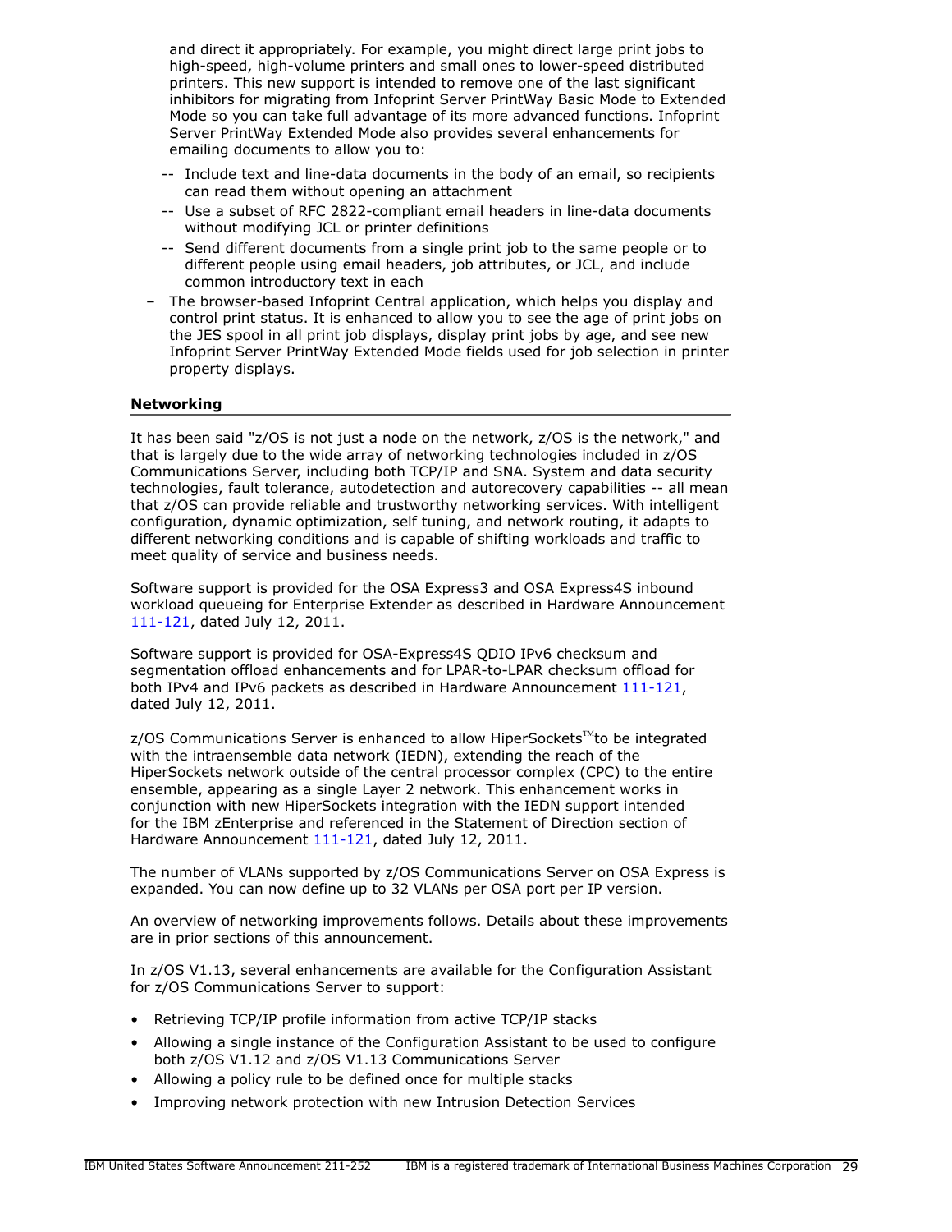and direct it appropriately. For example, you might direct large print jobs to high-speed, high-volume printers and small ones to lower-speed distributed printers. This new support is intended to remove one of the last significant inhibitors for migrating from Infoprint Server PrintWay Basic Mode to Extended Mode so you can take full advantage of its more advanced functions. Infoprint Server PrintWay Extended Mode also provides several enhancements for emailing documents to allow you to:

  - -- Include text and line-data documents in the body of an email, so recipients can read them without opening an attachment
  - -- Use a subset of RFC 2822-compliant email headers in line-data documents without modifying JCL or printer definitions
  - -- Send different documents from a single print job to the same people or to different people using email headers, job attributes, or JCL, and include common introductory text in each

- The browser-based Infoprint Central application, which helps you display and control print status. It is enhanced to allow you to see the age of print jobs on the JES spool in all print job displays, display print jobs by age, and see new Infoprint Server PrintWay Extended Mode fields used for job selection in printer property displays.

## Networking

It has been said "z/OS is not just a node on the network, z/OS is the network," and that is largely due to the wide array of networking technologies included in z/OS Communications Server, including both TCP/IP and SNA. System and data security technologies, fault tolerance, autodetection and autorecovery capabilities -- all mean that z/OS can provide reliable and trustworthy networking services. With intelligent configuration, dynamic optimization, self tuning, and network routing, it adapts to different networking conditions and is capable of shifting workloads and traffic to meet quality of service and business needs.

Software support is provided for the OSA Express3 and OSA Express4S inbound workload queueing for Enterprise Extender as described in Hardware Announcement 111-121, dated July 12, 2011.

Software support is provided for OSA-Express4S QDIO IPv6 checksum and segmentation offload enhancements and for LPAR-to-LPAR checksum offload for both IPv4 and IPv6 packets as described in Hardware Announcement 111-121, dated July 12, 2011.

z/OS Communications Server is enhanced to allow HiperSockets™ to be integrated with the intraensemble data network (IEDN), extending the reach of the HiperSockets network outside of the central processor complex (CPC) to the entire ensemble, appearing as a single Layer 2 network. This enhancement works in conjunction with new HiperSockets integration with the IEDN support intended for the IBM zEnterprise and referenced in the Statement of Direction section of Hardware Announcement 111-121, dated July 12, 2011.

The number of VLANs supported by z/OS Communications Server on OSA Express is expanded. You can now define up to 32 VLANs per OSA port per IP version.

An overview of networking improvements follows. Details about these improvements are in prior sections of this announcement.

In z/OS V1.13, several enhancements are available for the Configuration Assistant for z/OS Communications Server to support:

- Retrieving TCP/IP profile information from active TCP/IP stacks
- Allowing a single instance of the Configuration Assistant to be used to configure both z/OS V1.12 and z/OS V1.13 Communications Server
- Allowing a policy rule to be defined once for multiple stacks
- Improving network protection with new Intrusion Detection Services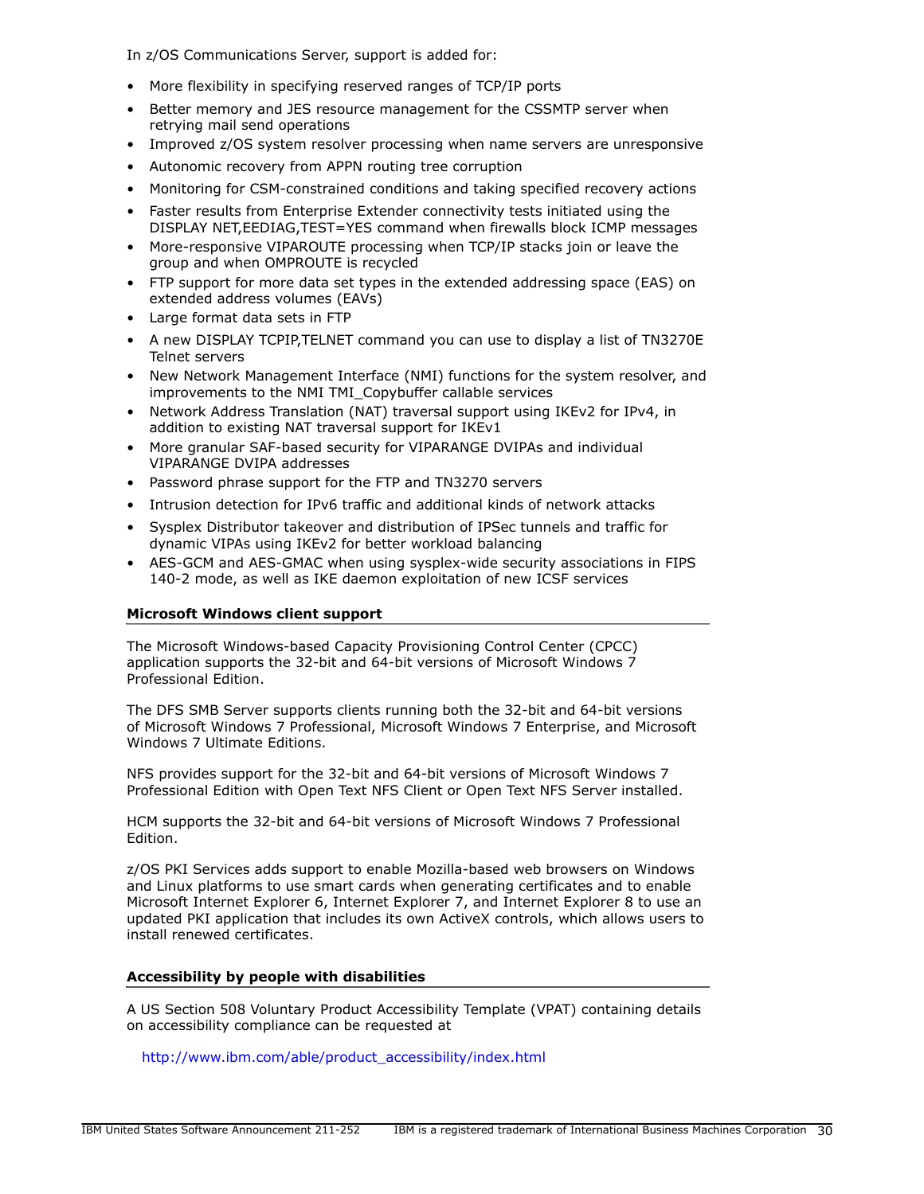In z/OS Communications Server, support is added for:

- More flexibility in specifying reserved ranges of TCP/IP ports
- Better memory and JES resource management for the CSSMTP server when retrying mail send operations
- Improved z/OS system resolver processing when name servers are unresponsive
- Autonomic recovery from APPN routing tree corruption
- Monitoring for CSM-constrained conditions and taking specified recovery actions
- Faster results from Enterprise Extender connectivity tests initiated using the DISPLAY NET,EEDIAG,TEST=YES command when firewalls block ICMP messages
- More-responsive VIPAROUTE processing when TCP/IP stacks join or leave the group and when OMPROUTE is recycled
- FTP support for more data set types in the extended addressing space (EAS) on extended address volumes (EAVs)
- Large format data sets in FTP
- A new DISPLAY TCPIP,TELNET command you can use to display a list of TN3270E Telnet servers
- New Network Management Interface (NMI) functions for the system resolver, and improvements to the NMI TMI_Copybuffer callable services
- Network Address Translation (NAT) traversal support using IKEv2 for IPv4, in addition to existing NAT traversal support for IKEv1
- More granular SAF-based security for VIPARANGE DVIPAs and individual VIPARANGE DVIPA addresses
- Password phrase support for the FTP and TN3270 servers
- Intrusion detection for IPv6 traffic and additional kinds of network attacks
- Sysplex Distributor takeover and distribution of IPSec tunnels and traffic for dynamic VIPAs using IKEv2 for better workload balancing
- AES-GCM and AES-GMAC when using sysplex-wide security associations in FIPS 140-2 mode, as well as IKE daemon exploitation of new ICSF services

## Microsoft Windows client support

The Microsoft Windows-based Capacity Provisioning Control Center (CPCC) application supports the 32-bit and 64-bit versions of Microsoft Windows 7 Professional Edition.

The DFS SMB Server supports clients running both the 32-bit and 64-bit versions of Microsoft Windows 7 Professional, Microsoft Windows 7 Enterprise, and Microsoft Windows 7 Ultimate Editions.

NFS provides support for the 32-bit and 64-bit versions of Microsoft Windows 7 Professional Edition with Open Text NFS Client or Open Text NFS Server installed.

HCM supports the 32-bit and 64-bit versions of Microsoft Windows 7 Professional Edition.

z/OS PKI Services adds support to enable Mozilla-based web browsers on Windows and Linux platforms to use smart cards when generating certificates and to enable Microsoft Internet Explorer 6, Internet Explorer 7, and Internet Explorer 8 to use an updated PKI application that includes its own ActiveX controls, which allows users to install renewed certificates.

## Accessibility by people with disabilities

A US Section 508 Voluntary Product Accessibility Template (VPAT) containing details on accessibility compliance can be requested at

http://www.ibm.com/able/product_accessibility/index.html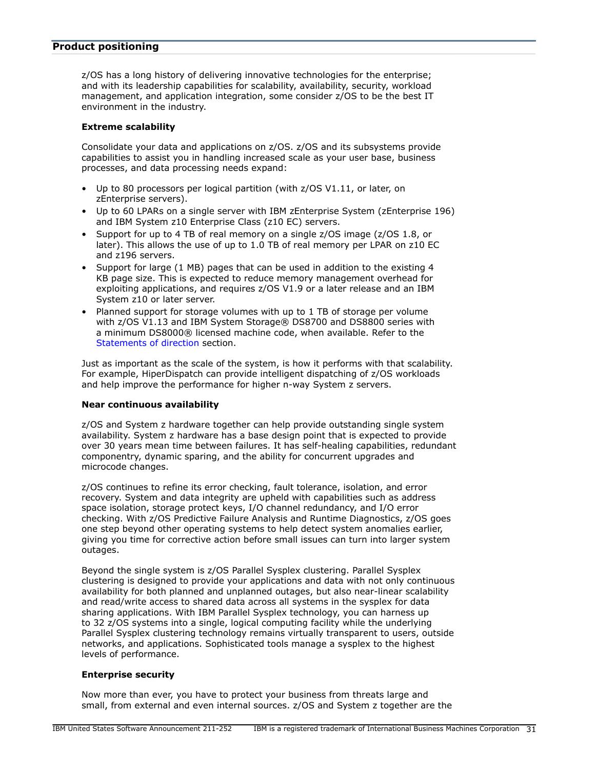## Product positioning

z/OS has a long history of delivering innovative technologies for the enterprise; and with its leadership capabilities for scalability, availability, security, workload management, and application integration, some consider z/OS to be the best IT environment in the industry.

### Extreme scalability

Consolidate your data and applications on z/OS. z/OS and its subsystems provide capabilities to assist you in handling increased scale as your user base, business processes, and data processing needs expand:

- Up to 80 processors per logical partition (with z/OS V1.11, or later, on zEnterprise servers).
- Up to 60 LPARs on a single server with IBM zEnterprise System (zEnterprise 196) and IBM System z10 Enterprise Class (z10 EC) servers.
- Support for up to 4 TB of real memory on a single z/OS image (z/OS 1.8, or later). This allows the use of up to 1.0 TB of real memory per LPAR on z10 EC and z196 servers.
- Support for large (1 MB) pages that can be used in addition to the existing 4 KB page size. This is expected to reduce memory management overhead for exploiting applications, and requires z/OS V1.9 or a later release and an IBM System z10 or later server.
- Planned support for storage volumes with up to 1 TB of storage per volume with z/OS V1.13 and IBM System Storage® DS8700 and DS8800 series with a minimum DS8000® licensed machine code, when available. Refer to the Statements of direction section.

Just as important as the scale of the system, is how it performs with that scalability. For example, HiperDispatch can provide intelligent dispatching of z/OS workloads and help improve the performance for higher n-way System z servers.

### Near continuous availability

z/OS and System z hardware together can help provide outstanding single system availability. System z hardware has a base design point that is expected to provide over 30 years mean time between failures. It has self-healing capabilities, redundant componentry, dynamic sparing, and the ability for concurrent upgrades and microcode changes.

z/OS continues to refine its error checking, fault tolerance, isolation, and error recovery. System and data integrity are upheld with capabilities such as address space isolation, storage protect keys, I/O channel redundancy, and I/O error checking. With z/OS Predictive Failure Analysis and Runtime Diagnostics, z/OS goes one step beyond other operating systems to help detect system anomalies earlier, giving you time for corrective action before small issues can turn into larger system outages.

Beyond the single system is z/OS Parallel Sysplex clustering. Parallel Sysplex clustering is designed to provide your applications and data with not only continuous availability for both planned and unplanned outages, but also near-linear scalability and read/write access to shared data across all systems in the sysplex for data sharing applications. With IBM Parallel Sysplex technology, you can harness up to 32 z/OS systems into a single, logical computing facility while the underlying Parallel Sysplex clustering technology remains virtually transparent to users, outside networks, and applications. Sophisticated tools manage a sysplex to the highest levels of performance.

### Enterprise security

Now more than ever, you have to protect your business from threats large and small, from external and even internal sources. z/OS and System z together are the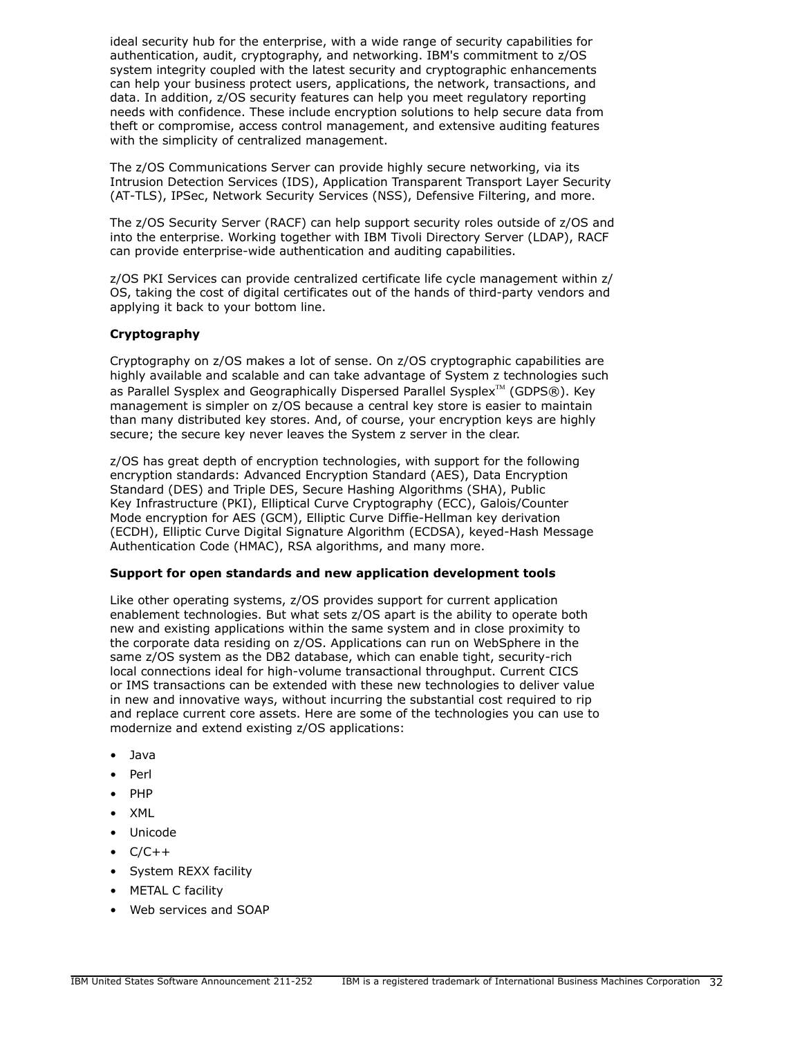ideal security hub for the enterprise, with a wide range of security capabilities for authentication, audit, cryptography, and networking. IBM's commitment to z/OS system integrity coupled with the latest security and cryptographic enhancements can help your business protect users, applications, the network, transactions, and data. In addition, z/OS security features can help you meet regulatory reporting needs with confidence. These include encryption solutions to help secure data from theft or compromise, access control management, and extensive auditing features with the simplicity of centralized management.

The z/OS Communications Server can provide highly secure networking, via its Intrusion Detection Services (IDS), Application Transparent Transport Layer Security (AT-TLS), IPSec, Network Security Services (NSS), Defensive Filtering, and more.

The z/OS Security Server (RACF) can help support security roles outside of z/OS and into the enterprise. Working together with IBM Tivoli Directory Server (LDAP), RACF can provide enterprise-wide authentication and auditing capabilities.

z/OS PKI Services can provide centralized certificate life cycle management within z/OS, taking the cost of digital certificates out of the hands of third-party vendors and applying it back to your bottom line.

**Cryptography**

Cryptography on z/OS makes a lot of sense. On z/OS cryptographic capabilities are highly available and scalable and can take advantage of System z technologies such as Parallel Sysplex and Geographically Dispersed Parallel Sysplex™ (GDPS®). Key management is simpler on z/OS because a central key store is easier to maintain than many distributed key stores. And, of course, your encryption keys are highly secure; the secure key never leaves the System z server in the clear.

z/OS has great depth of encryption technologies, with support for the following encryption standards: Advanced Encryption Standard (AES), Data Encryption Standard (DES) and Triple DES, Secure Hashing Algorithms (SHA), Public Key Infrastructure (PKI), Elliptical Curve Cryptography (ECC), Galois/Counter Mode encryption for AES (GCM), Elliptic Curve Diffie-Hellman key derivation (ECDH), Elliptic Curve Digital Signature Algorithm (ECDSA), keyed-Hash Message Authentication Code (HMAC), RSA algorithms, and many more.

**Support for open standards and new application development tools**

Like other operating systems, z/OS provides support for current application enablement technologies. But what sets z/OS apart is the ability to operate both new and existing applications within the same system and in close proximity to the corporate data residing on z/OS. Applications can run on WebSphere in the same z/OS system as the DB2 database, which can enable tight, security-rich local connections ideal for high-volume transactional throughput. Current CICS or IMS transactions can be extended with these new technologies to deliver value in new and innovative ways, without incurring the substantial cost required to rip and replace current core assets. Here are some of the technologies you can use to modernize and extend existing z/OS applications:

- Java
- Perl
- PHP
- XML
- Unicode
- C/C++
- System REXX facility
- METAL C facility
- Web services and SOAP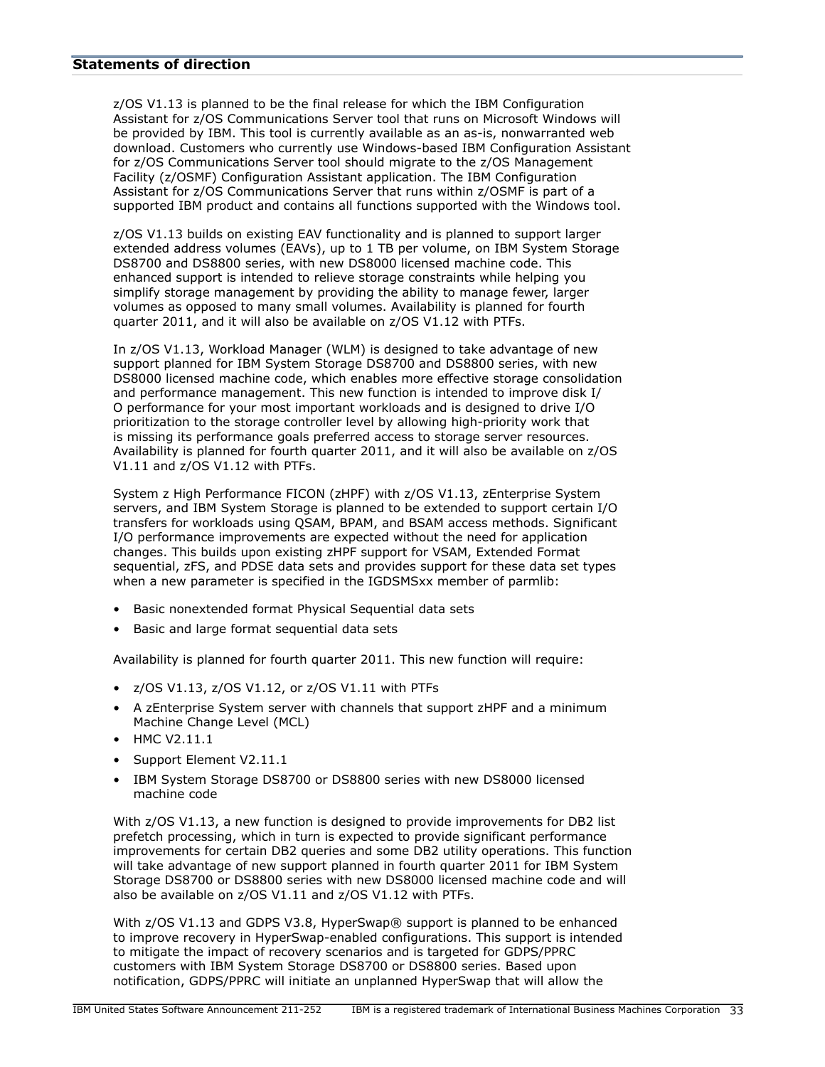## Statements of direction

z/OS V1.13 is planned to be the final release for which the IBM Configuration Assistant for z/OS Communications Server tool that runs on Microsoft Windows will be provided by IBM. This tool is currently available as an as-is, nonwarranted web download. Customers who currently use Windows-based IBM Configuration Assistant for z/OS Communications Server tool should migrate to the z/OS Management Facility (z/OSMF) Configuration Assistant application. The IBM Configuration Assistant for z/OS Communications Server that runs within z/OSMF is part of a supported IBM product and contains all functions supported with the Windows tool.

z/OS V1.13 builds on existing EAV functionality and is planned to support larger extended address volumes (EAVs), up to 1 TB per volume, on IBM System Storage DS8700 and DS8800 series, with new DS8000 licensed machine code. This enhanced support is intended to relieve storage constraints while helping you simplify storage management by providing the ability to manage fewer, larger volumes as opposed to many small volumes. Availability is planned for fourth quarter 2011, and it will also be available on z/OS V1.12 with PTFs.

In z/OS V1.13, Workload Manager (WLM) is designed to take advantage of new support planned for IBM System Storage DS8700 and DS8800 series, with new DS8000 licensed machine code, which enables more effective storage consolidation and performance management. This new function is intended to improve disk I/O performance for your most important workloads and is designed to drive I/O prioritization to the storage controller level by allowing high-priority work that is missing its performance goals preferred access to storage server resources. Availability is planned for fourth quarter 2011, and it will also be available on z/OS V1.11 and z/OS V1.12 with PTFs.

System z High Performance FICON (zHPF) with z/OS V1.13, zEnterprise System servers, and IBM System Storage is planned to be extended to support certain I/O transfers for workloads using QSAM, BPAM, and BSAM access methods. Significant I/O performance improvements are expected without the need for application changes. This builds upon existing zHPF support for VSAM, Extended Format sequential, zFS, and PDSE data sets and provides support for these data set types when a new parameter is specified in the IGDSMSxx member of parmlib:

- Basic nonextended format Physical Sequential data sets
- Basic and large format sequential data sets

Availability is planned for fourth quarter 2011. This new function will require:

- z/OS V1.13, z/OS V1.12, or z/OS V1.11 with PTFs
- A zEnterprise System server with channels that support zHPF and a minimum Machine Change Level (MCL)
- HMC V2.11.1
- Support Element V2.11.1
- IBM System Storage DS8700 or DS8800 series with new DS8000 licensed machine code

With z/OS V1.13, a new function is designed to provide improvements for DB2 list prefetch processing, which in turn is expected to provide significant performance improvements for certain DB2 queries and some DB2 utility operations. This function will take advantage of new support planned in fourth quarter 2011 for IBM System Storage DS8700 or DS8800 series with new DS8000 licensed machine code and will also be available on z/OS V1.11 and z/OS V1.12 with PTFs.

With z/OS V1.13 and GDPS V3.8, HyperSwap® support is planned to be enhanced to improve recovery in HyperSwap-enabled configurations. This support is intended to mitigate the impact of recovery scenarios and is targeted for GDPS/PPRC customers with IBM System Storage DS8700 or DS8800 series. Based upon notification, GDPS/PPRC will initiate an unplanned HyperSwap that will allow the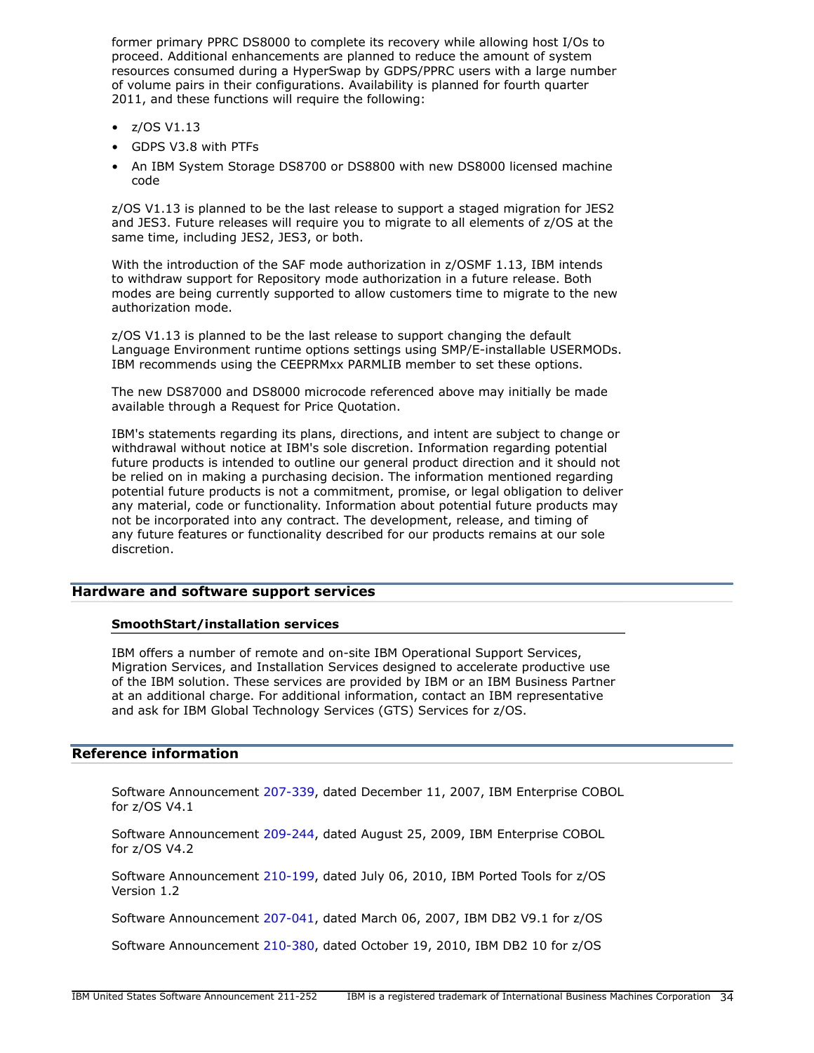former primary PPRC DS8000 to complete its recovery while allowing host I/Os to proceed. Additional enhancements are planned to reduce the amount of system resources consumed during a HyperSwap by GDPS/PPRC users with a large number of volume pairs in their configurations. Availability is planned for fourth quarter 2011, and these functions will require the following:

- z/OS V1.13
- GDPS V3.8 with PTFs
- An IBM System Storage DS8700 or DS8800 with new DS8000 licensed machine code

z/OS V1.13 is planned to be the last release to support a staged migration for JES2 and JES3. Future releases will require you to migrate to all elements of z/OS at the same time, including JES2, JES3, or both.

With the introduction of the SAF mode authorization in z/OSMF 1.13, IBM intends to withdraw support for Repository mode authorization in a future release. Both modes are being currently supported to allow customers time to migrate to the new authorization mode.

z/OS V1.13 is planned to be the last release to support changing the default Language Environment runtime options settings using SMP/E-installable USERMODs. IBM recommends using the CEEPRMxx PARMLIB member to set these options.

The new DS87000 and DS8000 microcode referenced above may initially be made available through a Request for Price Quotation.

IBM's statements regarding its plans, directions, and intent are subject to change or withdrawal without notice at IBM's sole discretion. Information regarding potential future products is intended to outline our general product direction and it should not be relied on in making a purchasing decision. The information mentioned regarding potential future products is not a commitment, promise, or legal obligation to deliver any material, code or functionality. Information about potential future products may not be incorporated into any contract. The development, release, and timing of any future features or functionality described for our products remains at our sole discretion.

## Hardware and software support services

### SmoothStart/installation services

IBM offers a number of remote and on-site IBM Operational Support Services, Migration Services, and Installation Services designed to accelerate productive use of the IBM solution. These services are provided by IBM or an IBM Business Partner at an additional charge. For additional information, contact an IBM representative and ask for IBM Global Technology Services (GTS) Services for z/OS.

## Reference information

Software Announcement 207-339, dated December 11, 2007, IBM Enterprise COBOL for z/OS V4.1

Software Announcement 209-244, dated August 25, 2009, IBM Enterprise COBOL for z/OS V4.2

Software Announcement 210-199, dated July 06, 2010, IBM Ported Tools for z/OS Version 1.2

Software Announcement 207-041, dated March 06, 2007, IBM DB2 V9.1 for z/OS

Software Announcement 210-380, dated October 19, 2010, IBM DB2 10 for z/OS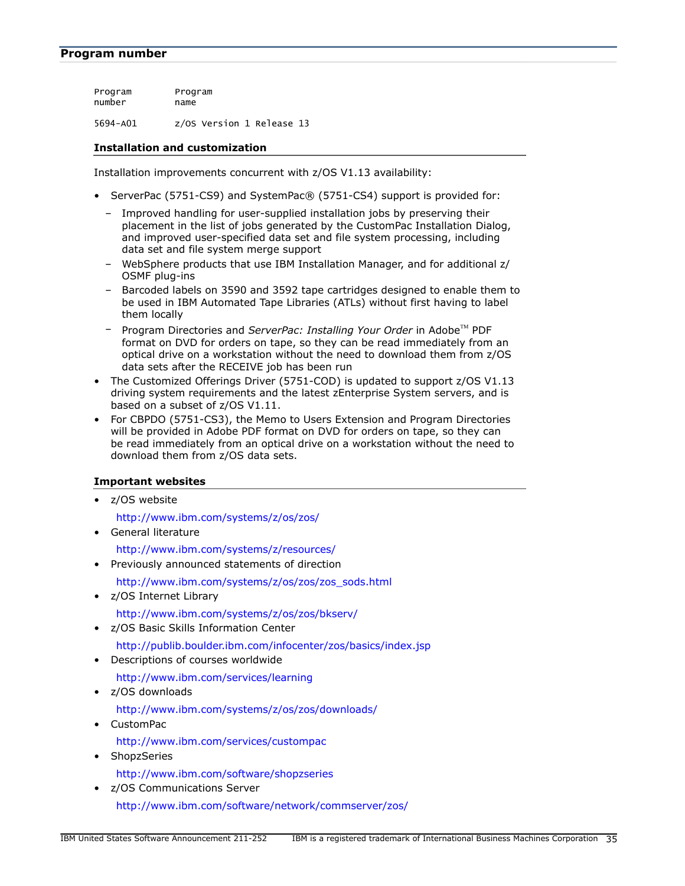## Program number

| Program number | Program name |
| --- | --- |
| 5694-A01 | z/OS Version 1 Release 13 |

### Installation and customization

Installation improvements concurrent with z/OS V1.13 availability:

- ServerPac (5751-CS9) and SystemPac® (5751-CS4) support is provided for:
  - Improved handling for user-supplied installation jobs by preserving their placement in the list of jobs generated by the CustomPac Installation Dialog, and improved user-specified data set and file system processing, including data set and file system merge support
  - WebSphere products that use IBM Installation Manager, and for additional z/OSMF plug-ins
  - Barcoded labels on 3590 and 3592 tape cartridges designed to enable them to be used in IBM Automated Tape Libraries (ATLs) without first having to label them locally
  - Program Directories and *ServerPac: Installing Your Order* in Adobe™ PDF format on DVD for orders on tape, so they can be read immediately from an optical drive on a workstation without the need to download them from z/OS data sets after the RECEIVE job has been run
- The Customized Offerings Driver (5751-COD) is updated to support z/OS V1.13 driving system requirements and the latest zEnterprise System servers, and is based on a subset of z/OS V1.11.
- For CBPDO (5751-CS3), the Memo to Users Extension and Program Directories will be provided in Adobe PDF format on DVD for orders on tape, so they can be read immediately from an optical drive on a workstation without the need to download them from z/OS data sets.

### Important websites

- z/OS website

  http://www.ibm.com/systems/z/os/zos/
- General literature

  http://www.ibm.com/systems/z/resources/
- Previously announced statements of direction

  http://www.ibm.com/systems/z/os/zos/zos_sods.html
- z/OS Internet Library

  http://www.ibm.com/systems/z/os/zos/bkserv/
- z/OS Basic Skills Information Center

  http://publib.boulder.ibm.com/infocenter/zos/basics/index.jsp
- Descriptions of courses worldwide

  http://www.ibm.com/services/learning
- z/OS downloads

  http://www.ibm.com/systems/z/os/zos/downloads/
- CustomPac

  http://www.ibm.com/services/custompac
- ShopzSeries

  http://www.ibm.com/software/shopzseries
- z/OS Communications Server

  http://www.ibm.com/software/network/commserver/zos/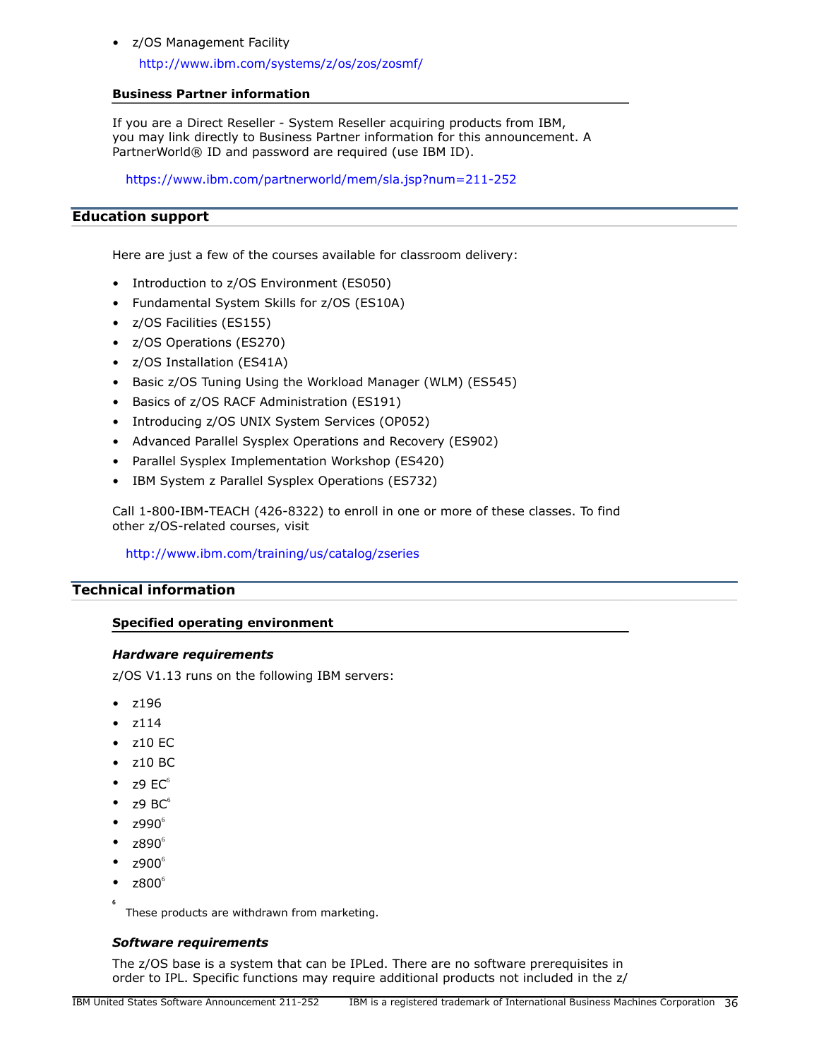- z/OS Management Facility

  http://www.ibm.com/systems/z/os/zos/zosmf/

### Business Partner information

If you are a Direct Reseller - System Reseller acquiring products from IBM, you may link directly to Business Partner information for this announcement. A PartnerWorld® ID and password are required (use IBM ID).

https://www.ibm.com/partnerworld/mem/sla.jsp?num=211-252

## Education support

Here are just a few of the courses available for classroom delivery:

- Introduction to z/OS Environment (ES050)
- Fundamental System Skills for z/OS (ES10A)
- z/OS Facilities (ES155)
- z/OS Operations (ES270)
- z/OS Installation (ES41A)
- Basic z/OS Tuning Using the Workload Manager (WLM) (ES545)
- Basics of z/OS RACF Administration (ES191)
- Introducing z/OS UNIX System Services (OP052)
- Advanced Parallel Sysplex Operations and Recovery (ES902)
- Parallel Sysplex Implementation Workshop (ES420)
- IBM System z Parallel Sysplex Operations (ES732)

Call 1-800-IBM-TEACH (426-8322) to enroll in one or more of these classes. To find other z/OS-related courses, visit

http://www.ibm.com/training/us/catalog/zseries

## Technical information

### Specified operating environment

#### *Hardware requirements*

z/OS V1.13 runs on the following IBM servers:

- z196
- z114
- z10 EC
- z10 BC
- z9 EC[6]
- z9 BC[6]
- z990[6]
- z890[6]
- z900[6]
- z800[6]

[6] These products are withdrawn from marketing.

#### *Software requirements*

The z/OS base is a system that can be IPLed. There are no software prerequisites in order to IPL. Specific functions may require additional products not included in the z/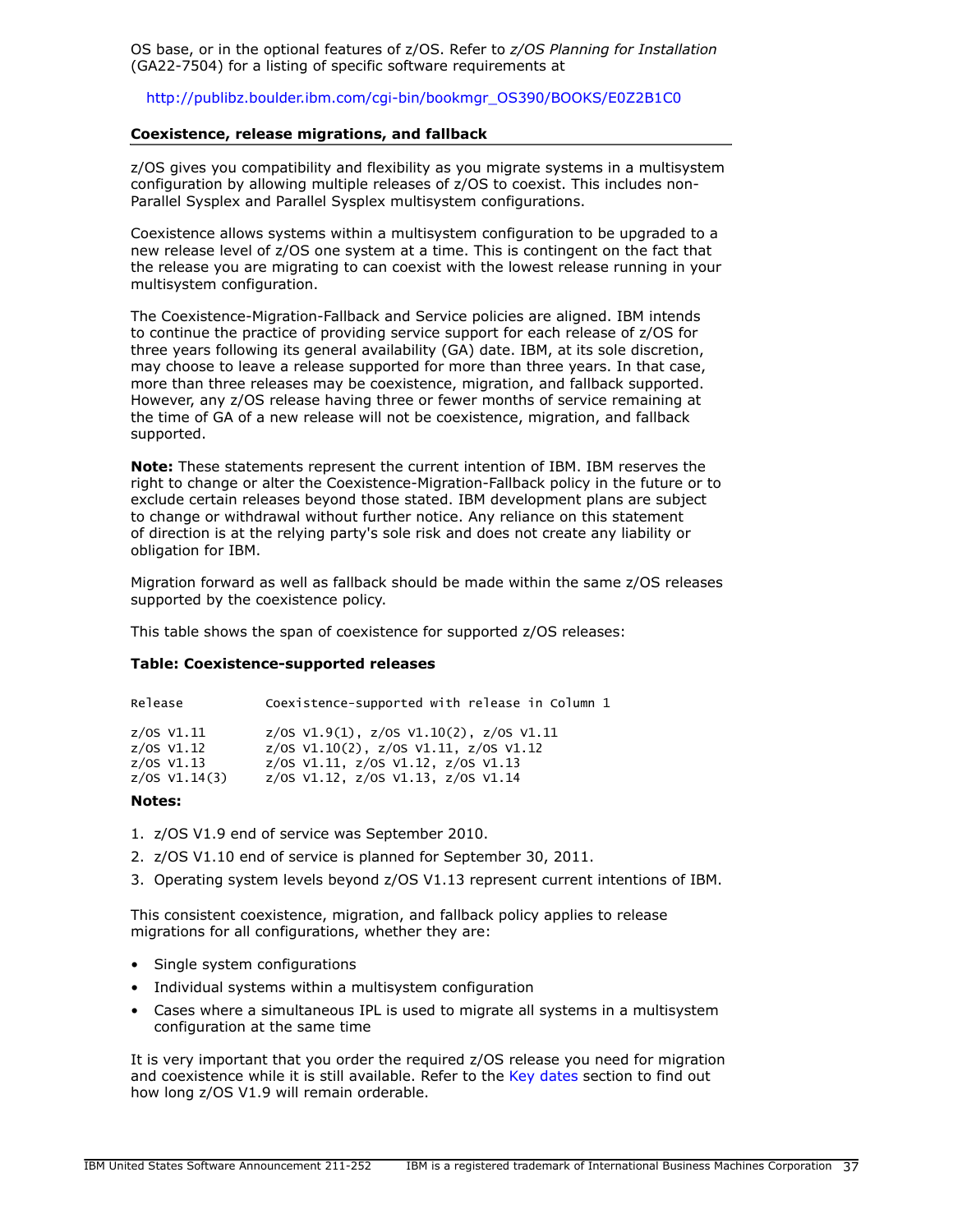OS base, or in the optional features of z/OS. Refer to *z/OS Planning for Installation* (GA22-7504) for a listing of specific software requirements at

http://publibz.boulder.ibm.com/cgi-bin/bookmgr_OS390/BOOKS/E0Z2B1C0

### Coexistence, release migrations, and fallback

z/OS gives you compatibility and flexibility as you migrate systems in a multisystem configuration by allowing multiple releases of z/OS to coexist. This includes non-Parallel Sysplex and Parallel Sysplex multisystem configurations.

Coexistence allows systems within a multisystem configuration to be upgraded to a new release level of z/OS one system at a time. This is contingent on the fact that the release you are migrating to can coexist with the lowest release running in your multisystem configuration.

The Coexistence-Migration-Fallback and Service policies are aligned. IBM intends to continue the practice of providing service support for each release of z/OS for three years following its general availability (GA) date. IBM, at its sole discretion, may choose to leave a release supported for more than three years. In that case, more than three releases may be coexistence, migration, and fallback supported. However, any z/OS release having three or fewer months of service remaining at the time of GA of a new release will not be coexistence, migration, and fallback supported.

**Note:** These statements represent the current intention of IBM. IBM reserves the right to change or alter the Coexistence-Migration-Fallback policy in the future or to exclude certain releases beyond those stated. IBM development plans are subject to change or withdrawal without further notice. Any reliance on this statement of direction is at the relying party's sole risk and does not create any liability or obligation for IBM.

Migration forward as well as fallback should be made within the same z/OS releases supported by the coexistence policy.

This table shows the span of coexistence for supported z/OS releases:

**Table: Coexistence-supported releases**

| Release | Coexistence-supported with release in Column 1 |
|---|---|
| z/OS V1.11 | z/OS V1.9(1), z/OS V1.10(2), z/OS V1.11 |
| z/OS V1.12 | z/OS V1.10(2), z/OS V1.11, z/OS V1.12 |
| z/OS V1.13 | z/OS V1.11, z/OS V1.12, z/OS V1.13 |
| z/OS V1.14(3) | z/OS V1.12, z/OS V1.13, z/OS V1.14 |

**Notes:**

1. z/OS V1.9 end of service was September 2010.
2. z/OS V1.10 end of service is planned for September 30, 2011.
3. Operating system levels beyond z/OS V1.13 represent current intentions of IBM.

This consistent coexistence, migration, and fallback policy applies to release migrations for all configurations, whether they are:

- Single system configurations
- Individual systems within a multisystem configuration
- Cases where a simultaneous IPL is used to migrate all systems in a multisystem configuration at the same time

It is very important that you order the required z/OS release you need for migration and coexistence while it is still available. Refer to the Key dates section to find out how long z/OS V1.9 will remain orderable.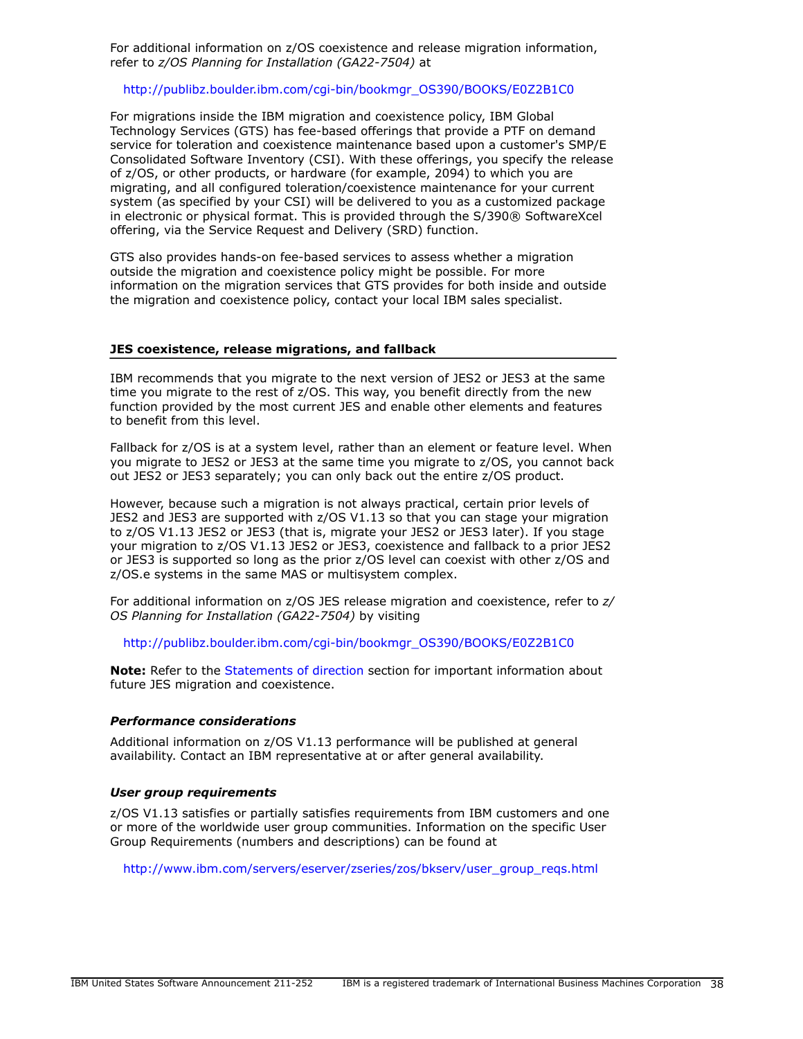For additional information on z/OS coexistence and release migration information, refer to *z/OS Planning for Installation (GA22-7504)* at

http://publibz.boulder.ibm.com/cgi-bin/bookmgr_OS390/BOOKS/E0Z2B1C0

For migrations inside the IBM migration and coexistence policy, IBM Global Technology Services (GTS) has fee-based offerings that provide a PTF on demand service for toleration and coexistence maintenance based upon a customer's SMP/E Consolidated Software Inventory (CSI). With these offerings, you specify the release of z/OS, or other products, or hardware (for example, 2094) to which you are migrating, and all configured toleration/coexistence maintenance for your current system (as specified by your CSI) will be delivered to you as a customized package in electronic or physical format. This is provided through the S/390® SoftwareXcel offering, via the Service Request and Delivery (SRD) function.

GTS also provides hands-on fee-based services to assess whether a migration outside the migration and coexistence policy might be possible. For more information on the migration services that GTS provides for both inside and outside the migration and coexistence policy, contact your local IBM sales specialist.

## JES coexistence, release migrations, and fallback

IBM recommends that you migrate to the next version of JES2 or JES3 at the same time you migrate to the rest of z/OS. This way, you benefit directly from the new function provided by the most current JES and enable other elements and features to benefit from this level.

Fallback for z/OS is at a system level, rather than an element or feature level. When you migrate to JES2 or JES3 at the same time you migrate to z/OS, you cannot back out JES2 or JES3 separately; you can only back out the entire z/OS product.

However, because such a migration is not always practical, certain prior levels of JES2 and JES3 are supported with z/OS V1.13 so that you can stage your migration to z/OS V1.13 JES2 or JES3 (that is, migrate your JES2 or JES3 later). If you stage your migration to z/OS V1.13 JES2 or JES3, coexistence and fallback to a prior JES2 or JES3 is supported so long as the prior z/OS level can coexist with other z/OS and z/OS.e systems in the same MAS or multisystem complex.

For additional information on z/OS JES release migration and coexistence, refer to *z/OS Planning for Installation (GA22-7504)* by visiting

http://publibz.boulder.ibm.com/cgi-bin/bookmgr_OS390/BOOKS/E0Z2B1C0

**Note:** Refer to the Statements of direction section for important information about future JES migration and coexistence.

### *Performance considerations*

Additional information on z/OS V1.13 performance will be published at general availability. Contact an IBM representative at or after general availability.

### *User group requirements*

z/OS V1.13 satisfies or partially satisfies requirements from IBM customers and one or more of the worldwide user group communities. Information on the specific User Group Requirements (numbers and descriptions) can be found at

http://www.ibm.com/servers/eserver/zseries/zos/bkserv/user_group_reqs.html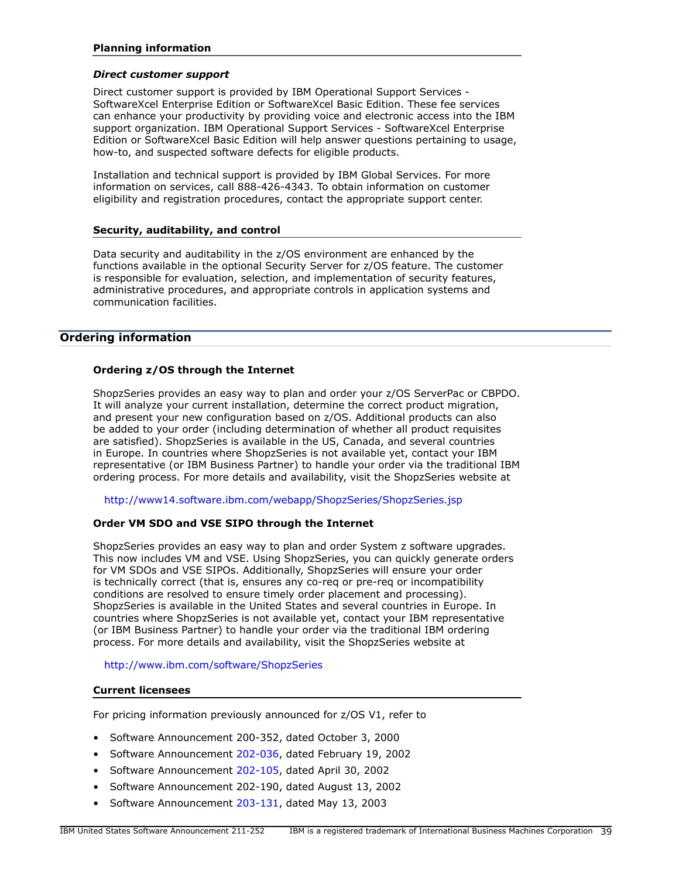### Planning information

#### *Direct customer support*

Direct customer support is provided by IBM Operational Support Services - SoftwareXcel Enterprise Edition or SoftwareXcel Basic Edition. These fee services can enhance your productivity by providing voice and electronic access into the IBM support organization. IBM Operational Support Services - SoftwareXcel Enterprise Edition or SoftwareXcel Basic Edition will help answer questions pertaining to usage, how-to, and suspected software defects for eligible products.

Installation and technical support is provided by IBM Global Services. For more information on services, call 888-426-4343. To obtain information on customer eligibility and registration procedures, contact the appropriate support center.

### Security, auditability, and control

Data security and auditability in the z/OS environment are enhanced by the functions available in the optional Security Server for z/OS feature. The customer is responsible for evaluation, selection, and implementation of security features, administrative procedures, and appropriate controls in application systems and communication facilities.

## Ordering information

### Ordering z/OS through the Internet

ShopzSeries provides an easy way to plan and order your z/OS ServerPac or CBPDO. It will analyze your current installation, determine the correct product migration, and present your new configuration based on z/OS. Additional products can also be added to your order (including determination of whether all product requisites are satisfied). ShopzSeries is available in the US, Canada, and several countries in Europe. In countries where ShopzSeries is not available yet, contact your IBM representative (or IBM Business Partner) to handle your order via the traditional IBM ordering process. For more details and availability, visit the ShopzSeries website at

http://www14.software.ibm.com/webapp/ShopzSeries/ShopzSeries.jsp

### Order VM SDO and VSE SIPO through the Internet

ShopzSeries provides an easy way to plan and order System z software upgrades. This now includes VM and VSE. Using ShopzSeries, you can quickly generate orders for VM SDOs and VSE SIPOs. Additionally, ShopzSeries will ensure your order is technically correct (that is, ensures any co-req or pre-req or incompatibility conditions are resolved to ensure timely order placement and processing). ShopzSeries is available in the United States and several countries in Europe. In countries where ShopzSeries is not available yet, contact your IBM representative (or IBM Business Partner) to handle your order via the traditional IBM ordering process. For more details and availability, visit the ShopzSeries website at

http://www.ibm.com/software/ShopzSeries

### Current licensees

For pricing information previously announced for z/OS V1, refer to

- Software Announcement 200-352, dated October 3, 2000
- Software Announcement 202-036, dated February 19, 2002
- Software Announcement 202-105, dated April 30, 2002
- Software Announcement 202-190, dated August 13, 2002
- Software Announcement 203-131, dated May 13, 2003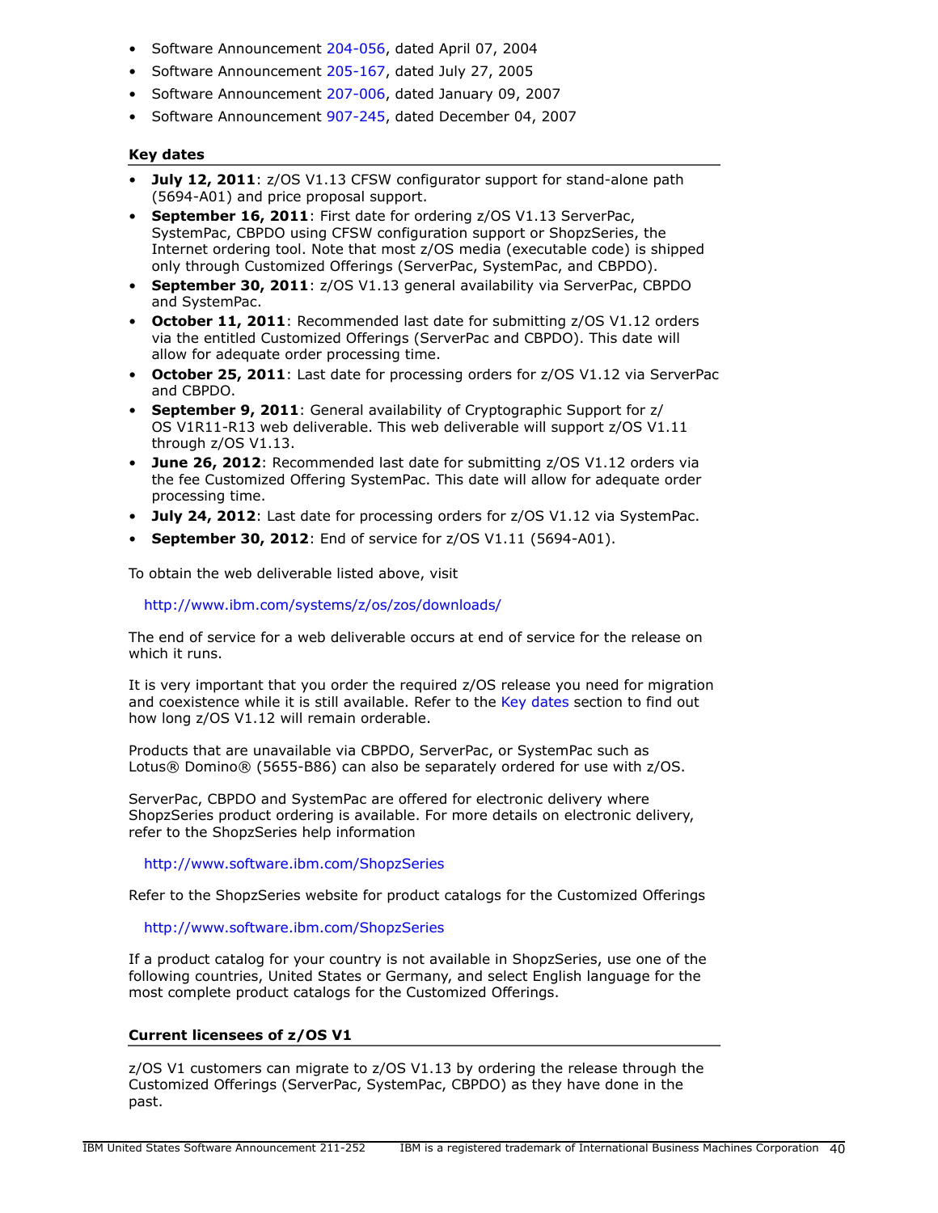- Software Announcement 204-056, dated April 07, 2004
- Software Announcement 205-167, dated July 27, 2005
- Software Announcement 207-006, dated January 09, 2007
- Software Announcement 907-245, dated December 04, 2007

### Key dates

- **July 12, 2011**: z/OS V1.13 CFSW configurator support for stand-alone path (5694-A01) and price proposal support.
- **September 16, 2011**: First date for ordering z/OS V1.13 ServerPac, SystemPac, CBPDO using CFSW configuration support or ShopzSeries, the Internet ordering tool. Note that most z/OS media (executable code) is shipped only through Customized Offerings (ServerPac, SystemPac, and CBPDO).
- **September 30, 2011**: z/OS V1.13 general availability via ServerPac, CBPDO and SystemPac.
- **October 11, 2011**: Recommended last date for submitting z/OS V1.12 orders via the entitled Customized Offerings (ServerPac and CBPDO). This date will allow for adequate order processing time.
- **October 25, 2011**: Last date for processing orders for z/OS V1.12 via ServerPac and CBPDO.
- **September 9, 2011**: General availability of Cryptographic Support for z/OS V1R11-R13 web deliverable. This web deliverable will support z/OS V1.11 through z/OS V1.13.
- **June 26, 2012**: Recommended last date for submitting z/OS V1.12 orders via the fee Customized Offering SystemPac. This date will allow for adequate order processing time.
- **July 24, 2012**: Last date for processing orders for z/OS V1.12 via SystemPac.
- **September 30, 2012**: End of service for z/OS V1.11 (5694-A01).

To obtain the web deliverable listed above, visit

http://www.ibm.com/systems/z/os/zos/downloads/

The end of service for a web deliverable occurs at end of service for the release on which it runs.

It is very important that you order the required z/OS release you need for migration and coexistence while it is still available. Refer to the Key dates section to find out how long z/OS V1.12 will remain orderable.

Products that are unavailable via CBPDO, ServerPac, or SystemPac such as Lotus® Domino® (5655-B86) can also be separately ordered for use with z/OS.

ServerPac, CBPDO and SystemPac are offered for electronic delivery where ShopzSeries product ordering is available. For more details on electronic delivery, refer to the ShopzSeries help information

http://www.software.ibm.com/ShopzSeries

Refer to the ShopzSeries website for product catalogs for the Customized Offerings

http://www.software.ibm.com/ShopzSeries

If a product catalog for your country is not available in ShopzSeries, use one of the following countries, United States or Germany, and select English language for the most complete product catalogs for the Customized Offerings.

### Current licensees of z/OS V1

z/OS V1 customers can migrate to z/OS V1.13 by ordering the release through the Customized Offerings (ServerPac, SystemPac, CBPDO) as they have done in the past.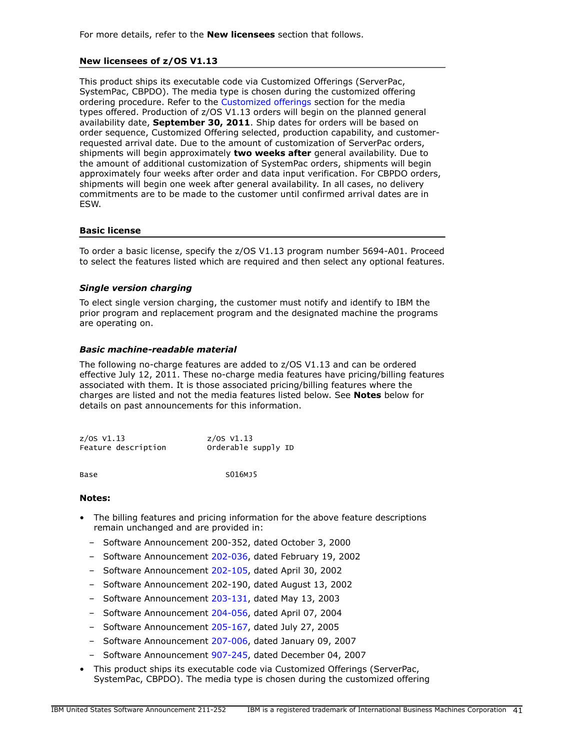For more details, refer to the **New licensees** section that follows.

### New licensees of z/OS V1.13

This product ships its executable code via Customized Offerings (ServerPac, SystemPac, CBPDO). The media type is chosen during the customized offering ordering procedure. Refer to the Customized offerings section for the media types offered. Production of z/OS V1.13 orders will begin on the planned general availability date, **September 30, 2011**. Ship dates for orders will be based on order sequence, Customized Offering selected, production capability, and customer-requested arrival date. Due to the amount of customization of ServerPac orders, shipments will begin approximately **two weeks after** general availability. Due to the amount of additional customization of SystemPac orders, shipments will begin approximately four weeks after order and data input verification. For CBPDO orders, shipments will begin one week after general availability. In all cases, no delivery commitments are to be made to the customer until confirmed arrival dates are in ESW.

### Basic license

To order a basic license, specify the z/OS V1.13 program number 5694-A01. Proceed to select the features listed which are required and then select any optional features.

#### *Single version charging*

To elect single version charging, the customer must notify and identify to IBM the prior program and replacement program and the designated machine the programs are operating on.

#### *Basic machine-readable material*

The following no-charge features are added to z/OS V1.13 and can be ordered effective July 12, 2011. These no-charge media features have pricing/billing features associated with them. It is those associated pricing/billing features where the charges are listed and not the media features listed below. See **Notes** below for details on past announcements for this information.

```
z/OS V1.13              z/OS V1.13
Feature description     Orderable supply ID


Base                       S016MJ5
```

**Notes:**

- The billing features and pricing information for the above feature descriptions remain unchanged and are provided in:
  - Software Announcement 200-352, dated October 3, 2000
  - Software Announcement 202-036, dated February 19, 2002
  - Software Announcement 202-105, dated April 30, 2002
  - Software Announcement 202-190, dated August 13, 2002
  - Software Announcement 203-131, dated May 13, 2003
  - Software Announcement 204-056, dated April 07, 2004
  - Software Announcement 205-167, dated July 27, 2005
  - Software Announcement 207-006, dated January 09, 2007
  - Software Announcement 907-245, dated December 04, 2007
- This product ships its executable code via Customized Offerings (ServerPac, SystemPac, CBPDO). The media type is chosen during the customized offering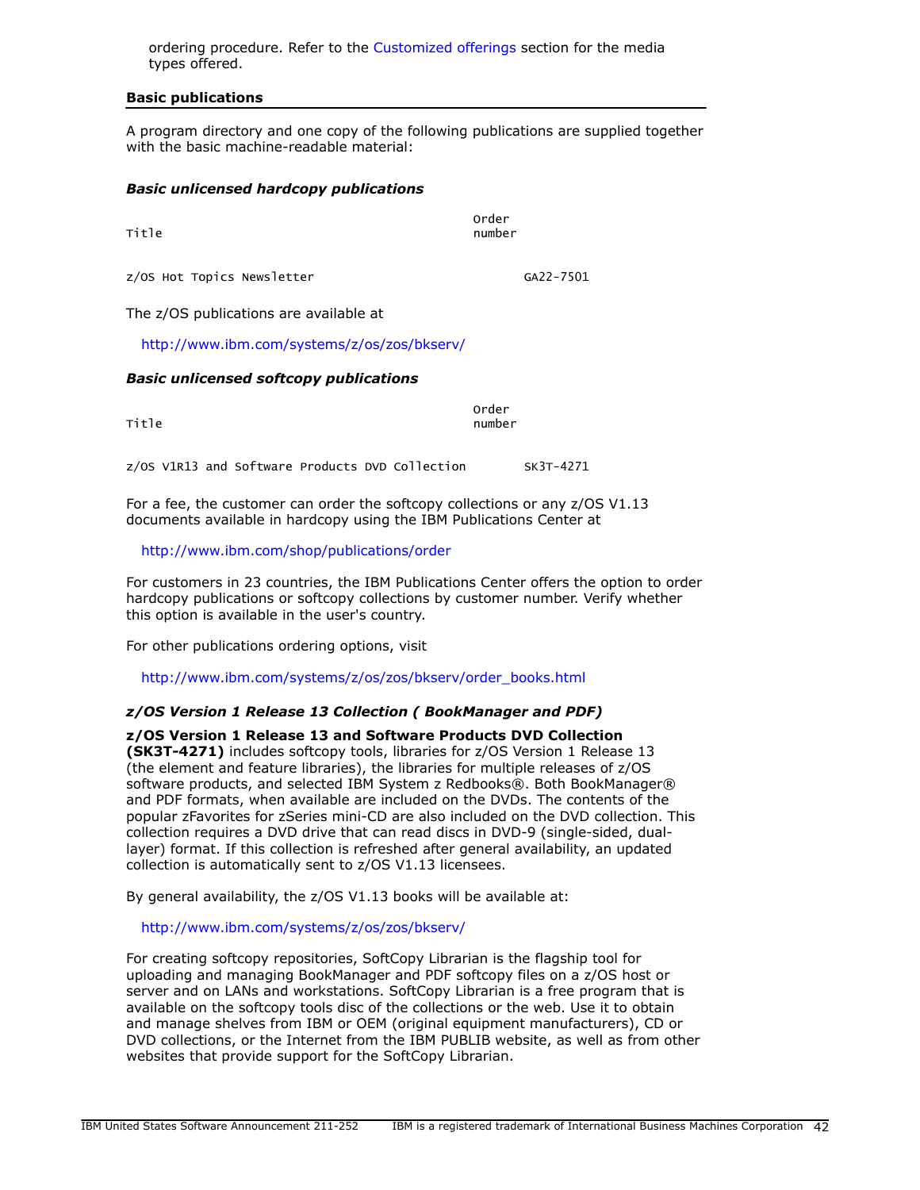ordering procedure. Refer to the Customized offerings section for the media types offered.

## Basic publications

A program directory and one copy of the following publications are supplied together with the basic machine-readable material:

### *Basic unlicensed hardcopy publications*

| Title | Order number |
|---|---|
| z/OS Hot Topics Newsletter | GA22-7501 |

The z/OS publications are available at

http://www.ibm.com/systems/z/os/zos/bkserv/

### *Basic unlicensed softcopy publications*

| Title | Order number |
|---|---|
| z/OS V1R13 and Software Products DVD Collection | SK3T-4271 |

For a fee, the customer can order the softcopy collections or any z/OS V1.13 documents available in hardcopy using the IBM Publications Center at

http://www.ibm.com/shop/publications/order

For customers in 23 countries, the IBM Publications Center offers the option to order hardcopy publications or softcopy collections by customer number. Verify whether this option is available in the user's country.

For other publications ordering options, visit

http://www.ibm.com/systems/z/os/zos/bkserv/order_books.html

### *z/OS Version 1 Release 13 Collection ( BookManager and PDF)*

**z/OS Version 1 Release 13 and Software Products DVD Collection (SK3T-4271)** includes softcopy tools, libraries for z/OS Version 1 Release 13 (the element and feature libraries), the libraries for multiple releases of z/OS software products, and selected IBM System z Redbooks®. Both BookManager® and PDF formats, when available are included on the DVDs. The contents of the popular zFavorites for zSeries mini-CD are also included on the DVD collection. This collection requires a DVD drive that can read discs in DVD-9 (single-sided, dual-layer) format. If this collection is refreshed after general availability, an updated collection is automatically sent to z/OS V1.13 licensees.

By general availability, the z/OS V1.13 books will be available at:

http://www.ibm.com/systems/z/os/zos/bkserv/

For creating softcopy repositories, SoftCopy Librarian is the flagship tool for uploading and managing BookManager and PDF softcopy files on a z/OS host or server and on LANs and workstations. SoftCopy Librarian is a free program that is available on the softcopy tools disc of the collections or the web. Use it to obtain and manage shelves from IBM or OEM (original equipment manufacturers), CD or DVD collections, or the Internet from the IBM PUBLIB website, as well as from other websites that provide support for the SoftCopy Librarian.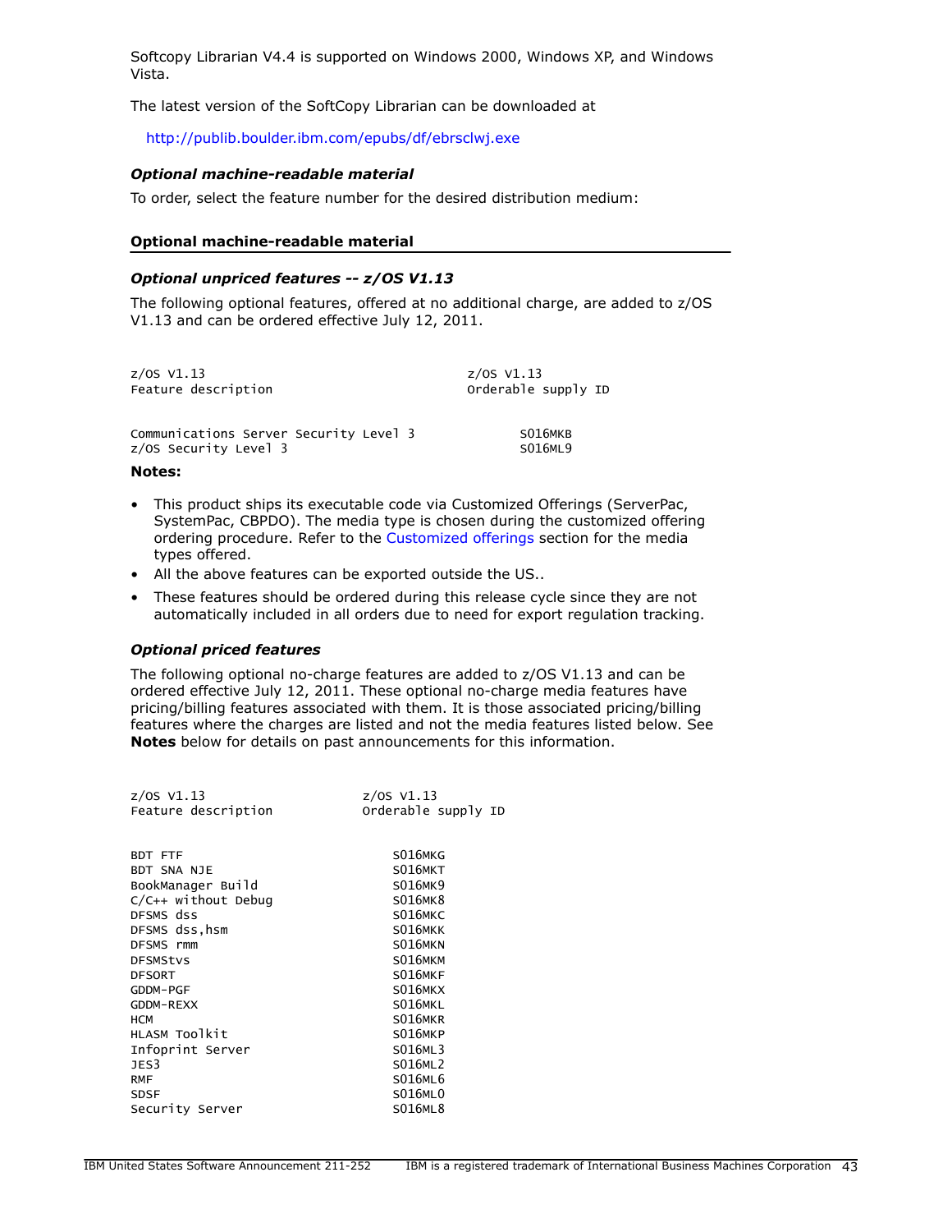Softcopy Librarian V4.4 is supported on Windows 2000, Windows XP, and Windows Vista.

The latest version of the SoftCopy Librarian can be downloaded at

http://publib.boulder.ibm.com/epubs/df/ebrsclwj.exe

### *Optional machine-readable material*

To order, select the feature number for the desired distribution medium:

**Optional machine-readable material**

### *Optional unpriced features -- z/OS V1.13*

The following optional features, offered at no additional charge, are added to z/OS V1.13 and can be ordered effective July 12, 2011.

| z/OS V1.13 Feature description | z/OS V1.13 Orderable supply ID |
|---|---|
| Communications Server Security Level 3 | S016MKB |
| z/OS Security Level 3 | S016ML9 |

**Notes:**

- This product ships its executable code via Customized Offerings (ServerPac, SystemPac, CBPDO). The media type is chosen during the customized offering ordering procedure. Refer to the Customized offerings section for the media types offered.
- All the above features can be exported outside the US..
- These features should be ordered during this release cycle since they are not automatically included in all orders due to need for export regulation tracking.

### *Optional priced features*

The following optional no-charge features are added to z/OS V1.13 and can be ordered effective July 12, 2011. These optional no-charge media features have pricing/billing features associated with them. It is those associated pricing/billing features where the charges are listed and not the media features listed below. See **Notes** below for details on past announcements for this information.

| z/OS V1.13 Feature description | z/OS V1.13 Orderable supply ID |
|---|---|
| BDT FTF | S016MKG |
| BDT SNA NJE | S016MKT |
| BookManager Build | S016MK9 |
| C/C++ without Debug | S016MK8 |
| DFSMS dss | S016MKC |
| DFSMS dss,hsm | S016MKK |
| DFSMS rmm | S016MKN |
| DFSMStvs | S016MKM |
| DFSORT | S016MKF |
| GDDM-PGF | S016MKX |
| GDDM-REXX | S016MKL |
| HCM | S016MKR |
| HLASM Toolkit | S016MKP |
| Infoprint Server | S016ML3 |
| JES3 | S016ML2 |
| RMF | S016ML6 |
| SDSF | S016ML0 |
| Security Server | S016ML8 |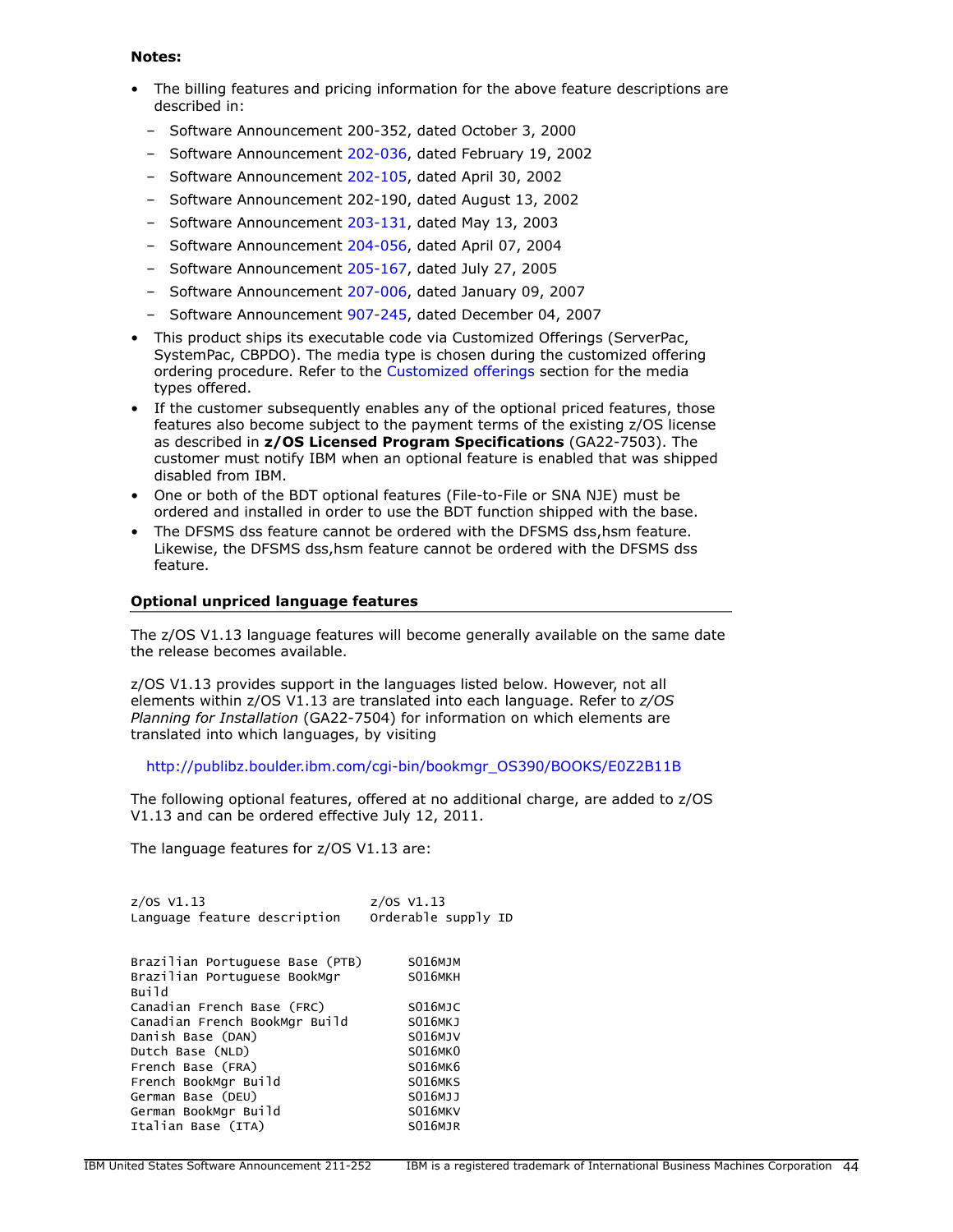**Notes:**

- The billing features and pricing information for the above feature descriptions are described in:
  - Software Announcement 200-352, dated October 3, 2000
  - Software Announcement 202-036, dated February 19, 2002
  - Software Announcement 202-105, dated April 30, 2002
  - Software Announcement 202-190, dated August 13, 2002
  - Software Announcement 203-131, dated May 13, 2003
  - Software Announcement 204-056, dated April 07, 2004
  - Software Announcement 205-167, dated July 27, 2005
  - Software Announcement 207-006, dated January 09, 2007
  - Software Announcement 907-245, dated December 04, 2007
- This product ships its executable code via Customized Offerings (ServerPac, SystemPac, CBPDO). The media type is chosen during the customized offering ordering procedure. Refer to the Customized offerings section for the media types offered.
- If the customer subsequently enables any of the optional priced features, those features also become subject to the payment terms of the existing z/OS license as described in **z/OS Licensed Program Specifications** (GA22-7503). The customer must notify IBM when an optional feature is enabled that was shipped disabled from IBM.
- One or both of the BDT optional features (File-to-File or SNA NJE) must be ordered and installed in order to use the BDT function shipped with the base.
- The DFSMS dss feature cannot be ordered with the DFSMS dss,hsm feature. Likewise, the DFSMS dss,hsm feature cannot be ordered with the DFSMS dss feature.

### Optional unpriced language features

The z/OS V1.13 language features will become generally available on the same date the release becomes available.

z/OS V1.13 provides support in the languages listed below. However, not all elements within z/OS V1.13 are translated into each language. Refer to *z/OS Planning for Installation* (GA22-7504) for information on which elements are translated into which languages, by visiting

http://publibz.boulder.ibm.com/cgi-bin/bookmgr_OS390/BOOKS/E0Z2B11B

The following optional features, offered at no additional charge, are added to z/OS V1.13 and can be ordered effective July 12, 2011.

The language features for z/OS V1.13 are:

| z/OS V1.13 Language feature description | z/OS V1.13 Orderable supply ID |
|---|---|
| Brazilian Portuguese Base (PTB) | S016MJM |
| Brazilian Portuguese BookMgr Build | S016MKH |
| Canadian French Base (FRC) | S016MJC |
| Canadian French BookMgr Build | S016MKJ |
| Danish Base (DAN) | S016MJV |
| Dutch Base (NLD) | S016MK0 |
| French Base (FRA) | S016MK6 |
| French BookMgr Build | S016MKS |
| German Base (DEU) | S016MJJ |
| German BookMgr Build | S016MKV |
| Italian Base (ITA) | S016MJR |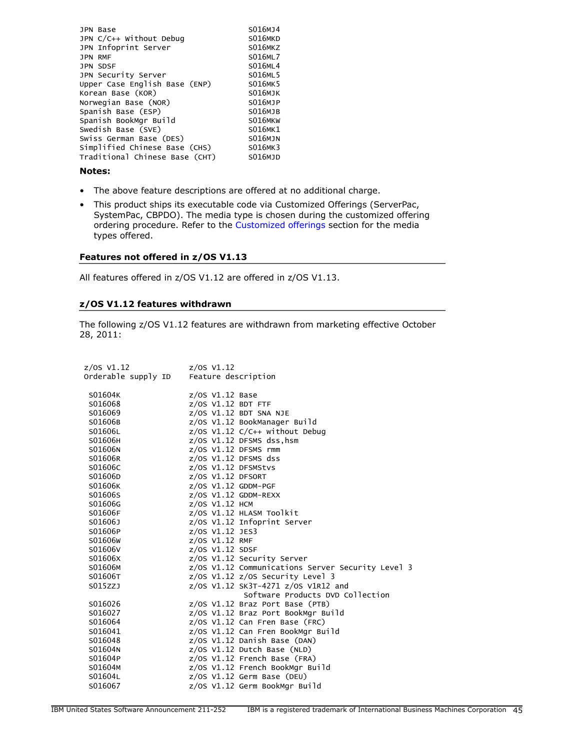| | |
|---|---|
| JPN Base | S016MJ4 |
| JPN C/C++ Without Debug | S016MKD |
| JPN Infoprint Server | S016MKZ |
| JPN RMF | S016ML7 |
| JPN SDSF | S016ML4 |
| JPN Security Server | S016ML5 |
| Upper Case English Base (ENP) | S016MK5 |
| Korean Base (KOR) | S016MJK |
| Norwegian Base (NOR) | S016MJP |
| Spanish Base (ESP) | S016MJB |
| Spanish BookMgr Build | S016MKW |
| Swedish Base (SVE) | S016MK1 |
| Swiss German Base (DES) | S016MJN |
| Simplified Chinese Base (CHS) | S016MK3 |
| Traditional Chinese Base (CHT) | S016MJD |

**Notes:**

- The above feature descriptions are offered at no additional charge.
- This product ships its executable code via Customized Offerings (ServerPac, SystemPac, CBPDO). The media type is chosen during the customized offering ordering procedure. Refer to the Customized offerings section for the media types offered.

### Features not offered in z/OS V1.13

All features offered in z/OS V1.12 are offered in z/OS V1.13.

### z/OS V1.12 features withdrawn

The following z/OS V1.12 features are withdrawn from marketing effective October 28, 2011:

| z/OS V1.12 Orderable supply ID | z/OS V1.12 Feature description |
|---|---|
| S01604K | z/OS V1.12 Base |
| S016068 | z/OS V1.12 BDT FTF |
| S016069 | z/OS V1.12 BDT SNA NJE |
| S01606B | z/OS V1.12 BookManager Build |
| S01606L | z/OS V1.12 C/C++ without Debug |
| S01606H | z/OS V1.12 DFSMS dss,hsm |
| S01606N | z/OS V1.12 DFSMS rmm |
| S01606R | z/OS V1.12 DFSMS dss |
| S01606C | z/OS V1.12 DFSMStvs |
| S01606D | z/OS V1.12 DFSORT |
| S01606K | z/OS V1.12 GDDM-PGF |
| S01606S | z/OS V1.12 GDDM-REXX |
| S01606G | z/OS V1.12 HCM |
| S01606F | z/OS V1.12 HLASM Toolkit |
| S01606J | z/OS V1.12 Infoprint Server |
| S01606P | z/OS V1.12 JES3 |
| S01606W | z/OS V1.12 RMF |
| S01606V | z/OS V1.12 SDSF |
| S01606X | z/OS V1.12 Security Server |
| S01606M | z/OS V1.12 Communications Server Security Level 3 |
| S01606T | z/OS V1.12 z/OS Security Level 3 |
| S015ZZJ | z/OS V1.12 SK3T-4271 z/OS V1R12 and Software Products DVD Collection |
| S016026 | z/OS V1.12 Braz Port Base (PTB) |
| S016027 | z/OS V1.12 Braz Port BookMgr Build |
| S016064 | z/OS V1.12 Can Fren Base (FRC) |
| S016041 | z/OS V1.12 Can Fren BookMgr Build |
| S016048 | z/OS V1.12 Danish Base (DAN) |
| S01604N | z/OS V1.12 Dutch Base (NLD) |
| S01604P | z/OS V1.12 French Base (FRA) |
| S01604M | z/OS V1.12 French BookMgr Build |
| S01604L | z/OS V1.12 Germ Base (DEU) |
| S016067 | z/OS V1.12 Germ BookMgr Build |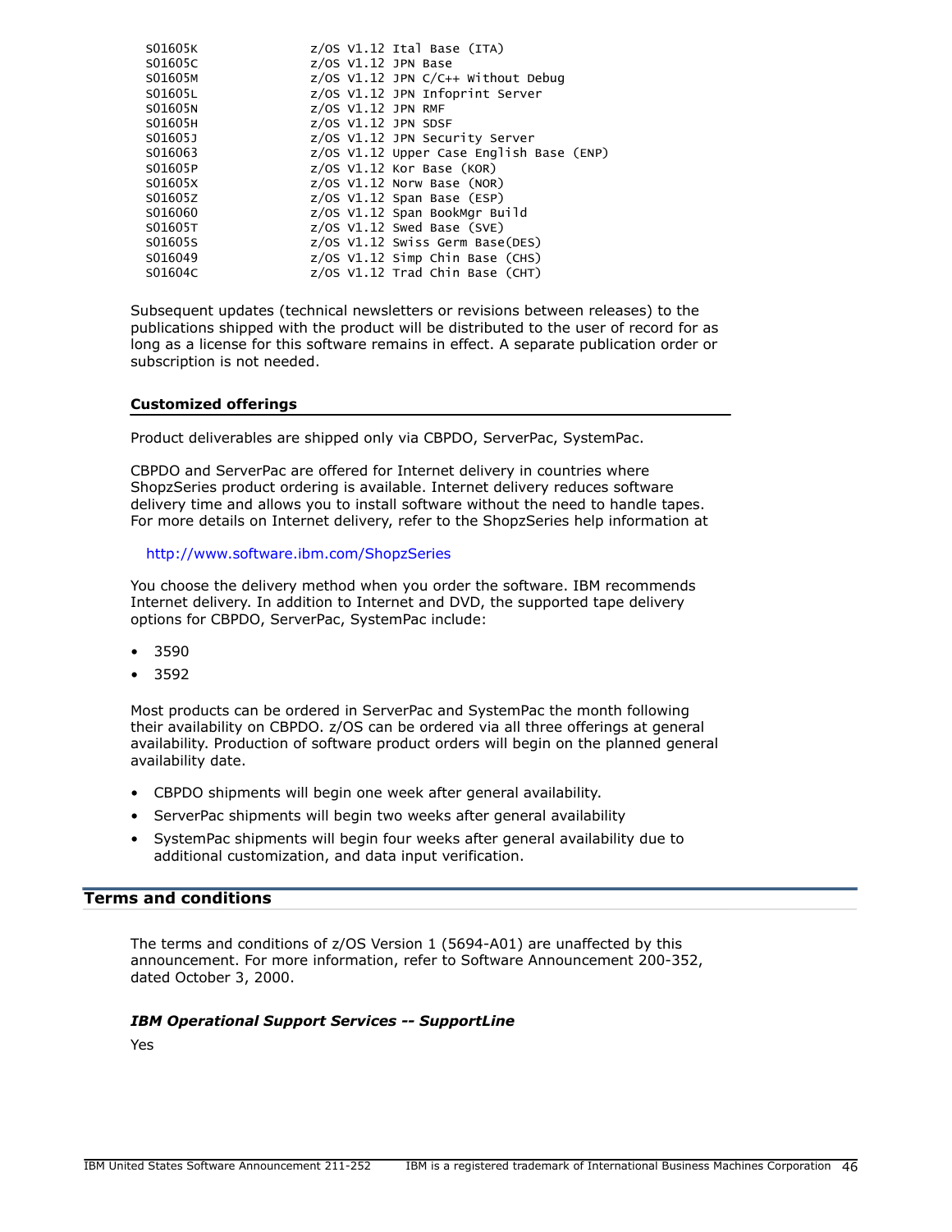```
S01605K             z/OS V1.12 Ital Base (ITA)
S01605C             z/OS V1.12 JPN Base
S01605M             z/OS V1.12 JPN C/C++ Without Debug
S01605L             z/OS V1.12 JPN Infoprint Server
S01605N             z/OS V1.12 JPN RMF
S01605H             z/OS V1.12 JPN SDSF
S01605J             z/OS V1.12 JPN Security Server
S016063             z/OS V1.12 Upper Case English Base (ENP)
S01605P             z/OS V1.12 Kor Base (KOR)
S01605X             z/OS V1.12 Norw Base (NOR)
S01605Z             z/OS V1.12 Span Base (ESP)
S016060             z/OS V1.12 Span BookMgr Build
S01605T             z/OS V1.12 Swed Base (SVE)
S01605S             z/OS V1.12 Swiss Germ Base(DES)
S016049             z/OS V1.12 Simp Chin Base (CHS)
S01604C             z/OS V1.12 Trad Chin Base (CHT)
```

Subsequent updates (technical newsletters or revisions between releases) to the publications shipped with the product will be distributed to the user of record for as long as a license for this software remains in effect. A separate publication order or subscription is not needed.

### Customized offerings

Product deliverables are shipped only via CBPDO, ServerPac, SystemPac.

CBPDO and ServerPac are offered for Internet delivery in countries where ShopzSeries product ordering is available. Internet delivery reduces software delivery time and allows you to install software without the need to handle tapes. For more details on Internet delivery, refer to the ShopzSeries help information at

http://www.software.ibm.com/ShopzSeries

You choose the delivery method when you order the software. IBM recommends Internet delivery. In addition to Internet and DVD, the supported tape delivery options for CBPDO, ServerPac, SystemPac include:

- 3590
- 3592

Most products can be ordered in ServerPac and SystemPac the month following their availability on CBPDO. z/OS can be ordered via all three offerings at general availability. Production of software product orders will begin on the planned general availability date.

- CBPDO shipments will begin one week after general availability.
- ServerPac shipments will begin two weeks after general availability
- SystemPac shipments will begin four weeks after general availability due to additional customization, and data input verification.

## Terms and conditions

The terms and conditions of z/OS Version 1 (5694-A01) are unaffected by this announcement. For more information, refer to Software Announcement 200-352, dated October 3, 2000.

***IBM Operational Support Services -- SupportLine***

Yes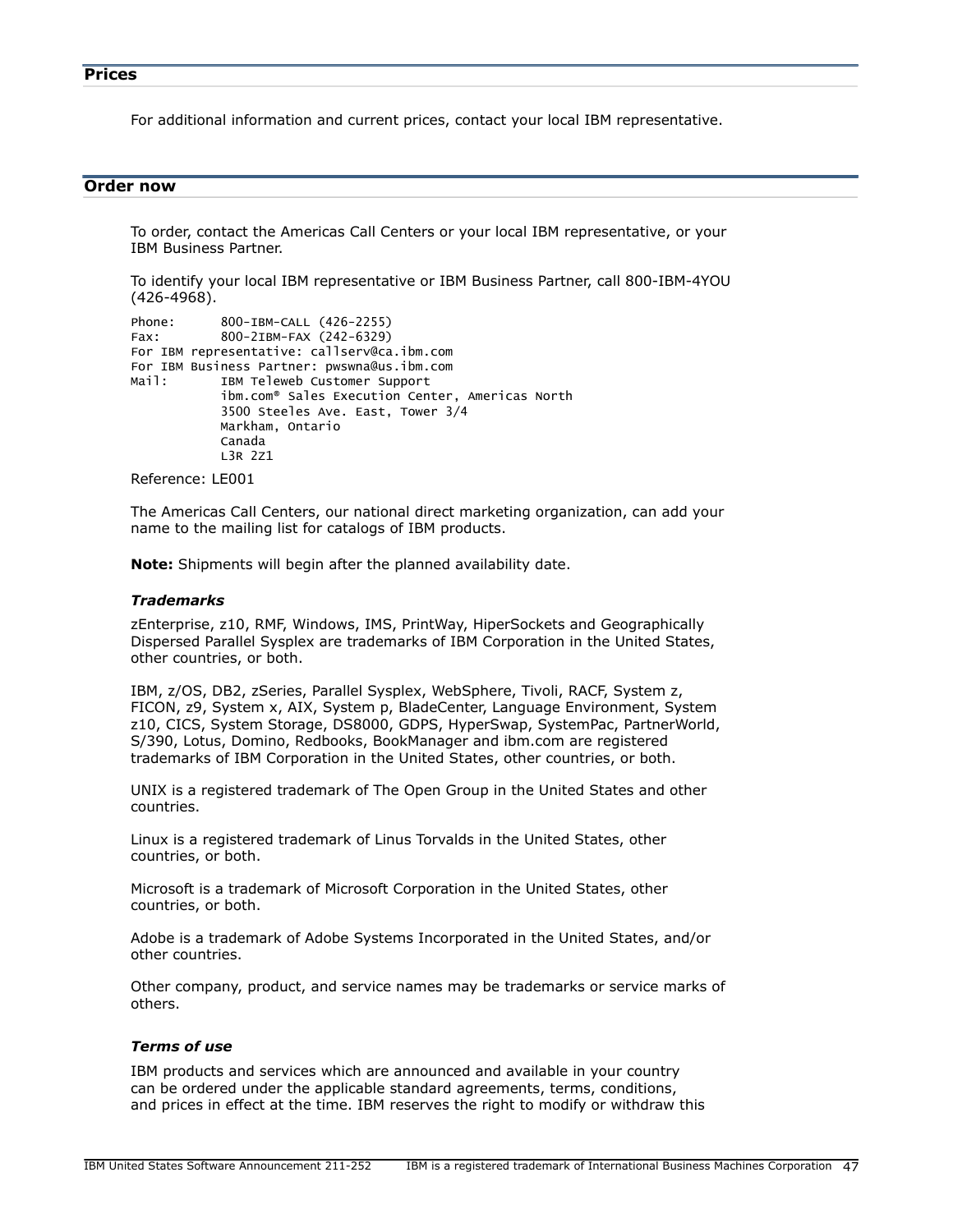## Prices

For additional information and current prices, contact your local IBM representative.

## Order now

To order, contact the Americas Call Centers or your local IBM representative, or your IBM Business Partner.

To identify your local IBM representative or IBM Business Partner, call 800-IBM-4YOU (426-4968).

```
Phone:      800-IBM-CALL (426-2255)
Fax:        800-2IBM-FAX (242-6329)
For IBM representative: callserv@ca.ibm.com
For IBM Business Partner: pwswna@us.ibm.com
Mail:       IBM Teleweb Customer Support
            ibm.com® Sales Execution Center, Americas North
            3500 Steeles Ave. East, Tower 3/4
            Markham, Ontario
            Canada
            L3R 2Z1
```

Reference: LE001

The Americas Call Centers, our national direct marketing organization, can add your name to the mailing list for catalogs of IBM products.

**Note:** Shipments will begin after the planned availability date.

### *Trademarks*

zEnterprise, z10, RMF, Windows, IMS, PrintWay, HiperSockets and Geographically Dispersed Parallel Sysplex are trademarks of IBM Corporation in the United States, other countries, or both.

IBM, z/OS, DB2, zSeries, Parallel Sysplex, WebSphere, Tivoli, RACF, System z, FICON, z9, System x, AIX, System p, BladeCenter, Language Environment, System z10, CICS, System Storage, DS8000, GDPS, HyperSwap, SystemPac, PartnerWorld, S/390, Lotus, Domino, Redbooks, BookManager and ibm.com are registered trademarks of IBM Corporation in the United States, other countries, or both.

UNIX is a registered trademark of The Open Group in the United States and other countries.

Linux is a registered trademark of Linus Torvalds in the United States, other countries, or both.

Microsoft is a trademark of Microsoft Corporation in the United States, other countries, or both.

Adobe is a trademark of Adobe Systems Incorporated in the United States, and/or other countries.

Other company, product, and service names may be trademarks or service marks of others.

### *Terms of use*

IBM products and services which are announced and available in your country can be ordered under the applicable standard agreements, terms, conditions, and prices in effect at the time. IBM reserves the right to modify or withdraw this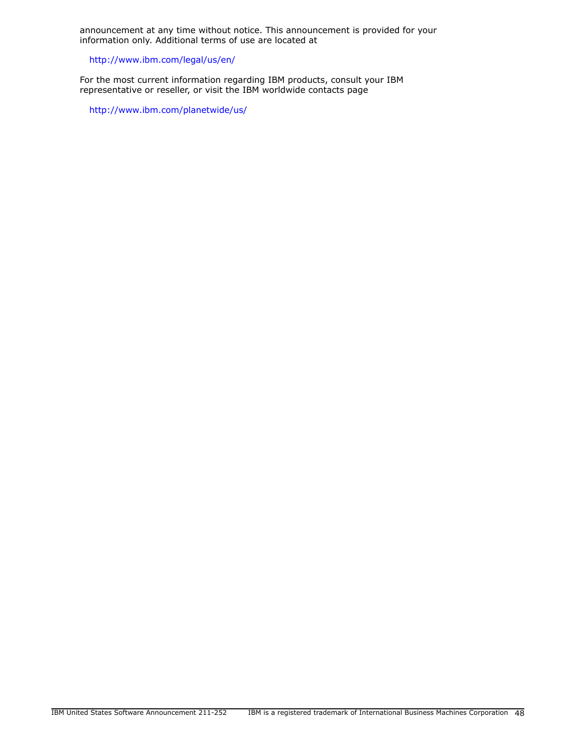announcement at any time without notice. This announcement is provided for your information only. Additional terms of use are located at

http://www.ibm.com/legal/us/en/

For the most current information regarding IBM products, consult your IBM representative or reseller, or visit the IBM worldwide contacts page

http://www.ibm.com/planetwide/us/